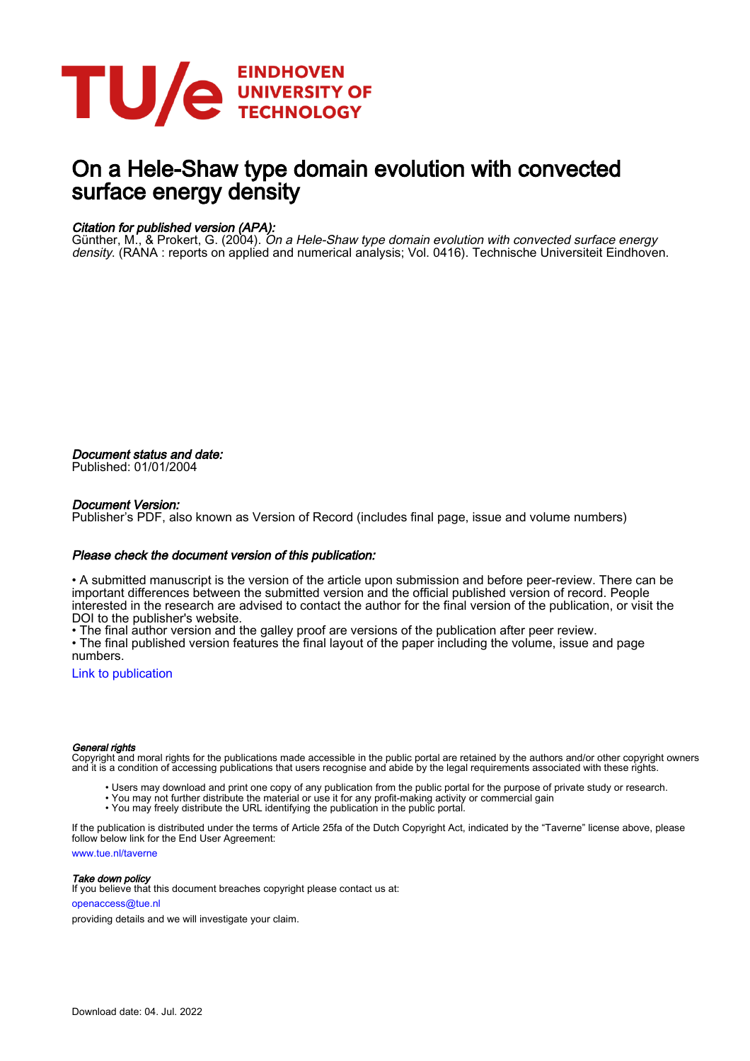EINDHOVEN
UNIVERSITY OF
TECHNOLOGY

# On a Hele-Shaw type domain evolution with convected surface energy density

*Citation for published version (APA):*
Günther, M., & Prokert, G. (2004). *On a Hele-Shaw type domain evolution with convected surface energy density*. (RANA : reports on applied and numerical analysis; Vol. 0416). Technische Universiteit Eindhoven.

*Document status and date:*
Published: 01/01/2004

*Document Version:*
Publisher's PDF, also known as Version of Record (includes final page, issue and volume numbers)

*Please check the document version of this publication:*

• A submitted manuscript is the version of the article upon submission and before peer-review. There can be important differences between the submitted version and the official published version of record. People interested in the research are advised to contact the author for the final version of the publication, or visit the DOI to the publisher's website.
• The final author version and the galley proof are versions of the publication after peer review.
• The final published version features the final layout of the paper including the volume, issue and page numbers.

Link to publication

*General rights*
Copyright and moral rights for the publications made accessible in the public portal are retained by the authors and/or other copyright owners and it is a condition of accessing publications that users recognise and abide by the legal requirements associated with these rights.

- Users may download and print one copy of any publication from the public portal for the purpose of private study or research.
- You may not further distribute the material or use it for any profit-making activity or commercial gain
- You may freely distribute the URL identifying the publication in the public portal.

If the publication is distributed under the terms of Article 25fa of the Dutch Copyright Act, indicated by the "Taverne" license above, please follow below link for the End User Agreement:

www.tue.nl/taverne

*Take down policy*
If you believe that this document breaches copyright please contact us at:

openaccess@tue.nl

providing details and we will investigate your claim.

Download date: 04. Jul. 2022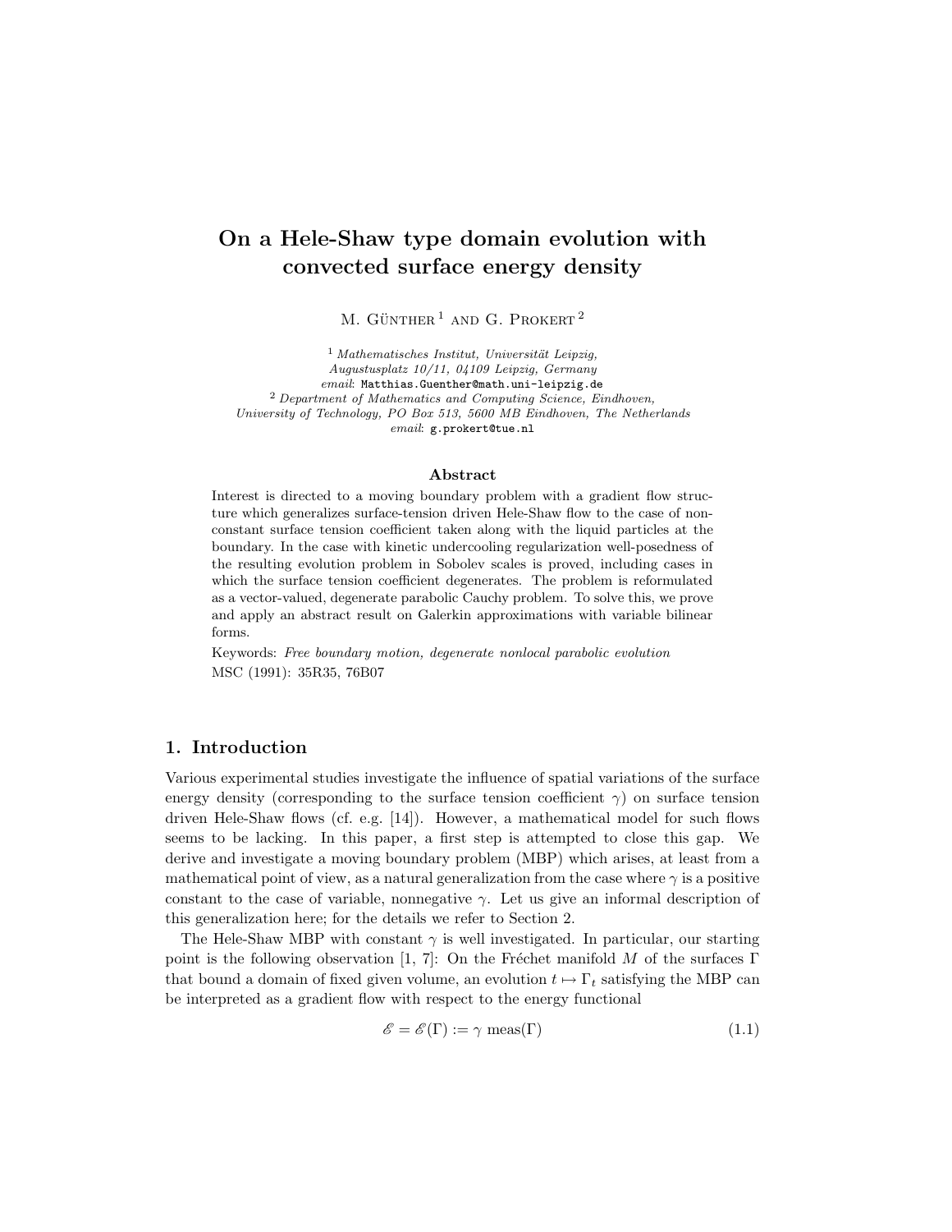# On a Hele-Shaw type domain evolution with convected surface energy density

M. Günther [1] and G. Prokert [2]

[1] *Mathematisches Institut, Universität Leipzig, Augustusplatz 10/11, 04109 Leipzig, Germany*
*email*: Matthias.Guenther@math.uni-leipzig.de

[2] *Department of Mathematics and Computing Science, Eindhoven, University of Technology, PO Box 513, 5600 MB Eindhoven, The Netherlands*
*email*: g.prokert@tue.nl

### Abstract

Interest is directed to a moving boundary problem with a gradient flow structure which generalizes surface-tension driven Hele-Shaw flow to the case of non-constant surface tension coefficient taken along with the liquid particles at the boundary. In the case with kinetic undercooling regularization well-posedness of the resulting evolution problem in Sobolev scales is proved, including cases in which the surface tension coefficient degenerates. The problem is reformulated as a vector-valued, degenerate parabolic Cauchy problem. To solve this, we prove and apply an abstract result on Galerkin approximations with variable bilinear forms.

Keywords: *Free boundary motion, degenerate nonlocal parabolic evolution*

MSC (1991): 35R35, 76B07

## 1. Introduction

Various experimental studies investigate the influence of spatial variations of the surface energy density (corresponding to the surface tension coefficient $\gamma$) on surface tension driven Hele-Shaw flows (cf. e.g. [14]). However, a mathematical model for such flows seems to be lacking. In this paper, a first step is attempted to close this gap. We derive and investigate a moving boundary problem (MBP) which arises, at least from a mathematical point of view, as a natural generalization from the case where $\gamma$ is a positive constant to the case of variable, nonnegative $\gamma$. Let us give an informal description of this generalization here; for the details we refer to Section 2.

The Hele-Shaw MBP with constant $\gamma$ is well investigated. In particular, our starting point is the following observation [1, 7]: On the Fréchet manifold $M$ of the surfaces $\Gamma$ that bound a domain of fixed given volume, an evolution $t \mapsto \Gamma_t$ satisfying the MBP can be interpreted as a gradient flow with respect to the energy functional

$$\mathscr{E} = \mathscr{E}(\Gamma) := \gamma \text{ meas}(\Gamma) \tag{1.1}$$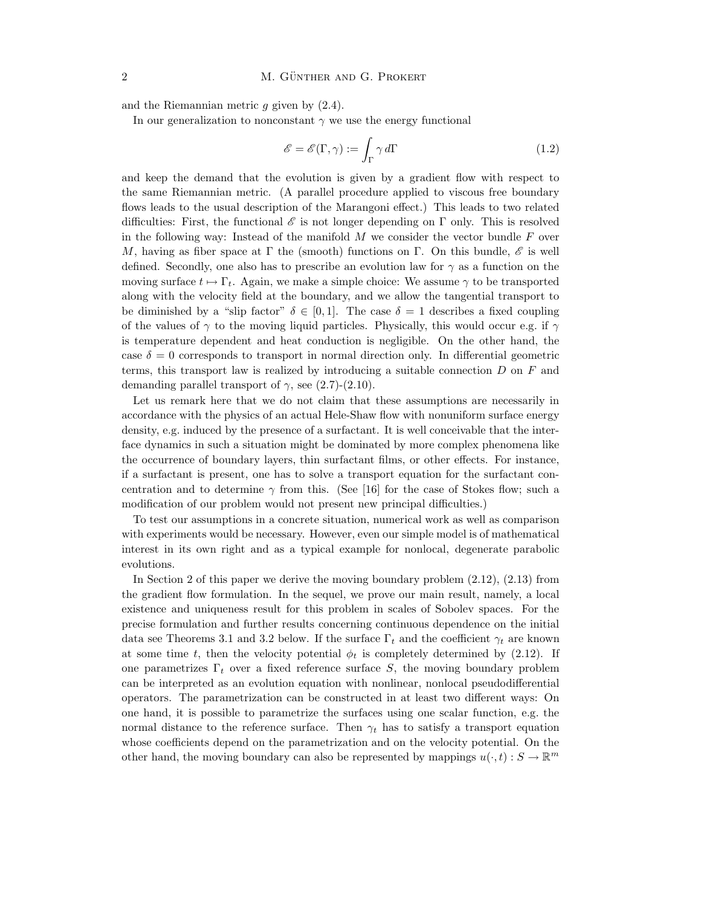and the Riemannian metric $g$ given by (2.4).

In our generalization to nonconstant $\gamma$ we use the energy functional

$$\mathscr{E} = \mathscr{E}(\Gamma, \gamma) := \int_\Gamma \gamma \, d\Gamma \tag{1.2}$$

and keep the demand that the evolution is given by a gradient flow with respect to the same Riemannian metric. (A parallel procedure applied to viscous free boundary flows leads to the usual description of the Marangoni effect.) This leads to two related difficulties: First, the functional $\mathscr{E}$ is not longer depending on $\Gamma$ only. This is resolved in the following way: Instead of the manifold $M$ we consider the vector bundle $F$ over $M$, having as fiber space at $\Gamma$ the (smooth) functions on $\Gamma$. On this bundle, $\mathscr{E}$ is well defined. Secondly, one also has to prescribe an evolution law for $\gamma$ as a function on the moving surface $t \mapsto \Gamma_t$. Again, we make a simple choice: We assume $\gamma$ to be transported along with the velocity field at the boundary, and we allow the tangential transport to be diminished by a "slip factor" $\delta \in [0, 1]$. The case $\delta = 1$ describes a fixed coupling of the values of $\gamma$ to the moving liquid particles. Physically, this would occur e.g. if $\gamma$ is temperature dependent and heat conduction is negligible. On the other hand, the case $\delta = 0$ corresponds to transport in normal direction only. In differential geometric terms, this transport law is realized by introducing a suitable connection $D$ on $F$ and demanding parallel transport of $\gamma$, see (2.7)-(2.10).

Let us remark here that we do not claim that these assumptions are necessarily in accordance with the physics of an actual Hele-Shaw flow with nonuniform surface energy density, e.g. induced by the presence of a surfactant. It is well conceivable that the interface dynamics in such a situation might be dominated by more complex phenomena like the occurrence of boundary layers, thin surfactant films, or other effects. For instance, if a surfactant is present, one has to solve a transport equation for the surfactant concentration and to determine $\gamma$ from this. (See [16] for the case of Stokes flow; such a modification of our problem would not present new principal difficulties.)

To test our assumptions in a concrete situation, numerical work as well as comparison with experiments would be necessary. However, even our simple model is of mathematical interest in its own right and as a typical example for nonlocal, degenerate parabolic evolutions.

In Section 2 of this paper we derive the moving boundary problem (2.12), (2.13) from the gradient flow formulation. In the sequel, we prove our main result, namely, a local existence and uniqueness result for this problem in scales of Sobolev spaces. For the precise formulation and further results concerning continuous dependence on the initial data see Theorems 3.1 and 3.2 below. If the surface $\Gamma_t$ and the coefficient $\gamma_t$ are known at some time $t$, then the velocity potential $\phi_t$ is completely determined by (2.12). If one parametrizes $\Gamma_t$ over a fixed reference surface $S$, the moving boundary problem can be interpreted as an evolution equation with nonlinear, nonlocal pseudodifferential operators. The parametrization can be constructed in at least two different ways: On one hand, it is possible to parametrize the surfaces using one scalar function, e.g. the normal distance to the reference surface. Then $\gamma_t$ has to satisfy a transport equation whose coefficients depend on the parametrization and on the velocity potential. On the other hand, the moving boundary can also be represented by mappings $u(\cdot, t) : S \to \mathbb{R}^m$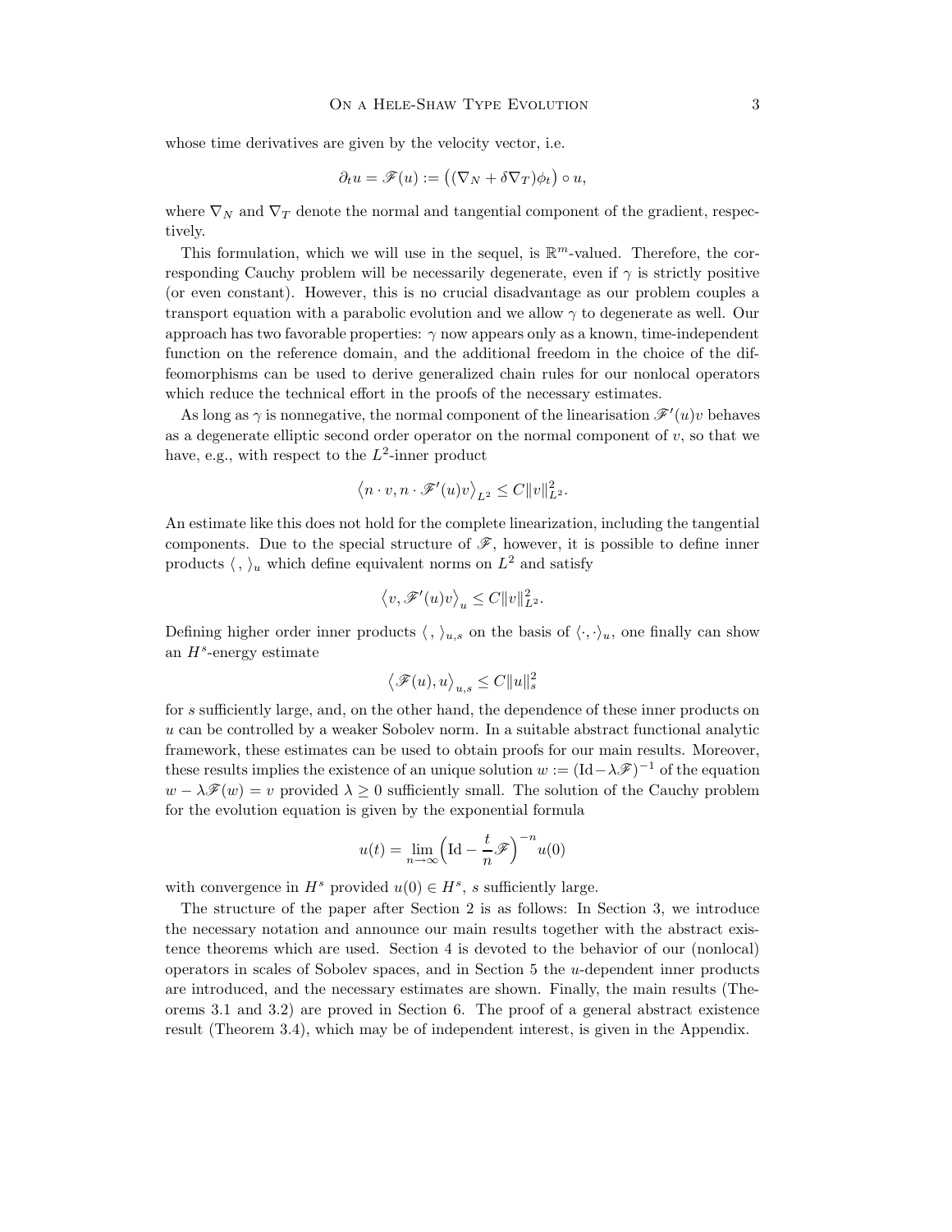whose time derivatives are given by the velocity vector, i.e.

$$\partial_t u = \mathscr{F}(u) := \big((\nabla_N + \delta \nabla_T)\phi_t\big) \circ u,$$

where $\nabla_N$ and $\nabla_T$ denote the normal and tangential component of the gradient, respectively.

This formulation, which we will use in the sequel, is $\mathbb{R}^m$-valued. Therefore, the corresponding Cauchy problem will be necessarily degenerate, even if $\gamma$ is strictly positive (or even constant). However, this is no crucial disadvantage as our problem couples a transport equation with a parabolic evolution and we allow $\gamma$ to degenerate as well. Our approach has two favorable properties: $\gamma$ now appears only as a known, time-independent function on the reference domain, and the additional freedom in the choice of the diffeomorphisms can be used to derive generalized chain rules for our nonlocal operators which reduce the technical effort in the proofs of the necessary estimates.

As long as $\gamma$ is nonnegative, the normal component of the linearisation $\mathscr{F}'(u)v$ behaves as a degenerate elliptic second order operator on the normal component of $v$, so that we have, e.g., with respect to the $L^2$-inner product

$$\big\langle n \cdot v, n \cdot \mathscr{F}'(u)v \big\rangle_{L^2} \leq C \|v\|_{L^2}^2.$$

An estimate like this does not hold for the complete linearization, including the tangential components. Due to the special structure of $\mathscr{F}$, however, it is possible to define inner products $\langle \,, \rangle_u$ which define equivalent norms on $L^2$ and satisfy

$$\big\langle v, \mathscr{F}'(u)v \big\rangle_u \leq C \|v\|_{L^2}^2.$$

Defining higher order inner products $\langle \,, \rangle_{u,s}$ on the basis of $\langle \cdot, \cdot \rangle_u$, one finally can show an $H^s$-energy estimate

$$\big\langle \mathscr{F}(u), u \big\rangle_{u,s} \leq C \|u\|_s^2$$

for $s$ sufficiently large, and, on the other hand, the dependence of these inner products on $u$ can be controlled by a weaker Sobolev norm. In a suitable abstract functional analytic framework, these estimates can be used to obtain proofs for our main results. Moreover, these results implies the existence of an unique solution $w := (\mathrm{Id} - \lambda \mathscr{F})^{-1}$ of the equation $w - \lambda \mathscr{F}(w) = v$ provided $\lambda \geq 0$ sufficiently small. The solution of the Cauchy problem for the evolution equation is given by the exponential formula

$$u(t) = \lim_{n \to \infty} \Big( \mathrm{Id} - \frac{t}{n} \mathscr{F} \Big)^{-n} u(0)$$

with convergence in $H^s$ provided $u(0) \in H^s$, $s$ sufficiently large.

The structure of the paper after Section 2 is as follows: In Section 3, we introduce the necessary notation and announce our main results together with the abstract existence theorems which are used. Section 4 is devoted to the behavior of our (nonlocal) operators in scales of Sobolev spaces, and in Section 5 the $u$-dependent inner products are introduced, and the necessary estimates are shown. Finally, the main results (Theorems 3.1 and 3.2) are proved in Section 6. The proof of a general abstract existence result (Theorem 3.4), which may be of independent interest, is given in the Appendix.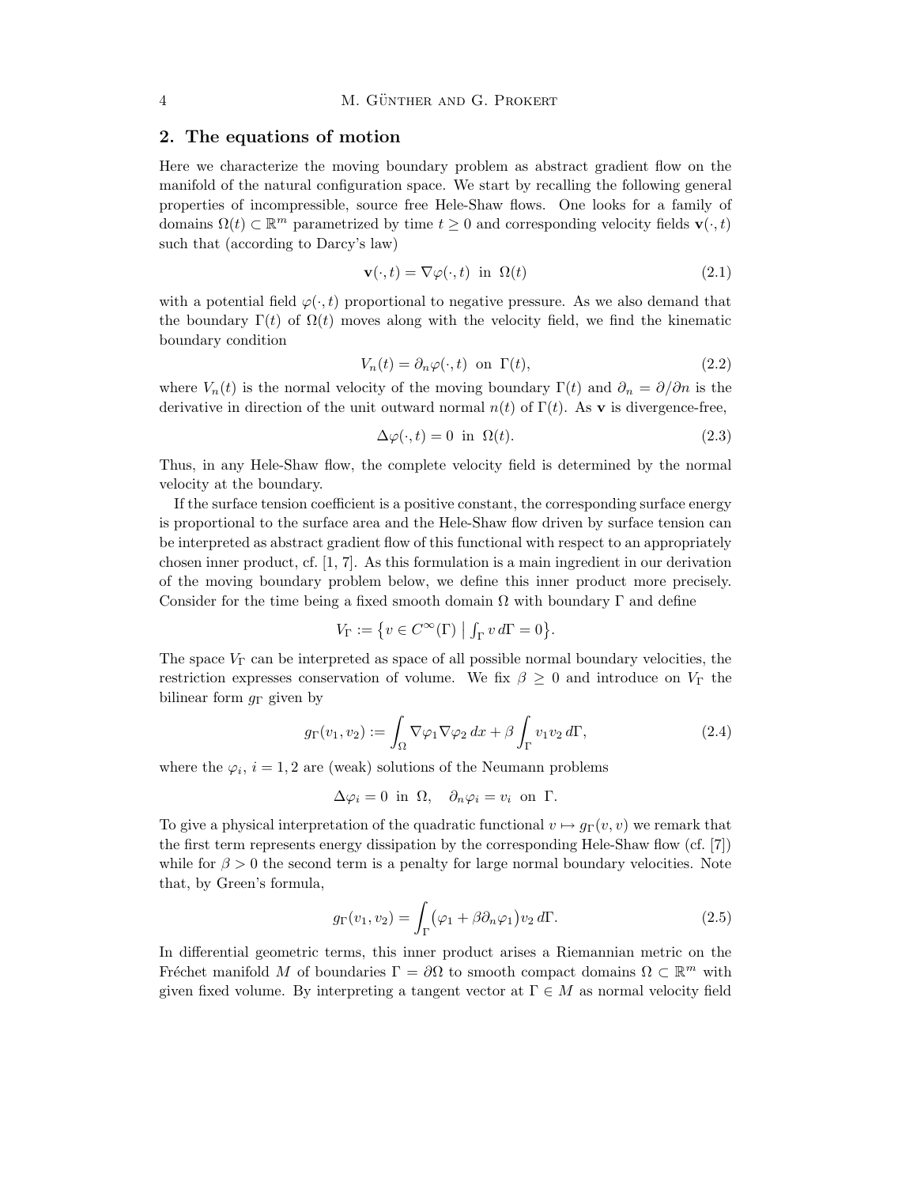## 2. The equations of motion

Here we characterize the moving boundary problem as abstract gradient flow on the manifold of the natural configuration space. We start by recalling the following general properties of incompressible, source free Hele-Shaw flows. One looks for a family of domains $\Omega(t) \subset \mathbb{R}^m$ parametrized by time $t \geq 0$ and corresponding velocity fields $\mathbf{v}(\cdot, t)$ such that (according to Darcy's law)

$$\mathbf{v}(\cdot, t) = \nabla\varphi(\cdot, t) \quad \text{in} \quad \Omega(t) \tag{2.1}$$

with a potential field $\varphi(\cdot, t)$ proportional to negative pressure. As we also demand that the boundary $\Gamma(t)$ of $\Omega(t)$ moves along with the velocity field, we find the kinematic boundary condition

$$V_n(t) = \partial_n \varphi(\cdot, t) \quad \text{on} \quad \Gamma(t), \tag{2.2}$$

where $V_n(t)$ is the normal velocity of the moving boundary $\Gamma(t)$ and $\partial_n = \partial/\partial n$ is the derivative in direction of the unit outward normal $n(t)$ of $\Gamma(t)$. As $\mathbf{v}$ is divergence-free,

$$\Delta\varphi(\cdot, t) = 0 \quad \text{in} \quad \Omega(t). \tag{2.3}$$

Thus, in any Hele-Shaw flow, the complete velocity field is determined by the normal velocity at the boundary.

If the surface tension coefficient is a positive constant, the corresponding surface energy is proportional to the surface area and the Hele-Shaw flow driven by surface tension can be interpreted as abstract gradient flow of this functional with respect to an appropriately chosen inner product, cf. [1, 7]. As this formulation is a main ingredient in our derivation of the moving boundary problem below, we define this inner product more precisely. Consider for the time being a fixed smooth domain $\Omega$ with boundary $\Gamma$ and define

$$V_\Gamma := \left\{ v \in C^\infty(\Gamma) \;\middle|\; \textstyle\int_\Gamma v \, d\Gamma = 0 \right\}.$$

The space $V_\Gamma$ can be interpreted as space of all possible normal boundary velocities, the restriction expresses conservation of volume. We fix $\beta \geq 0$ and introduce on $V_\Gamma$ the bilinear form $g_\Gamma$ given by

$$g_\Gamma(v_1, v_2) := \int_\Omega \nabla\varphi_1 \nabla\varphi_2 \, dx + \beta \int_\Gamma v_1 v_2 \, d\Gamma, \tag{2.4}$$

where the $\varphi_i$, $i = 1, 2$ are (weak) solutions of the Neumann problems

$$\Delta\varphi_i = 0 \quad \text{in} \quad \Omega, \quad \partial_n \varphi_i = v_i \quad \text{on} \quad \Gamma.$$

To give a physical interpretation of the quadratic functional $v \mapsto g_\Gamma(v, v)$ we remark that the first term represents energy dissipation by the corresponding Hele-Shaw flow (cf. [7]) while for $\beta > 0$ the second term is a penalty for large normal boundary velocities. Note that, by Green's formula,

$$g_\Gamma(v_1, v_2) = \int_\Gamma \big(\varphi_1 + \beta \partial_n \varphi_1\big) v_2 \, d\Gamma. \tag{2.5}$$

In differential geometric terms, this inner product arises a Riemannian metric on the Fréchet manifold $M$ of boundaries $\Gamma = \partial\Omega$ to smooth compact domains $\Omega \subset \mathbb{R}^m$ with given fixed volume. By interpreting a tangent vector at $\Gamma \in M$ as normal velocity field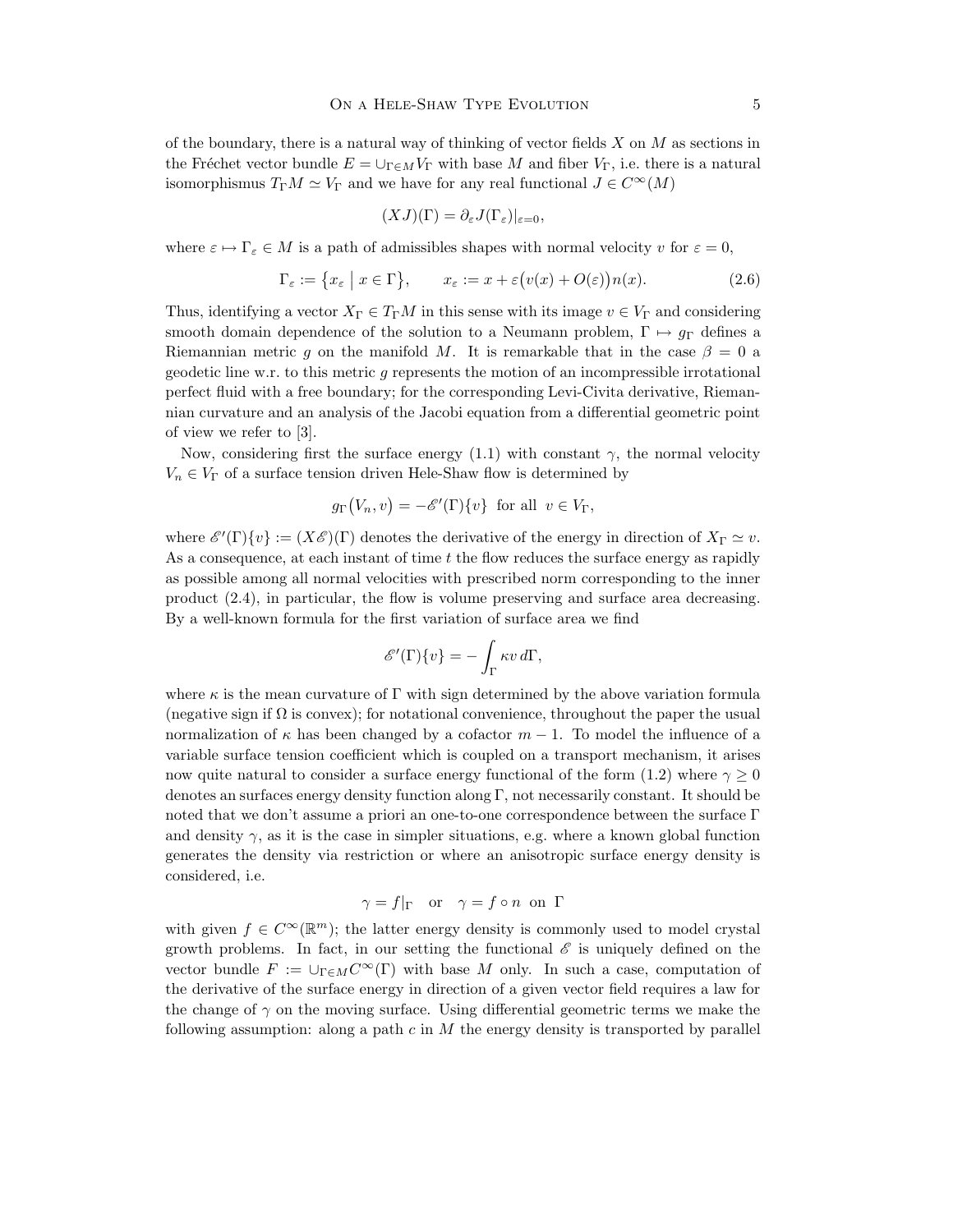of the boundary, there is a natural way of thinking of vector fields $X$ on $M$ as sections in the Fréchet vector bundle $E = \cup_{\Gamma\in M} V_\Gamma$ with base $M$ and fiber $V_\Gamma$, i.e. there is a natural isomorphismus $T_\Gamma M \simeq V_\Gamma$ and we have for any real functional $J \in C^\infty(M)$

$$(XJ)(\Gamma) = \partial_\varepsilon J(\Gamma_\varepsilon)|_{\varepsilon=0},$$

where $\varepsilon \mapsto \Gamma_\varepsilon \in M$ is a path of admissibles shapes with normal velocity $v$ for $\varepsilon = 0$,

$$\Gamma_\varepsilon := \big\{ x_\varepsilon \;\big|\; x \in \Gamma \big\}, \qquad x_\varepsilon := x + \varepsilon\big(v(x) + O(\varepsilon)\big)n(x). \tag{2.6}$$

Thus, identifying a vector $X_\Gamma \in T_\Gamma M$ in this sense with its image $v \in V_\Gamma$ and considering smooth domain dependence of the solution to a Neumann problem, $\Gamma \mapsto g_\Gamma$ defines a Riemannian metric $g$ on the manifold $M$. It is remarkable that in the case $\beta = 0$ a geodetic line w.r.t. this metric $g$ represents the motion of an incompressible irrotational perfect fluid with a free boundary; for the corresponding Levi-Civita derivative, Riemannian curvature and an analysis of the Jacobi equation from a differential geometric point of view we refer to [3].

Now, considering first the surface energy (1.1) with constant $\gamma$, the normal velocity $V_n \in V_\Gamma$ of a surface tension driven Hele-Shaw flow is determined by

$$g_\Gamma\big(V_n, v\big) = -\mathscr{E}'(\Gamma)\{v\} \;\text{ for all }\; v \in V_\Gamma,$$

where $\mathscr{E}'(\Gamma)\{v\} := (X\mathscr{E})(\Gamma)$ denotes the derivative of the energy in direction of $X_\Gamma \simeq v$. As a consequence, at each instant of time $t$ the flow reduces the surface energy as rapidly as possible among all normal velocities with prescribed norm corresponding to the inner product (2.4), in particular, the flow is volume preserving and surface area decreasing. By a well-known formula for the first variation of surface area we find

$$\mathscr{E}'(\Gamma)\{v\} = -\int_\Gamma \kappa v \, d\Gamma,$$

where $\kappa$ is the mean curvature of $\Gamma$ with sign determined by the above variation formula (negative sign if $\Omega$ is convex); for notational convenience, throughout the paper the usual normalization of $\kappa$ has been changed by a cofactor $m-1$. To model the influence of a variable surface tension coefficient which is coupled on a transport mechanism, it arises now quite natural to consider a surface energy functional of the form (1.2) where $\gamma \geq 0$ denotes an surfaces energy density function along $\Gamma$, not necessarily constant. It should be noted that we don't assume a priori an one-to-one correspondence between the surface $\Gamma$ and density $\gamma$, as it is the case in simpler situations, e.g. where a known global function generates the density via restriction or where an anisotropic surface energy density is considered, i.e.

$$\gamma = f|_\Gamma \quad \text{or} \quad \gamma = f \circ n \;\text{ on }\; \Gamma$$

with given $f \in C^\infty(\mathbb{R}^m)$; the latter energy density is commonly used to model crystal growth problems. In fact, in our setting the functional $\mathscr{E}$ is uniquely defined on the vector bundle $F := \cup_{\Gamma\in M} C^\infty(\Gamma)$ with base $M$ only. In such a case, computation of the derivative of the surface energy in direction of a given vector field requires a law for the change of $\gamma$ on the moving surface. Using differential geometric terms we make the following assumption: along a path $c$ in $M$ the energy density is transported by parallel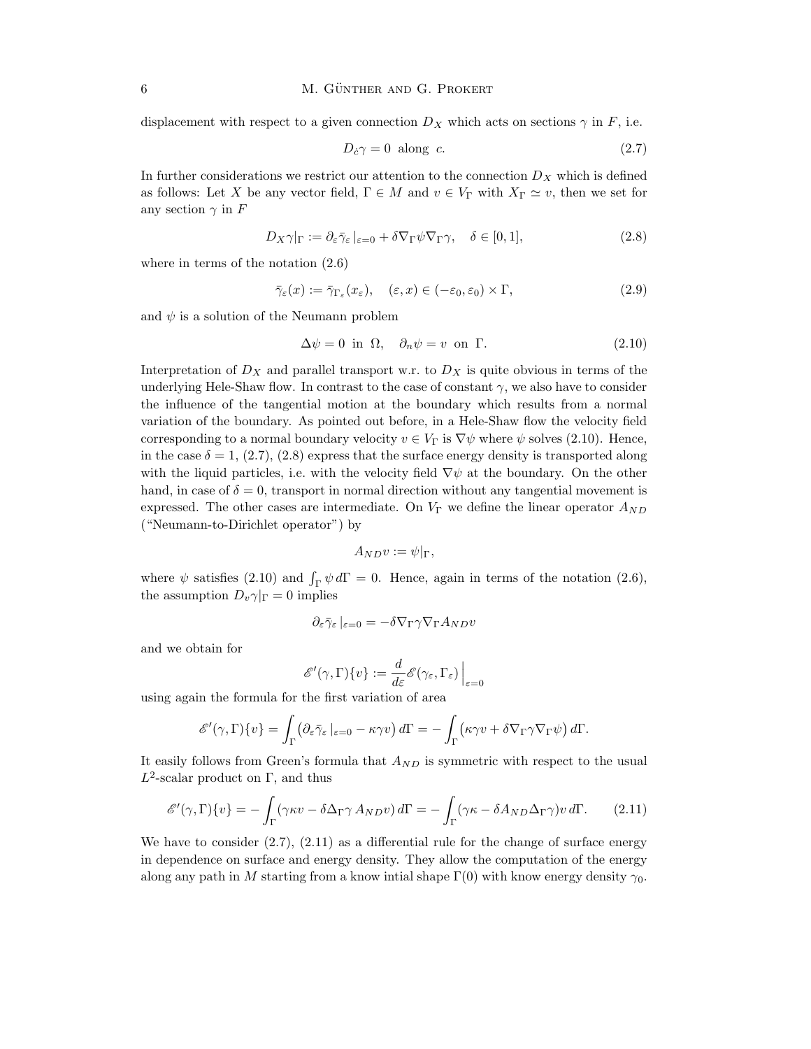displacement with respect to a given connection $D_X$ which acts on sections $\gamma$ in $F$, i.e.

$$D_{\dot{c}}\gamma = 0 \ \text{ along } \ c. \tag{2.7}$$

In further considerations we restrict our attention to the connection $D_X$ which is defined as follows: Let $X$ be any vector field, $\Gamma \in M$ and $v \in V_\Gamma$ with $X_\Gamma \simeq v$, then we set for any section $\gamma$ in $F$

$$D_X\gamma|_\Gamma := \partial_\varepsilon \bar{\gamma}_\varepsilon\,|_{\varepsilon=0} + \delta \nabla_\Gamma \psi \nabla_\Gamma \gamma, \quad \delta \in [0,1], \tag{2.8}$$

where in terms of the notation (2.6)

$$\bar{\gamma}_\varepsilon(x) := \bar{\gamma}_{\Gamma_\varepsilon}(x_\varepsilon), \quad (\varepsilon, x) \in (-\varepsilon_0, \varepsilon_0) \times \Gamma, \tag{2.9}$$

and $\psi$ is a solution of the Neumann problem

$$\Delta\psi = 0 \ \text{ in } \ \Omega, \quad \partial_n \psi = v \ \text{ on } \ \Gamma. \tag{2.10}$$

Interpretation of $D_X$ and parallel transport w.r. to $D_X$ is quite obvious in terms of the underlying Hele-Shaw flow. In contrast to the case of constant $\gamma$, we also have to consider the influence of the tangential motion at the boundary which results from a normal variation of the boundary. As pointed out before, in a Hele-Shaw flow the velocity field corresponding to a normal boundary velocity $v \in V_\Gamma$ is $\nabla\psi$ where $\psi$ solves (2.10). Hence, in the case $\delta = 1$, (2.7), (2.8) express that the surface energy density is transported along with the liquid particles, i.e. with the velocity field $\nabla\psi$ at the boundary. On the other hand, in case of $\delta = 0$, transport in normal direction without any tangential movement is expressed. The other cases are intermediate. On $V_\Gamma$ we define the linear operator $A_{ND}$ ("Neumann-to-Dirichlet operator") by

$$A_{ND}v := \psi|_\Gamma,$$

where $\psi$ satisfies (2.10) and $\int_\Gamma \psi \, d\Gamma = 0$. Hence, again in terms of the notation (2.6), the assumption $D_v\gamma|_\Gamma = 0$ implies

$$\partial_\varepsilon \bar{\gamma}_\varepsilon\,|_{\varepsilon=0} = -\delta \nabla_\Gamma \gamma \nabla_\Gamma A_{ND} v$$

and we obtain for

$$\mathscr{E}'(\gamma, \Gamma)\{v\} := \frac{d}{d\varepsilon}\mathscr{E}(\gamma_\varepsilon, \Gamma_\varepsilon)\Big|_{\varepsilon=0}$$

using again the formula for the first variation of area

$$\mathscr{E}'(\gamma, \Gamma)\{v\} = \int_\Gamma \big(\partial_\varepsilon \bar{\gamma}_\varepsilon\,|_{\varepsilon=0} - \kappa\gamma v\big)\, d\Gamma = -\int_\Gamma \big(\kappa\gamma v + \delta \nabla_\Gamma \gamma \nabla_\Gamma \psi\big)\, d\Gamma.$$

It easily follows from Green's formula that $A_{ND}$ is symmetric with respect to the usual $L^2$-scalar product on $\Gamma$, and thus

$$\mathscr{E}'(\gamma, \Gamma)\{v\} = -\int_\Gamma (\gamma\kappa v - \delta \Delta_\Gamma \gamma \, A_{ND} v)\, d\Gamma = -\int_\Gamma (\gamma\kappa - \delta A_{ND} \Delta_\Gamma \gamma) v \, d\Gamma. \tag{2.11}$$

We have to consider (2.7), (2.11) as a differential rule for the change of surface energy in dependence on surface and energy density. They allow the computation of the energy along any path in $M$ starting from a know intial shape $\Gamma(0)$ with know energy density $\gamma_0$.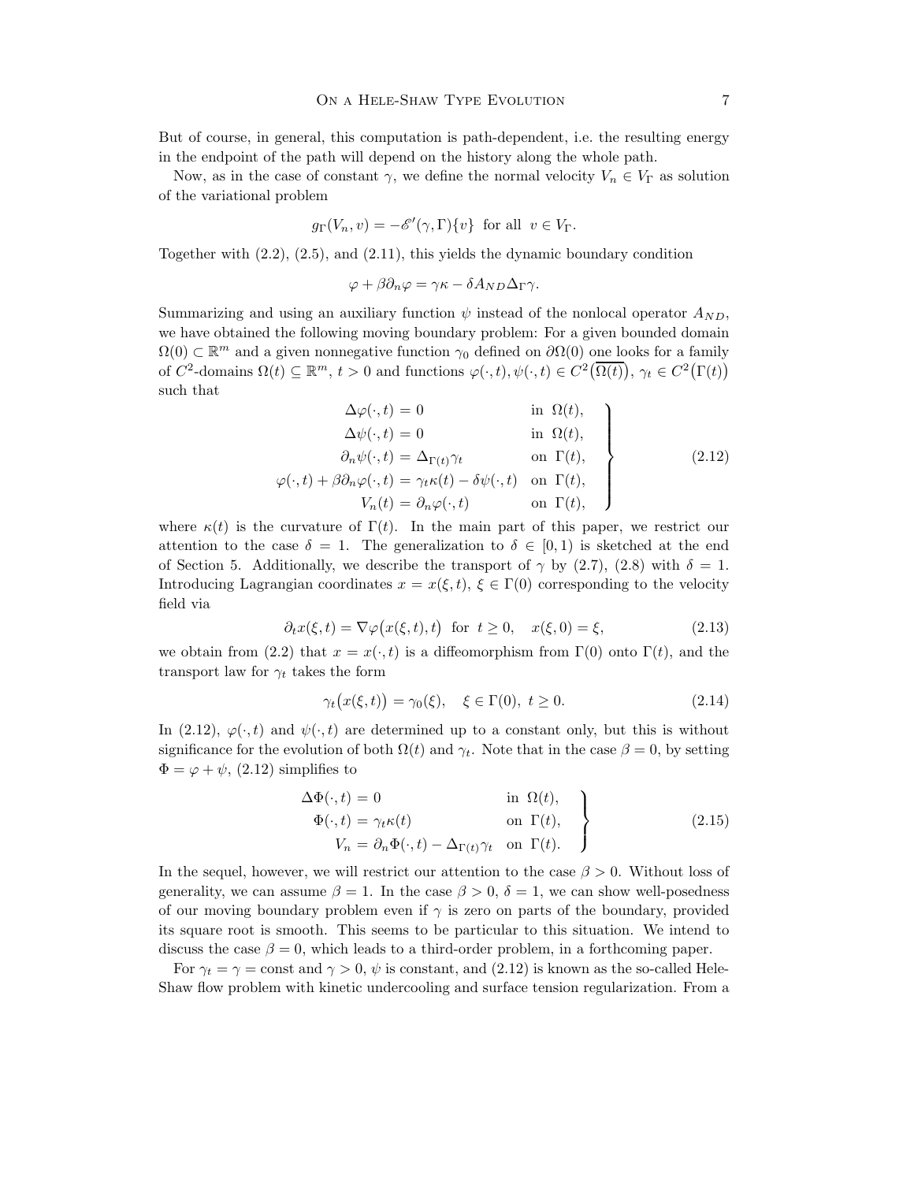But of course, in general, this computation is path-dependent, i.e. the resulting energy in the endpoint of the path will depend on the history along the whole path.

Now, as in the case of constant $\gamma$, we define the normal velocity $V_n \in V_\Gamma$ as solution of the variational problem

$$g_\Gamma(V_n, v) = -\mathscr{E}'(\gamma, \Gamma)\{v\} \text{ for all } v \in V_\Gamma.$$

Together with (2.2), (2.5), and (2.11), this yields the dynamic boundary condition

$$\varphi + \beta \partial_n \varphi = \gamma\kappa - \delta A_{ND} \Delta_\Gamma \gamma.$$

Summarizing and using an auxiliary function $\psi$ instead of the nonlocal operator $A_{ND}$, we have obtained the following moving boundary problem: For a given bounded domain $\Omega(0) \subset \mathbb{R}^m$ and a given nonnegative function $\gamma_0$ defined on $\partial\Omega(0)$ one looks for a family of $C^2$-domains $\Omega(t) \subseteq \mathbb{R}^m$, $t > 0$ and functions $\varphi(\cdot, t), \psi(\cdot, t) \in C^2\big(\overline{\Omega(t)}\big)$, $\gamma_t \in C^2\big(\Gamma(t)\big)$ such that

$$\left.\begin{aligned}
\Delta\varphi(\cdot,t) &= 0 && \text{in } \Omega(t),\\
\Delta\psi(\cdot,t) &= 0 && \text{in } \Omega(t),\\
\partial_n\psi(\cdot,t) &= \Delta_{\Gamma(t)}\gamma_t && \text{on } \Gamma(t),\\
\varphi(\cdot,t) + \beta\partial_n\varphi(\cdot,t) &= \gamma_t\kappa(t) - \delta\psi(\cdot,t) && \text{on } \Gamma(t),\\
V_n(t) &= \partial_n\varphi(\cdot,t) && \text{on } \Gamma(t),
\end{aligned}\right\} \tag{2.12}$$

where $\kappa(t)$ is the curvature of $\Gamma(t)$. In the main part of this paper, we restrict our attention to the case $\delta = 1$. The generalization to $\delta \in [0, 1)$ is sketched at the end of Section 5. Additionally, we describe the transport of $\gamma$ by (2.7), (2.8) with $\delta = 1$. Introducing Lagrangian coordinates $x = x(\xi, t)$, $\xi \in \Gamma(0)$ corresponding to the velocity field via

$$\partial_t x(\xi, t) = \nabla\varphi\big(x(\xi, t), t\big) \text{ for } t \geq 0, \quad x(\xi, 0) = \xi, \tag{2.13}$$

we obtain from (2.2) that $x = x(\cdot, t)$ is a diffeomorphism from $\Gamma(0)$ onto $\Gamma(t)$, and the transport law for $\gamma_t$ takes the form

$$\gamma_t\big(x(\xi, t)\big) = \gamma_0(\xi), \quad \xi \in \Gamma(0),\ t \geq 0. \tag{2.14}$$

In (2.12), $\varphi(\cdot, t)$ and $\psi(\cdot, t)$ are determined up to a constant only, but this is without significance for the evolution of both $\Omega(t)$ and $\gamma_t$. Note that in the case $\beta = 0$, by setting $\Phi = \varphi + \psi$, (2.12) simplifies to

$$\left.\begin{aligned}
\Delta\Phi(\cdot,t) &= 0 && \text{in } \Omega(t),\\
\Phi(\cdot,t) &= \gamma_t\kappa(t) && \text{on } \Gamma(t),\\
V_n &= \partial_n\Phi(\cdot,t) - \Delta_{\Gamma(t)}\gamma_t && \text{on } \Gamma(t).
\end{aligned}\right\} \tag{2.15}$$

In the sequel, however, we will restrict our attention to the case $\beta > 0$. Without loss of generality, we can assume $\beta = 1$. In the case $\beta > 0$, $\delta = 1$, we can show well-posedness of our moving boundary problem even if $\gamma$ is zero on parts of the boundary, provided its square root is smooth. This seems to be particular to this situation. We intend to discuss the case $\beta = 0$, which leads to a third-order problem, in a forthcoming paper.

For $\gamma_t = \gamma = \text{const}$ and $\gamma > 0$, $\psi$ is constant, and (2.12) is known as the so-called Hele-Shaw flow problem with kinetic undercooling and surface tension regularization. From a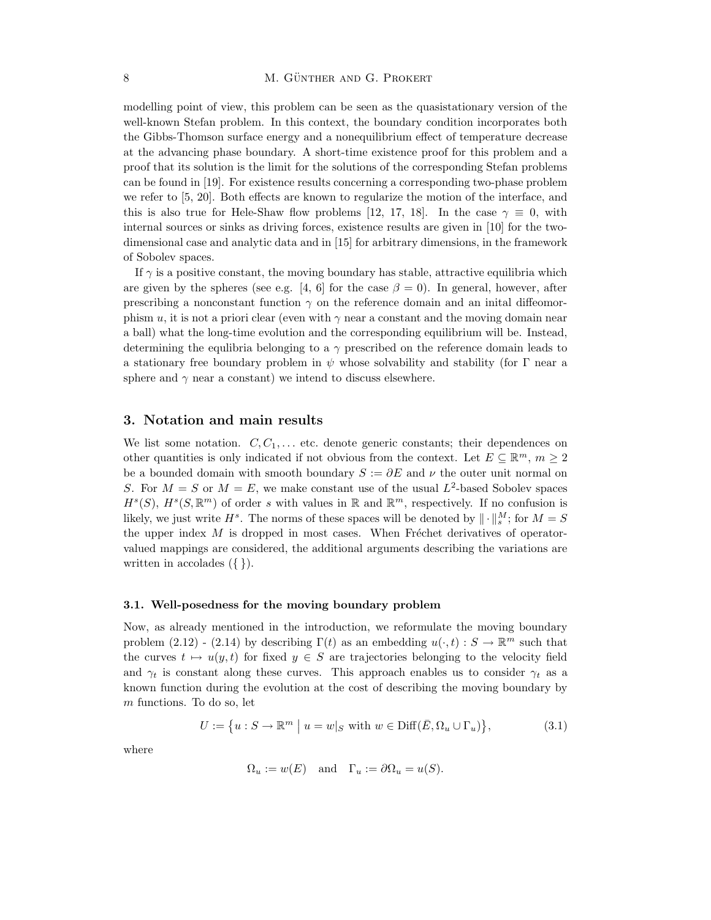modelling point of view, this problem can be seen as the quasistationary version of the well-known Stefan problem. In this context, the boundary condition incorporates both the Gibbs-Thomson surface energy and a nonequilibrium effect of temperature decrease at the advancing phase boundary. A short-time existence proof for this problem and a proof that its solution is the limit for the solutions of the corresponding Stefan problems can be found in [19]. For existence results concerning a corresponding two-phase problem we refer to [5, 20]. Both effects are known to regularize the motion of the interface, and this is also true for Hele-Shaw flow problems [12, 17, 18]. In the case $\gamma \equiv 0$, with internal sources or sinks as driving forces, existence results are given in [10] for the two-dimensional case and analytic data and in [15] for arbitrary dimensions, in the framework of Sobolev spaces.

If $\gamma$ is a positive constant, the moving boundary has stable, attractive equilibria which are given by the spheres (see e.g. [4, 6] for the case $\beta = 0$). In general, however, after prescribing a nonconstant function $\gamma$ on the reference domain and an inital diffeomorphism $u$, it is not a priori clear (even with $\gamma$ near a constant and the moving domain near a ball) what the long-time evolution and the corresponding equilibrium will be. Instead, determining the equlibria belonging to a $\gamma$ prescribed on the reference domain leads to a stationary free boundary problem in $\psi$ whose solvability and stability (for $\Gamma$ near a sphere and $\gamma$ near a constant) we intend to discuss elsewhere.

## 3. Notation and main results

We list some notation. $C, C_1, \dots$ etc. denote generic constants; their dependences on other quantities is only indicated if not obvious from the context. Let $E \subseteq \mathbb{R}^m$, $m \geq 2$ be a bounded domain with smooth boundary $S := \partial E$ and $\nu$ the outer unit normal on $S$. For $M = S$ or $M = E$, we make constant use of the usual $L^2$-based Sobolev spaces $H^s(S)$, $H^s(S, \mathbb{R}^m)$ of order $s$ with values in $\mathbb{R}$ and $\mathbb{R}^m$, respectively. If no confusion is likely, we just write $H^s$. The norms of these spaces will be denoted by $\|\cdot\|_s^M$; for $M = S$ the upper index $M$ is dropped in most cases. When Fréchet derivatives of operator-valued mappings are considered, the additional arguments describing the variations are written in accolades ($\{\,\}$).

### 3.1. Well-posedness for the moving boundary problem

Now, as already mentioned in the introduction, we reformulate the moving boundary problem (2.12) - (2.14) by describing $\Gamma(t)$ as an embedding $u(\cdot, t) : S \to \mathbb{R}^m$ such that the curves $t \mapsto u(y, t)$ for fixed $y \in S$ are trajectories belonging to the velocity field and $\gamma_t$ is constant along these curves. This approach enables us to consider $\gamma_t$ as a known function during the evolution at the cost of describing the moving boundary by $m$ functions. To do so, let

$$U := \big\{ u : S \to \mathbb{R}^m \;\big|\; u = w|_S \text{ with } w \in \mathrm{Diff}(\bar{E}, \Omega_u \cup \Gamma_u) \big\}, \tag{3.1}$$

where

$$\Omega_u := w(E) \quad \text{and} \quad \Gamma_u := \partial\Omega_u = u(S).$$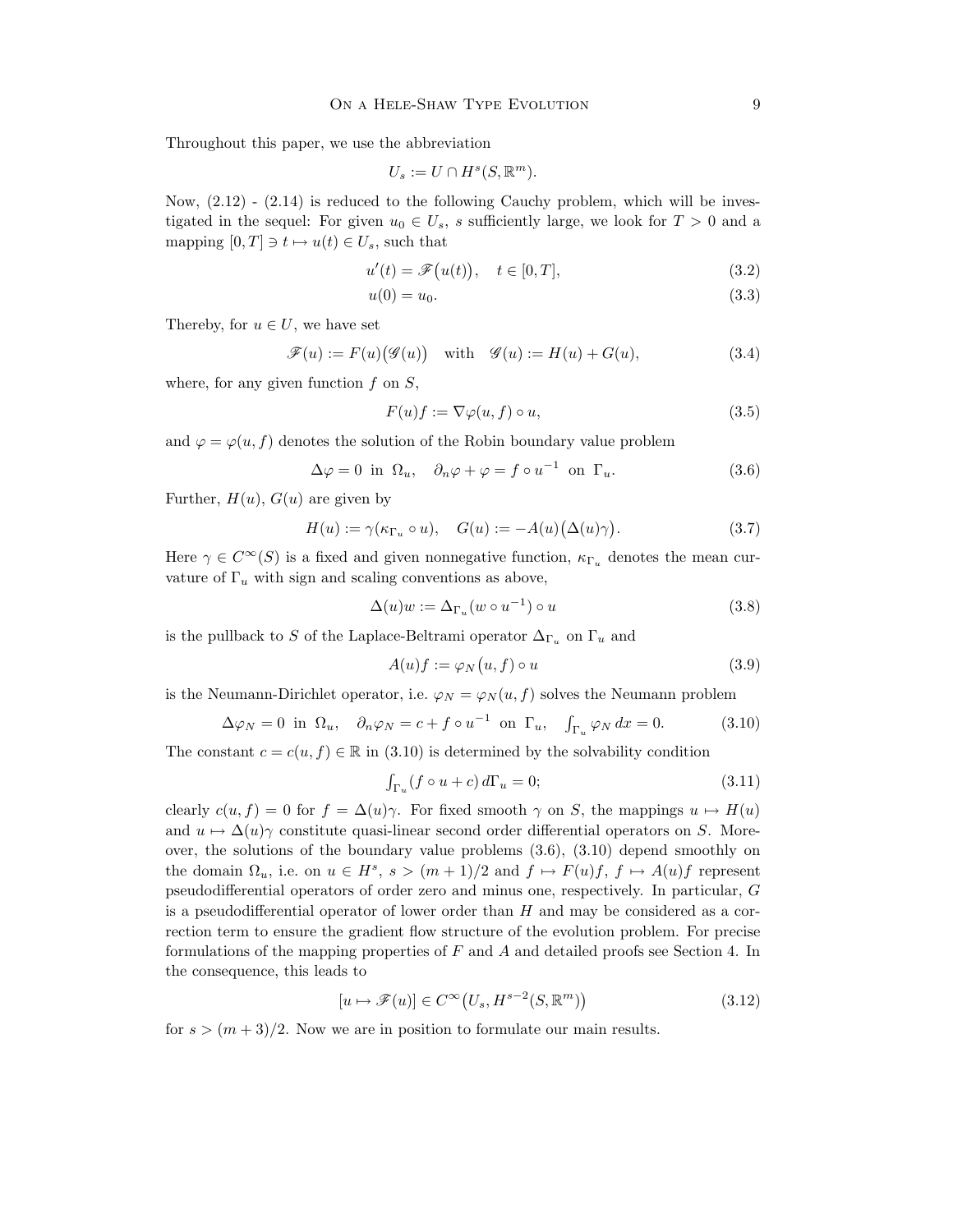Throughout this paper, we use the abbreviation

$$U_s := U \cap H^s(S, \mathbb{R}^m).$$

Now, (2.12) - (2.14) is reduced to the following Cauchy problem, which will be investigated in the sequel: For given $u_0 \in U_s$, $s$ sufficiently large, we look for $T > 0$ and a mapping $[0,T] \ni t \mapsto u(t) \in U_s$, such that

$$u'(t) = \mathscr{F}\big(u(t)\big), \quad t \in [0,T], \tag{3.2}$$

$$u(0) = u_0. \tag{3.3}$$

Thereby, for $u \in U$, we have set

$$\mathscr{F}(u) := F(u)\big(\mathscr{G}(u)\big) \quad \text{with} \quad \mathscr{G}(u) := H(u) + G(u), \tag{3.4}$$

where, for any given function $f$ on $S$,

$$F(u)f := \nabla\varphi(u,f) \circ u, \tag{3.5}$$

and $\varphi = \varphi(u,f)$ denotes the solution of the Robin boundary value problem

$$\Delta\varphi = 0 \text{ in } \Omega_u, \quad \partial_n\varphi + \varphi = f \circ u^{-1} \text{ on } \Gamma_u. \tag{3.6}$$

Further, $H(u)$, $G(u)$ are given by

$$H(u) := \gamma(\kappa_{\Gamma_u} \circ u), \quad G(u) := -A(u)\big(\Delta(u)\gamma\big). \tag{3.7}$$

Here $\gamma \in C^\infty(S)$ is a fixed and given nonnegative function, $\kappa_{\Gamma_u}$ denotes the mean curvature of $\Gamma_u$ with sign and scaling conventions as above,

$$\Delta(u)w := \Delta_{\Gamma_u}(w \circ u^{-1}) \circ u \tag{3.8}$$

is the pullback to $S$ of the Laplace-Beltrami operator $\Delta_{\Gamma_u}$ on $\Gamma_u$ and

$$A(u)f := \varphi_N\big(u,f\big) \circ u \tag{3.9}$$

is the Neumann-Dirichlet operator, i.e. $\varphi_N = \varphi_N(u,f)$ solves the Neumann problem

$$\Delta\varphi_N = 0 \text{ in } \Omega_u, \quad \partial_n\varphi_N = c + f \circ u^{-1} \text{ on } \Gamma_u, \quad \textstyle\int_{\Gamma_u} \varphi_N \, dx = 0. \tag{3.10}$$

The constant $c = c(u,f) \in \mathbb{R}$ in (3.10) is determined by the solvability condition

$$\textstyle\int_{\Gamma_u} (f \circ u + c)\, d\Gamma_u = 0; \tag{3.11}$$

clearly $c(u,f) = 0$ for $f = \Delta(u)\gamma$. For fixed smooth $\gamma$ on $S$, the mappings $u \mapsto H(u)$ and $u \mapsto \Delta(u)\gamma$ constitute quasi-linear second order differential operators on $S$. Moreover, the solutions of the boundary value problems (3.6), (3.10) depend smoothly on the domain $\Omega_u$, i.e. on $u \in H^s$, $s > (m+1)/2$ and $f \mapsto F(u)f$, $f \mapsto A(u)f$ represent pseudodifferential operators of order zero and minus one, respectively. In particular, $G$ is a pseudodifferential operator of lower order than $H$ and may be considered as a correction term to ensure the gradient flow structure of the evolution problem. For precise formulations of the mapping properties of $F$ and $A$ and detailed proofs see Section 4. In the consequence, this leads to

$$[u \mapsto \mathscr{F}(u)] \in C^\infty\big(U_s, H^{s-2}(S, \mathbb{R}^m)\big) \tag{3.12}$$

for $s > (m+3)/2$. Now we are in position to formulate our main results.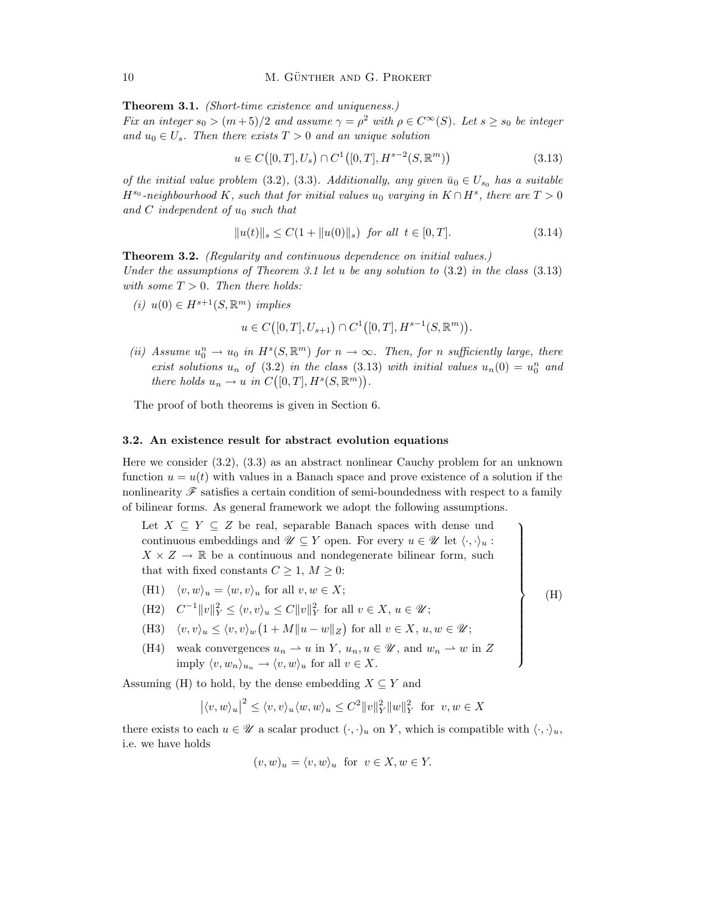**Theorem 3.1.** *(Short-time existence and uniqueness.)*
*Fix an integer $s_0 > (m+5)/2$ and assume $\gamma = \rho^2$ with $\rho \in C^\infty(S)$. Let $s \geq s_0$ be integer and $u_0 \in U_s$. Then there exists $T > 0$ and an unique solution*

$$u \in C\big([0,T], U_s\big) \cap C^1\big([0,T], H^{s-2}(S, \mathbb{R}^m)\big) \tag{3.13}$$

*of the initial value problem* (3.2), (3.3). *Additionally, any given $\bar{u}_0 \in U_{s_0}$ has a suitable $H^{s_0}$-neighbourhood $K$, such that for initial values $u_0$ varying in $K \cap H^s$, there are $T > 0$ and $C$ independent of $u_0$ such that*

$$\|u(t)\|_s \leq C(1 + \|u(0)\|_s) \ \text{ for all } \ t \in [0,T]. \tag{3.14}$$

**Theorem 3.2.** *(Regularity and continuous dependence on initial values.)*
*Under the assumptions of Theorem 3.1 let $u$ be any solution to* (3.2) *in the class* (3.13) *with some $T > 0$. Then there holds:*

*(i) $u(0) \in H^{s+1}(S, \mathbb{R}^m)$ implies*

$$u \in C\big([0,T], U_{s+1}\big) \cap C^1\big([0,T], H^{s-1}(S, \mathbb{R}^m)\big).$$

*(ii) Assume $u_0^n \to u_0$ in $H^s(S, \mathbb{R}^m)$ for $n \to \infty$. Then, for $n$ sufficiently large, there exist solutions $u_n$ of* (3.2) *in the class* (3.13) *with initial values $u_n(0) = u_0^n$ and there holds $u_n \to u$ in $C\big([0,T], H^s(S, \mathbb{R}^m)\big)$.*

The proof of both theorems is given in Section 6.

### 3.2. An existence result for abstract evolution equations

Here we consider (3.2), (3.3) as an abstract nonlinear Cauchy problem for an unknown function $u = u(t)$ with values in a Banach space and prove existence of a solution if the nonlinearity $\mathscr{F}$ satisfies a certain condition of semi-boundedness with respect to a family of bilinear forms. As general framework we adopt the following assumptions.

> Let $X \subseteq Y \subseteq Z$ be real, separable Banach spaces with dense und continuous embeddings and $\mathscr{U} \subseteq Y$ open. For every $u \in \mathscr{U}$ let $\langle \cdot, \cdot \rangle_u : X \times Z \to \mathbb{R}$ be a continuous and nondegenerate bilinear form, such that with fixed constants $C \geq 1$, $M \geq 0$:
>
> (H1) $\langle v, w \rangle_u = \langle w, v \rangle_u$ for all $v, w \in X$;
>
> (H2) $C^{-1}\|v\|_Y^2 \leq \langle v, v \rangle_u \leq C\|v\|_Y^2$ for all $v \in X$, $u \in \mathscr{U}$;
>
> (H3) $\langle v, v \rangle_u \leq \langle v, v \rangle_w \big(1 + M\|u - w\|_Z\big)$ for all $v \in X$, $u, w \in \mathscr{U}$;
>
> (H4) weak convergences $u_n \rightharpoonup u$ in $Y$, $u_n, u \in \mathscr{U}$, and $w_n \rightharpoonup w$ in $Z$ imply $\langle v, w_n \rangle_{u_n} \to \langle v, w \rangle_u$ for all $v \in X$.
>
> (H)

Assuming (H) to hold, by the dense embedding $X \subseteq Y$ and

$$\big|\langle v, w \rangle_u\big|^2 \leq \langle v, v \rangle_u \langle w, w \rangle_u \leq C^2 \|v\|_Y^2 \|w\|_Y^2 \ \text{ for } \ v, w \in X$$

there exists to each $u \in \mathscr{U}$ a scalar product $(\cdot, \cdot)_u$ on $Y$, which is compatible with $\langle \cdot, \cdot \rangle_u$, i.e. we have holds

$$(v, w)_u = \langle v, w \rangle_u \ \text{ for } \ v \in X, w \in Y.$$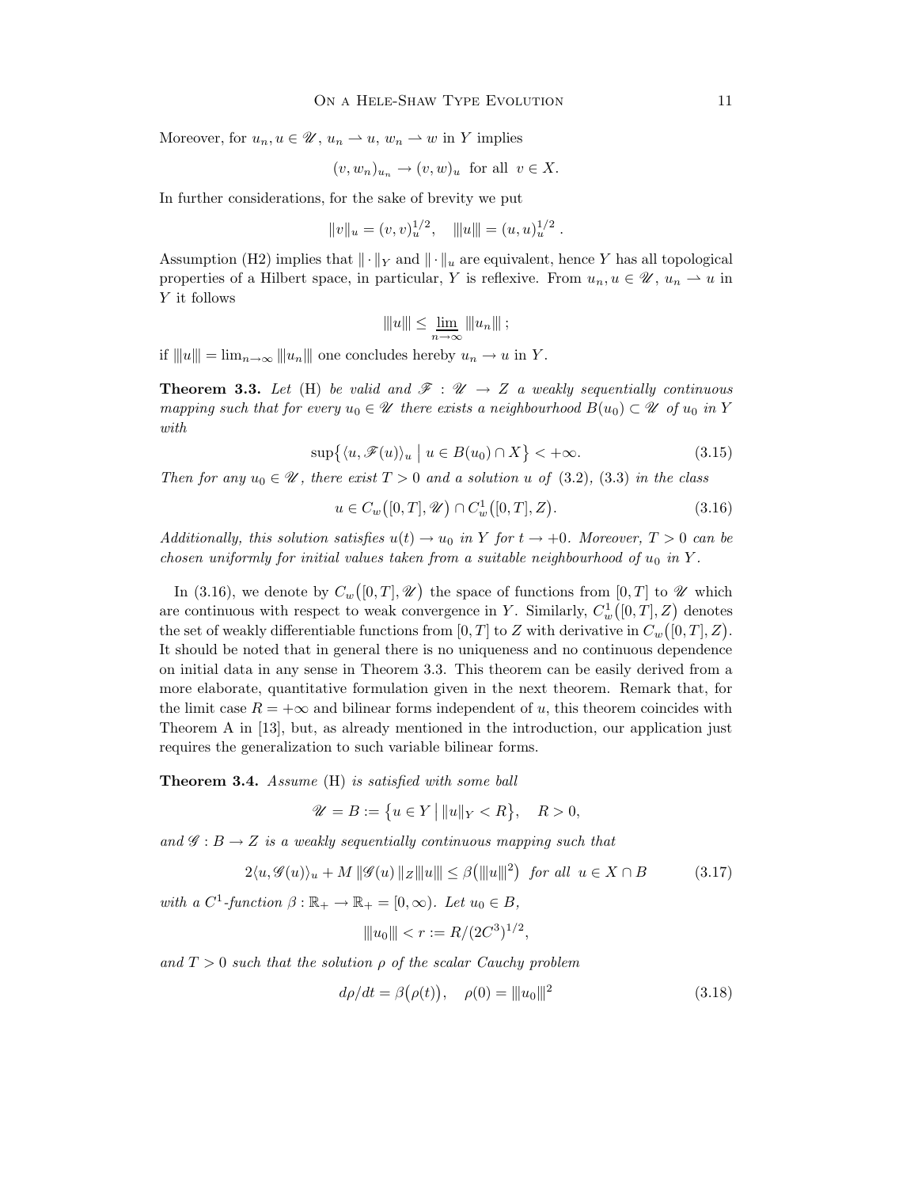Moreover, for $u_n, u \in \mathscr{U}$, $u_n \rightharpoonup u$, $w_n \rightharpoonup w$ in $Y$ implies

$$(v, w_n)_{u_n} \to (v, w)_u \text{ for all } v \in X.$$

In further considerations, for the sake of brevity we put

$$\|v\|_u = (v, v)_u^{1/2}, \quad |||u||| = (u, u)_u^{1/2}.$$

Assumption (H2) implies that $\|\cdot\|_Y$ and $\|\cdot\|_u$ are equivalent, hence $Y$ has all topological properties of a Hilbert space, in particular, $Y$ is reflexive. From $u_n, u \in \mathscr{U}$, $u_n \rightharpoonup u$ in $Y$ it follows

$$|||u||| \leq \varliminf_{n\to\infty} |||u_n|||\,;$$

if $|||u||| = \lim_{n\to\infty} |||u_n|||$ one concludes hereby $u_n \to u$ in $Y$.

**Theorem 3.3.** *Let* (H) *be valid and* $\mathscr{F} : \mathscr{U} \to Z$ *a weakly sequentially continuous mapping such that for every* $u_0 \in \mathscr{U}$ *there exists a neighbourhood* $B(u_0) \subset \mathscr{U}$ *of* $u_0$ *in* $Y$ *with*

$$\sup\bigl\{\langle u, \mathscr{F}(u)\rangle_u \;\big|\; u \in B(u_0) \cap X\bigr\} < +\infty. \tag{3.15}$$

*Then for any* $u_0 \in \mathscr{U}$*, there exist* $T > 0$ *and a solution* $u$ *of* (3.2), (3.3) *in the class*

$$u \in C_w\bigl([0,T], \mathscr{U}\bigr) \cap C_w^1\bigl([0,T], Z\bigr). \tag{3.16}$$

*Additionally, this solution satisfies* $u(t) \to u_0$ *in* $Y$ *for* $t \to +0$*. Moreover,* $T > 0$ *can be chosen uniformly for initial values taken from a suitable neighbourhood of* $u_0$ *in* $Y$*.*

In (3.16), we denote by $C_w\bigl([0,T], \mathscr{U}\bigr)$ the space of functions from $[0,T]$ to $\mathscr{U}$ which are continuous with respect to weak convergence in $Y$. Similarly, $C_w^1\bigl([0,T], Z\bigr)$ denotes the set of weakly differentiable functions from $[0,T]$ to $Z$ with derivative in $C_w\bigl([0,T], Z\bigr)$. It should be noted that in general there is no uniqueness and no continuous dependence on initial data in any sense in Theorem 3.3. This theorem can be easily derived from a more elaborate, quantitative formulation given in the next theorem. Remark that, for the limit case $R = +\infty$ and bilinear forms independent of $u$, this theorem coincides with Theorem A in [13], but, as already mentioned in the introduction, our application just requires the generalization to such variable bilinear forms.

**Theorem 3.4.** *Assume* (H) *is satisfied with some ball*

$$\mathscr{U} = B := \bigl\{u \in Y \;\big|\; \|u\|_Y < R\bigr\}, \quad R > 0,$$

*and* $\mathscr{G} : B \to Z$ *is a weakly sequentially continuous mapping such that*

$$2\langle u, \mathscr{G}(u)\rangle_u + M\,\|\mathscr{G}(u)\,\|_Z |||u||| \leq \beta\bigl(|||u|||^2\bigr) \text{ for all } u \in X \cap B \tag{3.17}$$

*with a* $C^1$*-function* $\beta : \mathbb{R}_+ \to \mathbb{R}_+ = [0, \infty)$*. Let* $u_0 \in B$*,*

$$|||u_0||| < r := R/(2C^3)^{1/2},$$

*and* $T > 0$ *such that the solution* $\rho$ *of the scalar Cauchy problem*

$$d\rho/dt = \beta\bigl(\rho(t)\bigr), \quad \rho(0) = |||u_0|||^2 \tag{3.18}$$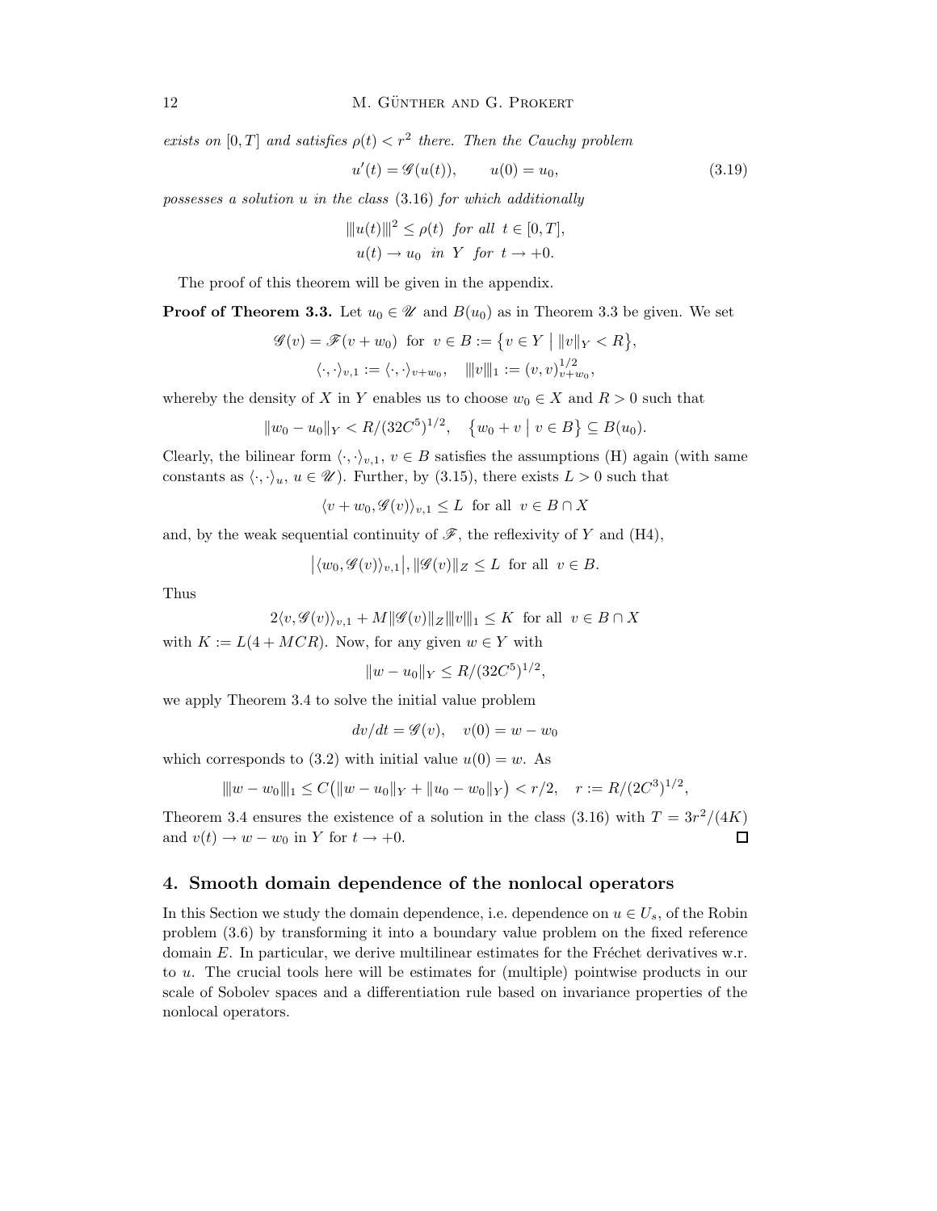*exists on* $[0,T]$ *and satisfies* $\rho(t) < r^2$ *there. Then the Cauchy problem*

$$u'(t) = \mathscr{G}(u(t)), \qquad u(0) = u_0, \tag{3.19}$$

*possesses a solution* $u$ *in the class* (3.16) *for which additionally*

$$|\!|\!| u(t) |\!|\!|^2 \leq \rho(t) \ \text{ for all } \ t \in [0,T],$$
$$u(t) \to u_0 \ \text{ in } \ Y \ \text{ for } \ t \to +0.$$

The proof of this theorem will be given in the appendix.

**Proof of Theorem 3.3.** Let $u_0 \in \mathscr{U}$ and $B(u_0)$ as in Theorem 3.3 be given. We set

$$\mathscr{G}(v) = \mathscr{F}(v + w_0) \ \text{ for } \ v \in B := \{ v \in Y \mid \|v\|_Y < R \},$$
$$\langle \cdot, \cdot \rangle_{v,1} := \langle \cdot, \cdot \rangle_{v+w_0}, \quad |\!|\!| v |\!|\!|_1 := (v,v)^{1/2}_{v+w_0},$$

whereby the density of $X$ in $Y$ enables us to choose $w_0 \in X$ and $R > 0$ such that

$$\|w_0 - u_0\|_Y < R/(32C^5)^{1/2}, \quad \{ w_0 + v \mid v \in B \} \subseteq B(u_0).$$

Clearly, the bilinear form $\langle \cdot, \cdot \rangle_{v,1}$, $v \in B$ satisfies the assumptions (H) again (with same constants as $\langle \cdot, \cdot \rangle_u$, $u \in \mathscr{U}$). Further, by (3.15), there exists $L > 0$ such that

$$\langle v + w_0, \mathscr{G}(v) \rangle_{v,1} \leq L \ \text{ for all } \ v \in B \cap X$$

and, by the weak sequential continuity of $\mathscr{F}$, the reflexivity of $Y$ and (H4),

$$\left| \langle w_0, \mathscr{G}(v) \rangle_{v,1} \right|, \|\mathscr{G}(v)\|_Z \leq L \ \text{ for all } \ v \in B.$$

Thus

$$2\langle v, \mathscr{G}(v) \rangle_{v,1} + M \|\mathscr{G}(v)\|_Z |\!|\!| v |\!|\!|_1 \leq K \ \text{ for all } \ v \in B \cap X$$

with $K := L(4 + MCR)$. Now, for any given $w \in Y$ with

$$\|w - u_0\|_Y \leq R/(32C^5)^{1/2},$$

we apply Theorem 3.4 to solve the initial value problem

$$dv/dt = \mathscr{G}(v), \quad v(0) = w - w_0$$

which corresponds to (3.2) with initial value $u(0) = w$. As

$$|\!|\!| w - w_0 |\!|\!|_1 \leq C\big(\|w - u_0\|_Y + \|u_0 - w_0\|_Y\big) < r/2, \quad r := R/(2C^3)^{1/2},$$

Theorem 3.4 ensures the existence of a solution in the class (3.16) with $T = 3r^2/(4K)$ and $v(t) \to w - w_0$ in $Y$ for $t \to +0$. □

## 4. Smooth domain dependence of the nonlocal operators

In this Section we study the domain dependence, i.e. dependence on $u \in U_s$, of the Robin problem (3.6) by transforming it into a boundary value problem on the fixed reference domain $E$. In particular, we derive multilinear estimates for the Fréchet derivatives w.r. to $u$. The crucial tools here will be estimates for (multiple) pointwise products in our scale of Sobolev spaces and a differentiation rule based on invariance properties of the nonlocal operators.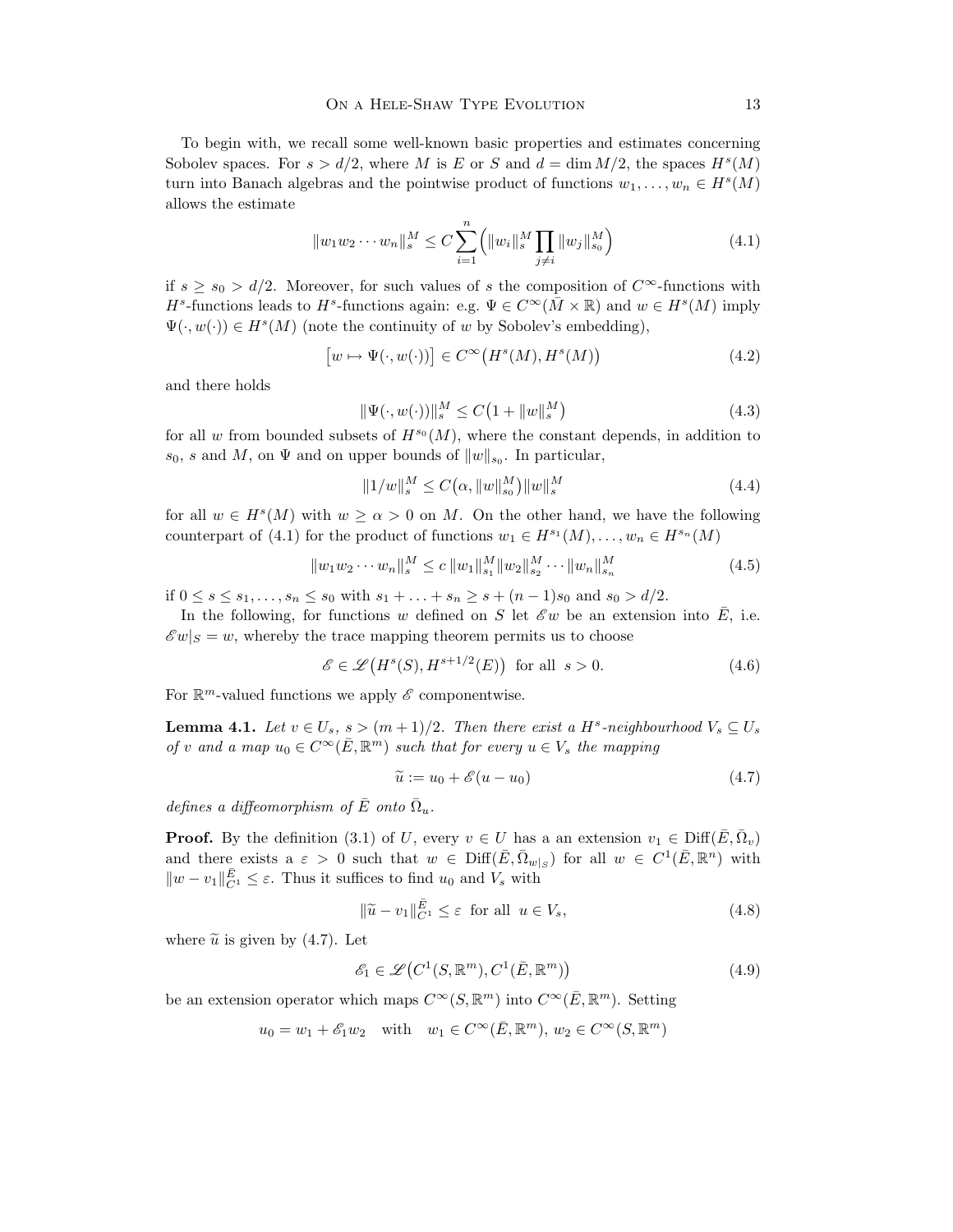To begin with, we recall some well-known basic properties and estimates concerning Sobolev spaces. For $s > d/2$, where $M$ is $E$ or $S$ and $d = \dim M/2$, the spaces $H^s(M)$ turn into Banach algebras and the pointwise product of functions $w_1, \ldots, w_n \in H^s(M)$ allows the estimate

$$\|w_1 w_2 \cdots w_n\|_s^M \le C \sum_{i=1}^{n} \Big( \|w_i\|_s^M \prod_{j \neq i} \|w_j\|_{s_0}^M \Big) \tag{4.1}$$

if $s \ge s_0 > d/2$. Moreover, for such values of $s$ the composition of $C^\infty$-functions with $H^s$-functions leads to $H^s$-functions again: e.g. $\Psi \in C^\infty(\bar{M} \times \mathbb{R})$ and $w \in H^s(M)$ imply $\Psi(\cdot, w(\cdot)) \in H^s(M)$ (note the continuity of $w$ by Sobolev's embedding),

$$\big[ w \mapsto \Psi(\cdot, w(\cdot)) \big] \in C^\infty\big(H^s(M), H^s(M)\big) \tag{4.2}$$

and there holds

$$\|\Psi(\cdot, w(\cdot))\|_s^M \le C\big(1 + \|w\|_s^M\big) \tag{4.3}$$

for all $w$ from bounded subsets of $H^{s_0}(M)$, where the constant depends, in addition to $s_0$, $s$ and $M$, on $\Psi$ and on upper bounds of $\|w\|_{s_0}$. In particular,

$$\|1/w\|_s^M \le C\big(\alpha, \|w\|_{s_0}^M\big) \|w\|_s^M \tag{4.4}$$

for all $w \in H^s(M)$ with $w \ge \alpha > 0$ on $M$. On the other hand, we have the following counterpart of (4.1) for the product of functions $w_1 \in H^{s_1}(M), \ldots, w_n \in H^{s_n}(M)$

$$\|w_1 w_2 \cdots w_n\|_s^M \le c\, \|w_1\|_{s_1}^M \|w_2\|_{s_2}^M \cdots \|w_n\|_{s_n}^M \tag{4.5}$$

if $0 \le s \le s_1, \ldots, s_n \le s_0$ with $s_1 + \ldots + s_n \ge s + (n-1)s_0$ and $s_0 > d/2$.

In the following, for functions $w$ defined on $S$ let $\mathscr{E} w$ be an extension into $\bar{E}$, i.e. $\mathscr{E} w|_S = w$, whereby the trace mapping theorem permits us to choose

$$\mathscr{E} \in \mathscr{L}\big(H^s(S), H^{s+1/2}(E)\big) \quad \text{for all } \; s > 0. \tag{4.6}$$

For $\mathbb{R}^m$-valued functions we apply $\mathscr{E}$ componentwise.

**Lemma 4.1.** *Let $v \in U_s$, $s > (m+1)/2$. Then there exist a $H^s$-neighbourhood $V_s \subseteq U_s$ of $v$ and a map $u_0 \in C^\infty(\bar{E}, \mathbb{R}^m)$ such that for every $u \in V_s$ the mapping*

$$\widetilde{u} := u_0 + \mathscr{E}(u - u_0) \tag{4.7}$$

*defines a diffeomorphism of $\bar{E}$ onto $\bar{\Omega}_u$.*

**Proof.** By the definition (3.1) of $U$, every $v \in U$ has a an extension $v_1 \in \mathrm{Diff}(\bar{E}, \bar{\Omega}_v)$ and there exists a $\varepsilon > 0$ such that $w \in \mathrm{Diff}(\bar{E}, \bar{\Omega}_{w|_S})$ for all $w \in C^1(\bar{E}, \mathbb{R}^n)$ with $\|w - v_1\|_{C^1}^{\bar{E}} \le \varepsilon$. Thus it suffices to find $u_0$ and $V_s$ with

$$\|\widetilde{u} - v_1\|_{C^1}^{\bar{E}} \le \varepsilon \quad \text{for all } \; u \in V_s, \tag{4.8}$$

where $\widetilde{u}$ is given by (4.7). Let

$$\mathscr{E}_1 \in \mathscr{L}\big(C^1(S, \mathbb{R}^m), C^1(\bar{E}, \mathbb{R}^m)\big) \tag{4.9}$$

be an extension operator which maps $C^\infty(S, \mathbb{R}^m)$ into $C^\infty(\bar{E}, \mathbb{R}^m)$. Setting

$$u_0 = w_1 + \mathscr{E}_1 w_2 \quad \text{with} \quad w_1 \in C^\infty(\bar{E}, \mathbb{R}^m),\, w_2 \in C^\infty(S, \mathbb{R}^m)$$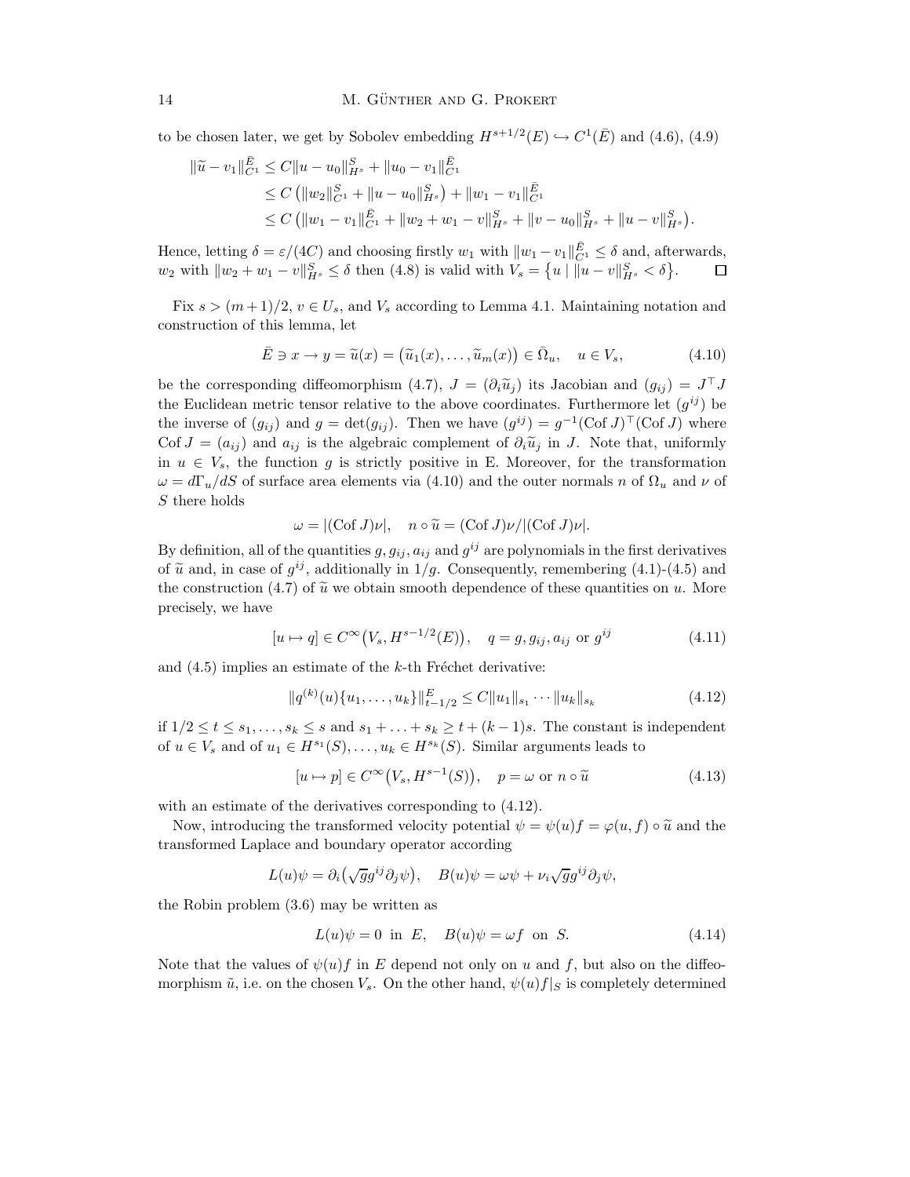to be chosen later, we get by Sobolev embedding $H^{s+1/2}(E) \hookrightarrow C^1(\bar{E})$ and (4.6), (4.9)

$$
\begin{aligned}
\|\widetilde{u} - v_1\|^{\bar{E}}_{C^1} &\le C\|u - u_0\|^S_{H^s} + \|u_0 - v_1\|^{\bar{E}}_{C^1} \\
&\le C\left(\|w_2\|^S_{C^1} + \|u - u_0\|^S_{H^s}\right) + \|w_1 - v_1\|^{\bar{E}}_{C^1} \\
&\le C\left(\|w_1 - v_1\|^{\bar{E}}_{C^1} + \|w_2 + w_1 - v\|^S_{H^s} + \|v - u_0\|^S_{H^s} + \|u - v\|^S_{H^s}\right).
\end{aligned}
$$

Hence, letting $\delta = \varepsilon/(4C)$ and choosing firstly $w_1$ with $\|w_1 - v_1\|^{\bar{E}}_{C^1} \le \delta$ and, afterwards, $w_2$ with $\|w_2 + w_1 - v\|^S_{H^s} \le \delta$ then (4.8) is valid with $V_s = \{u \mid \|u - v\|^S_{H^s} < \delta\}$. $\square$

Fix $s > (m+1)/2$, $v \in U_s$, and $V_s$ according to Lemma 4.1. Maintaining notation and construction of this lemma, let

$$
\bar{E} \ni x \to y = \widetilde{u}(x) = \left(\widetilde{u}_1(x), \ldots, \widetilde{u}_m(x)\right) \in \bar{\Omega}_u, \quad u \in V_s, \tag{4.10}
$$

be the corresponding diffeomorphism (4.7), $J = (\partial_i \widetilde{u}_j)$ its Jacobian and $(g_{ij}) = J^\top J$ the Euclidean metric tensor relative to the above coordinates. Furthermore let $(g^{ij})$ be the inverse of $(g_{ij})$ and $g = \det(g_{ij})$. Then we have $(g^{ij}) = g^{-1}(\operatorname{Cof} J)^\top(\operatorname{Cof} J)$ where $\operatorname{Cof} J = (a_{ij})$ and $a_{ij}$ is the algebraic complement of $\partial_i \widetilde{u}_j$ in $J$. Note that, uniformly in $u \in V_s$, the function $g$ is strictly positive in E. Moreover, for the transformation $\omega = d\Gamma_u/dS$ of surface area elements via (4.10) and the outer normals $n$ of $\Omega_u$ and $\nu$ of $S$ there holds

$$
\omega = |(\operatorname{Cof} J)\nu|, \quad n \circ \widetilde{u} = (\operatorname{Cof} J)\nu/|(\operatorname{Cof} J)\nu|.
$$

By definition, all of the quantities $g, g_{ij}, a_{ij}$ and $g^{ij}$ are polynomials in the first derivatives of $\widetilde{u}$ and, in case of $g^{ij}$, additionally in $1/g$. Consequently, remembering (4.1)-(4.5) and the construction (4.7) of $\widetilde{u}$ we obtain smooth dependence of these quantities on $u$. More precisely, we have

$$
[u \mapsto q] \in C^\infty\big(V_s, H^{s-1/2}(E)\big), \quad q = g, g_{ij}, a_{ij} \text{ or } g^{ij} \tag{4.11}
$$

and (4.5) implies an estimate of the $k$-th Fréchet derivative:

$$
\|q^{(k)}(u)\{u_1, \ldots, u_k\}\|^E_{t-1/2} \le C\|u_1\|_{s_1} \cdots \|u_k\|_{s_k} \tag{4.12}
$$

if $1/2 \le t \le s_1, \ldots, s_k \le s$ and $s_1 + \ldots + s_k \ge t + (k-1)s$. The constant is independent of $u \in V_s$ and of $u_1 \in H^{s_1}(S), \ldots, u_k \in H^{s_k}(S)$. Similar arguments leads to

$$
[u \mapsto p] \in C^\infty\big(V_s, H^{s-1}(S)\big), \quad p = \omega \text{ or } n \circ \widetilde{u} \tag{4.13}
$$

with an estimate of the derivatives corresponding to (4.12).

Now, introducing the transformed velocity potential $\psi = \psi(u)f = \varphi(u, f) \circ \widetilde{u}$ and the transformed Laplace and boundary operator according

$$
L(u)\psi = \partial_i\big(\sqrt{g}g^{ij}\partial_j\psi\big), \quad B(u)\psi = \omega\psi + \nu_i\sqrt{g}g^{ij}\partial_j\psi,
$$

the Robin problem (3.6) may be written as

$$
L(u)\psi = 0 \text{ in } E, \quad B(u)\psi = \omega f \text{ on } S. \tag{4.14}
$$

Note that the values of $\psi(u)f$ in $E$ depend not only on $u$ and $f$, but also on the diffeomorphism $\tilde{u}$, i.e. on the chosen $V_s$. On the other hand, $\psi(u)f|_S$ is completely determined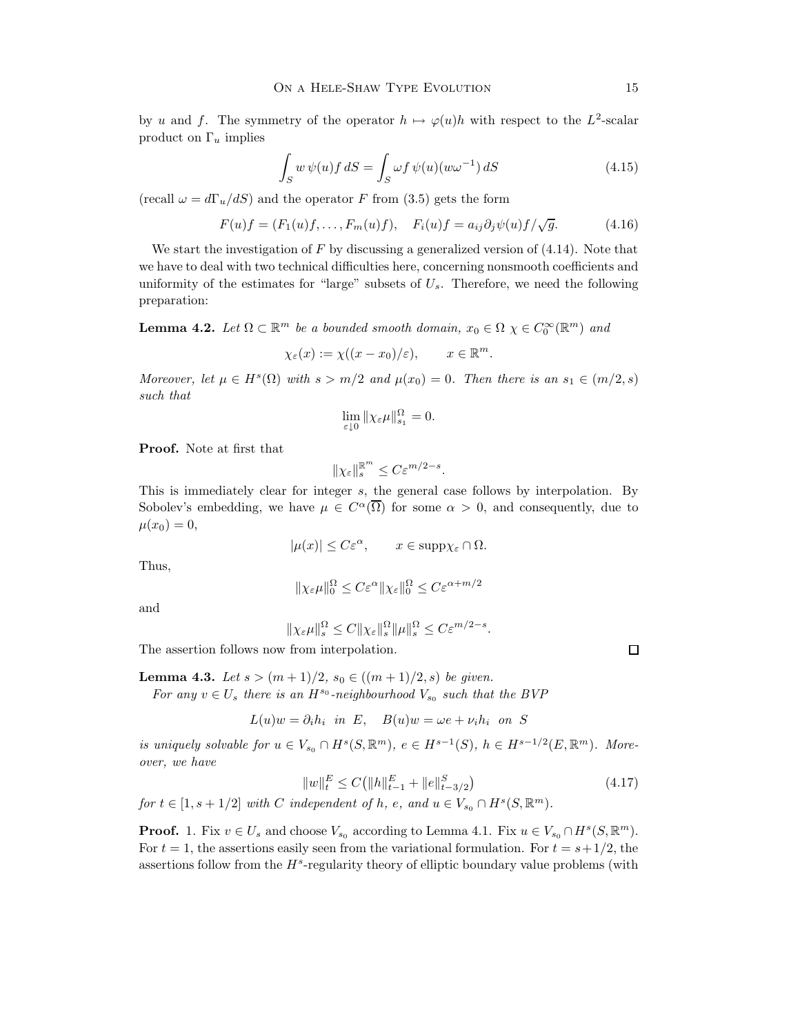by $u$ and $f$. The symmetry of the operator $h \mapsto \varphi(u)h$ with respect to the $L^2$-scalar product on $\Gamma_u$ implies

$$\int_S w\, \psi(u) f\, dS = \int_S \omega f\, \psi(u)(w\omega^{-1})\, dS \tag{4.15}$$

(recall $\omega = d\Gamma_u/dS$) and the operator $F$ from (3.5) gets the form

$$F(u)f = (F_1(u)f, \ldots, F_m(u)f), \quad F_i(u)f = a_{ij}\partial_j \psi(u)f/\sqrt{g}. \tag{4.16}$$

We start the investigation of $F$ by discussing a generalized version of (4.14). Note that we have to deal with two technical difficulties here, concerning nonsmooth coefficients and uniformity of the estimates for "large" subsets of $U_s$. Therefore, we need the following preparation:

**Lemma 4.2.** *Let $\Omega \subset \mathbb{R}^m$ be a bounded smooth domain, $x_0 \in \Omega$ $\chi \in C_0^\infty(\mathbb{R}^m)$ and*

$$\chi_\varepsilon(x) := \chi((x - x_0)/\varepsilon), \qquad x \in \mathbb{R}^m.$$

*Moreover, let $\mu \in H^s(\Omega)$ with $s > m/2$ and $\mu(x_0) = 0$. Then there is an $s_1 \in (m/2, s)$ such that*

$$\lim_{\varepsilon \downarrow 0} \|\chi_\varepsilon \mu\|_{s_1}^{\Omega} = 0.$$

**Proof.** Note at first that

$$\|\chi_\varepsilon\|_s^{\mathbb{R}^m} \leq C\varepsilon^{m/2-s}.$$

This is immediately clear for integer $s$, the general case follows by interpolation. By Sobolev's embedding, we have $\mu \in C^\alpha(\overline{\Omega})$ for some $\alpha > 0$, and consequently, due to $\mu(x_0) = 0$,

$$|\mu(x)| \leq C\varepsilon^\alpha, \qquad x \in \operatorname{supp}\chi_\varepsilon \cap \Omega.$$

Thus,

$$\|\chi_\varepsilon \mu\|_0^{\Omega} \leq C\varepsilon^\alpha \|\chi_\varepsilon\|_0^{\Omega} \leq C\varepsilon^{\alpha + m/2}$$

and

$$\|\chi_\varepsilon \mu\|_s^{\Omega} \leq C\|\chi_\varepsilon\|_s^{\Omega} \|\mu\|_s^{\Omega} \leq C\varepsilon^{m/2-s}.$$

The assertion follows now from interpolation. □

**Lemma 4.3.** *Let $s > (m+1)/2$, $s_0 \in ((m+1)/2, s)$ be given.*

*For any $v \in U_s$ there is an $H^{s_0}$-neighbourhood $V_{s_0}$ such that the BVP*

$$L(u)w = \partial_i h_i \ \text{ in } E, \quad B(u)w = \omega e + \nu_i h_i \ \text{ on } S$$

*is uniquely solvable for $u \in V_{s_0} \cap H^s(S, \mathbb{R}^m)$, $e \in H^{s-1}(S)$, $h \in H^{s-1/2}(E, \mathbb{R}^m)$. Moreover, we have*

$$\|w\|_t^E \leq C\big(\|h\|_{t-1}^E + \|e\|_{t-3/2}^S\big) \tag{4.17}$$

*for $t \in [1, s + 1/2]$ with $C$ independent of $h$, $e$, and $u \in V_{s_0} \cap H^s(S, \mathbb{R}^m)$.*

**Proof.** 1. Fix $v \in U_s$ and choose $V_{s_0}$ according to Lemma 4.1. Fix $u \in V_{s_0} \cap H^s(S, \mathbb{R}^m)$. For $t = 1$, the assertions easily seen from the variational formulation. For $t = s+1/2$, the assertions follow from the $H^s$-regularity theory of elliptic boundary value problems (with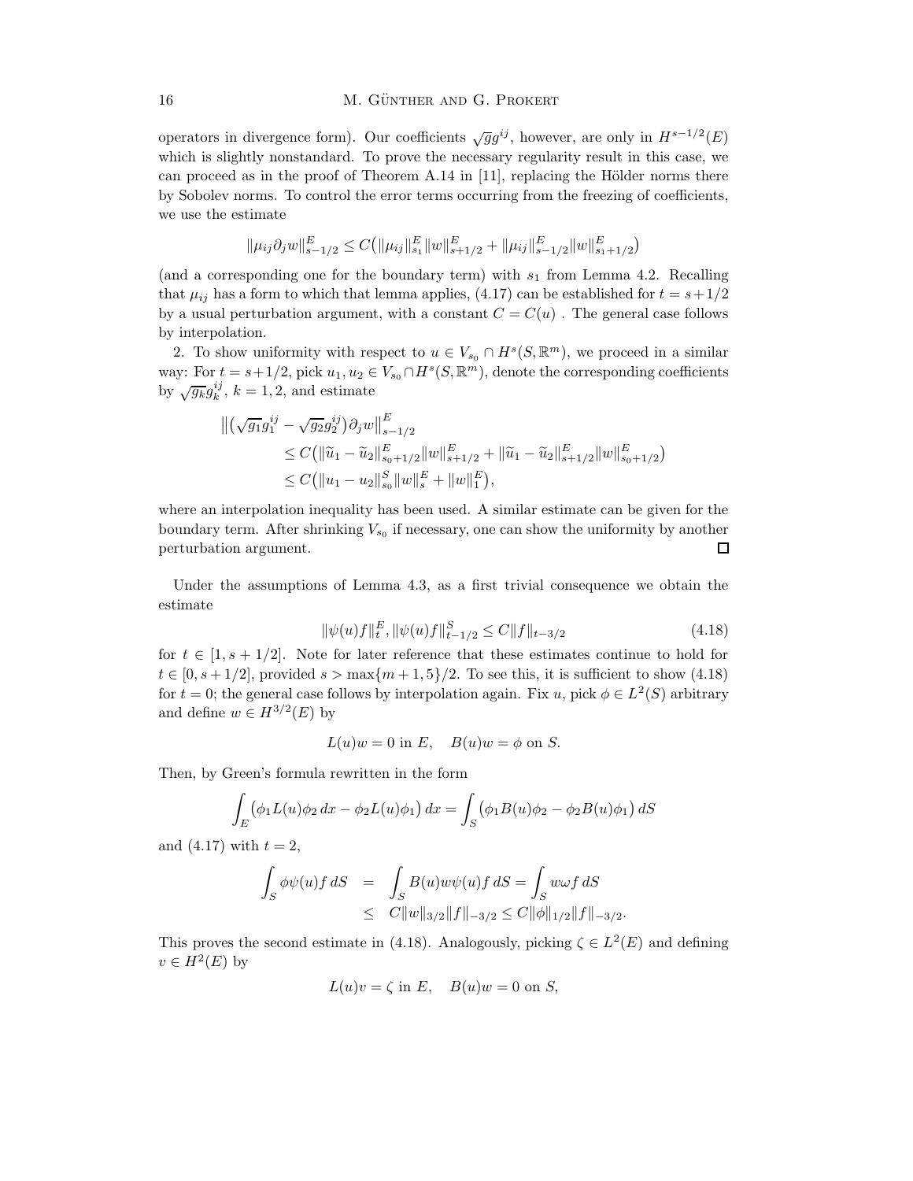operators in divergence form). Our coefficients $\sqrt{g}g^{ij}$, however, are only in $H^{s-1/2}(E)$ which is slightly nonstandard. To prove the necessary regularity result in this case, we can proceed as in the proof of Theorem A.14 in [11], replacing the Hölder norms there by Sobolev norms. To control the error terms occurring from the freezing of coefficients, we use the estimate

$$\|\mu_{ij}\partial_j w\|^E_{s-1/2} \le C\big(\|\mu_{ij}\|^E_{s_1}\|w\|^E_{s+1/2} + \|\mu_{ij}\|^E_{s-1/2}\|w\|^E_{s_1+1/2}\big)$$

(and a corresponding one for the boundary term) with $s_1$ from Lemma 4.2. Recalling that $\mu_{ij}$ has a form to which that lemma applies, (4.17) can be established for $t = s+1/2$ by a usual perturbation argument, with a constant $C = C(u)$ . The general case follows by interpolation.

2. To show uniformity with respect to $u \in V_{s_0} \cap H^s(S, \mathbb{R}^m)$, we proceed in a similar way: For $t = s+1/2$, pick $u_1, u_2 \in V_{s_0} \cap H^s(S, \mathbb{R}^m)$, denote the corresponding coefficients by $\sqrt{g_k}g_k^{ij}$, $k = 1, 2$, and estimate

$$\begin{aligned}
&\big\|\big(\sqrt{g_1}g_1^{ij} - \sqrt{g_2}g_2^{ij}\big)\partial_j w\big\|^E_{s-1/2} \\
&\qquad \le C\big(\|\widetilde{u}_1 - \widetilde{u}_2\|^E_{s_0+1/2}\|w\|^E_{s+1/2} + \|\widetilde{u}_1 - \widetilde{u}_2\|^E_{s+1/2}\|w\|^E_{s_0+1/2}\big) \\
&\qquad \le C\big(\|u_1 - u_2\|^S_{s_0}\|w\|^E_{s} + \|w\|^E_{1}\big),
\end{aligned}$$

where an interpolation inequality has been used. A similar estimate can be given for the boundary term. After shrinking $V_{s_0}$ if necessary, one can show the uniformity by another perturbation argument. $\square$

Under the assumptions of Lemma 4.3, as a first trivial consequence we obtain the estimate

$$\|\psi(u)f\|^E_t, \|\psi(u)f\|^S_{t-1/2} \le C\|f\|_{t-3/2} \tag{4.18}$$

for $t \in [1, s+1/2]$. Note for later reference that these estimates continue to hold for $t \in [0, s+1/2]$, provided $s > \max\{m+1, 5\}/2$. To see this, it is sufficient to show (4.18) for $t = 0$; the general case follows by interpolation again. Fix $u$, pick $\phi \in L^2(S)$ arbitrary and define $w \in H^{3/2}(E)$ by

$$L(u)w = 0 \text{ in } E, \quad B(u)w = \phi \text{ on } S.$$

Then, by Green's formula rewritten in the form

$$\int_E \big(\phi_1 L(u)\phi_2\, dx - \phi_2 L(u)\phi_1\big)\, dx = \int_S \big(\phi_1 B(u)\phi_2 - \phi_2 B(u)\phi_1\big)\, dS$$

and (4.17) with $t = 2$,

$$\begin{aligned}
\int_S \phi\psi(u)f\, dS &= \int_S B(u)w\psi(u)f\, dS = \int_S w\omega f\, dS \\
&\le C\|w\|_{3/2}\|f\|_{-3/2} \le C\|\phi\|_{1/2}\|f\|_{-3/2}.
\end{aligned}$$

This proves the second estimate in (4.18). Analogously, picking $\zeta \in L^2(E)$ and defining $v \in H^2(E)$ by

$$L(u)v = \zeta \text{ in } E, \quad B(u)w = 0 \text{ on } S,$$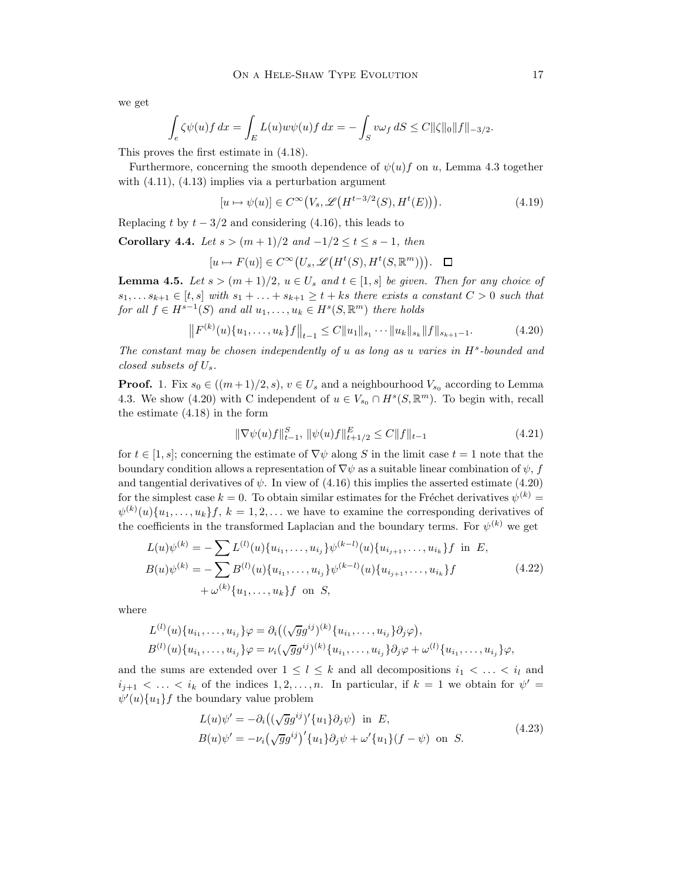we get

$$\int_e \zeta\psi(u)f\,dx = \int_E L(u)w\psi(u)f\,dx = -\int_S v\omega_f\,dS \le C\|\zeta\|_0\|f\|_{-3/2}.$$

This proves the first estimate in (4.18).

Furthermore, concerning the smooth dependence of $\psi(u)f$ on $u$, Lemma 4.3 together with (4.11), (4.13) implies via a perturbation argument

$$[u \mapsto \psi(u)] \in C^\infty\big(V_s, \mathscr{L}\big(H^{t-3/2}(S), H^t(E)\big)\big). \tag{4.19}$$

Replacing $t$ by $t-3/2$ and considering (4.16), this leads to

**Corollary 4.4.** *Let $s > (m+1)/2$ and $-1/2 \le t \le s-1$, then*

$$[u \mapsto F(u)] \in C^\infty\big(U_s, \mathscr{L}\big(H^t(S), H^t(S,\mathbb{R}^m)\big)\big). \quad \square$$

**Lemma 4.5.** *Let $s > (m+1)/2$, $u \in U_s$ and $t \in [1,s]$ be given. Then for any choice of $s_1, \ldots s_{k+1} \in [t,s]$ with $s_1 + \ldots + s_{k+1} \ge t + ks$ there exists a constant $C > 0$ such that for all $f \in H^{s-1}(S)$ and all $u_1, \ldots, u_k \in H^s(S,\mathbb{R}^m)$ there holds*

$$\big\|F^{(k)}(u)\{u_1,\ldots,u_k\}f\big\|_{t-1} \le C\|u_1\|_{s_1}\cdots\|u_k\|_{s_k}\|f\|_{s_{k+1}-1}. \tag{4.20}$$

*The constant may be chosen independently of $u$ as long as $u$ varies in $H^s$-bounded and closed subsets of $U_s$.*

**Proof.** 1. Fix $s_0 \in ((m+1)/2, s)$, $v \in U_s$ and a neighbourhood $V_{s_0}$ according to Lemma 4.3. We show (4.20) with C independent of $u \in V_{s_0} \cap H^s(S,\mathbb{R}^m)$. To begin with, recall the estimate (4.18) in the form

$$\|\nabla\psi(u)f\|^S_{t-1},\ \|\psi(u)f\|^E_{t+1/2} \le C\|f\|_{t-1} \tag{4.21}$$

for $t \in [1,s]$; concerning the estimate of $\nabla\psi$ along $S$ in the limit case $t=1$ note that the boundary condition allows a representation of $\nabla\psi$ as a suitable linear combination of $\psi$, $f$ and tangential derivatives of $\psi$. In view of (4.16) this implies the asserted estimate (4.20) for the simplest case $k=0$. To obtain similar estimates for the Fréchet derivatives $\psi^{(k)} = \psi^{(k)}(u)\{u_1,\ldots,u_k\}f$, $k=1,2,\ldots$ we have to examine the corresponding derivatives of the coefficients in the transformed Laplacian and the boundary terms. For $\psi^{(k)}$ we get

$$\begin{aligned}
L(u)\psi^{(k)} &= -\sum L^{(l)}(u)\{u_{i_1},\ldots,u_{i_j}\}\psi^{(k-l)}(u)\{u_{i_{j+1}},\ldots,u_{i_k}\}f \ \text{ in } E,\\
B(u)\psi^{(k)} &= -\sum B^{(l)}(u)\{u_{i_1},\ldots,u_{i_j}\}\psi^{(k-l)}(u)\{u_{i_{j+1}},\ldots,u_{i_k}\}f\\
&\quad + \omega^{(k)}\{u_1,\ldots,u_k\}f \ \text{ on } S,
\end{aligned} \tag{4.22}$$

where

$$\begin{aligned}
&L^{(l)}(u)\{u_{i_1},\ldots,u_{i_j}\}\varphi = \partial_i\big((\sqrt{g}g^{ij})^{(k)}\{u_{i_1},\ldots,u_{i_j}\}\partial_j\varphi\big),\\
&B^{(l)}(u)\{u_{i_1},\ldots,u_{i_j}\}\varphi = \nu_i(\sqrt{g}g^{ij})^{(k)}\{u_{i_1},\ldots,u_{i_j}\}\partial_j\varphi + \omega^{(l)}\{u_{i_1},\ldots,u_{i_j}\}\varphi,
\end{aligned}$$

and the sums are extended over $1 \le l \le k$ and all decompositions $i_1 < \ldots < i_l$ and $i_{j+1} < \ldots < i_k$ of the indices $1,2,\ldots,n$. In particular, if $k=1$ we obtain for $\psi' = \psi'(u)\{u_1\}f$ the boundary value problem

$$\begin{aligned}
L(u)\psi' &= -\partial_i\big((\sqrt{g}g^{ij})'\{u_1\}\partial_j\psi\big) \ \text{ in } E,\\
B(u)\psi' &= -\nu_i\big(\sqrt{g}g^{ij}\big)'\{u_1\}\partial_j\psi + \omega'\{u_1\}(f-\psi) \ \text{ on } S.
\end{aligned} \tag{4.23}$$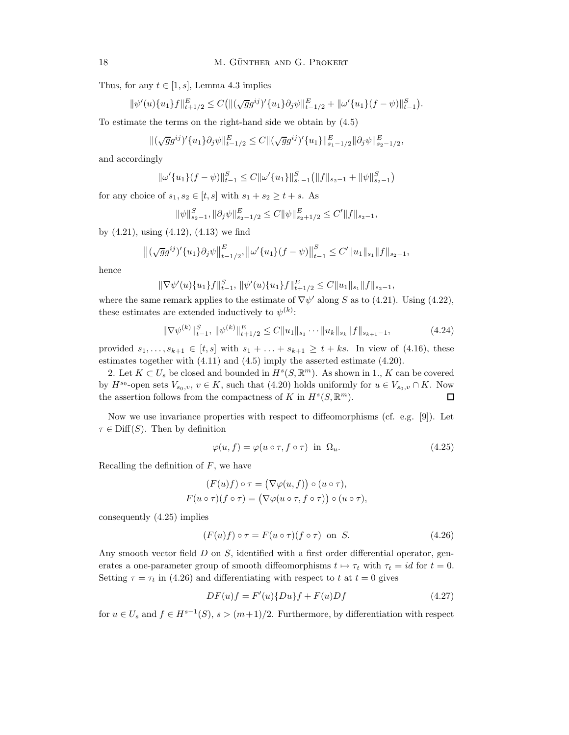Thus, for any $t \in [1, s]$, Lemma 4.3 implies

$$\|\psi'(u)\{u_1\}f\|^E_{t+1/2} \le C\big(\|(\sqrt{g}g^{ij})'\{u_1\}\partial_j\psi\|^E_{t-1/2} + \|\omega'\{u_1\}(f-\psi)\|^S_{t-1}\big).$$

To estimate the terms on the right-hand side we obtain by (4.5)

$$\|(\sqrt{g}g^{ij})'\{u_1\}\partial_j\psi\|^E_{t-1/2} \le C\|(\sqrt{g}g^{ij})'\{u_1\}\|^E_{s_1-1/2}\|\partial_j\psi\|^E_{s_2-1/2},$$

and accordingly

$$\|\omega'\{u_1\}(f-\psi)\|^S_{t-1} \le C\|\omega'\{u_1\}\|^S_{s_1-1}\big(\|f\|_{s_2-1} + \|\psi\|^S_{s_2-1}\big)$$

for any choice of $s_1, s_2 \in [t, s]$ with $s_1 + s_2 \ge t + s$. As

$$\|\psi\|^S_{s_2-1}, \|\partial_j\psi\|^E_{s_2-1/2} \le C\|\psi\|^E_{s_2+1/2} \le C'\|f\|_{s_2-1},$$

by (4.21), using (4.12), (4.13) we find

$$\big\|(\sqrt{g}g^{ij})'\{u_1\}\partial_j\psi\big\|^E_{t-1/2}, \big\|\omega'\{u_1\}(f-\psi)\big\|^S_{t-1} \le C'\|u_1\|_{s_1}\|f\|_{s_2-1},$$

hence

$$\|\nabla\psi'(u)\{u_1\}f\|^S_{t-1},\ \|\psi'(u)\{u_1\}f\|^E_{t+1/2} \le C\|u_1\|_{s_1}\|f\|_{s_2-1},$$

where the same remark applies to the estimate of $\nabla\psi'$ along $S$ as to (4.21). Using (4.22), these estimates are extended inductively to $\psi^{(k)}$:

$$\|\nabla\psi^{(k)}\|^S_{t-1},\ \|\psi^{(k)}\|^E_{t+1/2} \le C\|u_1\|_{s_1}\cdots\|u_k\|_{s_k}\|f\|_{s_{k+1}-1}, \tag{4.24}$$

provided $s_1, \ldots, s_{k+1} \in [t, s]$ with $s_1 + \ldots + s_{k+1} \ge t + ks$. In view of (4.16), these estimates together with (4.11) and (4.5) imply the asserted estimate (4.20).

2. Let $K \subset U_s$ be closed and bounded in $H^s(S, \mathbb{R}^m)$. As shown in 1., $K$ can be covered by $H^{s_0}$-open sets $V_{s_0,v}$, $v \in K$, such that (4.20) holds uniformly for $u \in V_{s_0,v} \cap K$. Now the assertion follows from the compactness of $K$ in $H^s(S, \mathbb{R}^m)$. ∎

Now we use invariance properties with respect to diffeomorphisms (cf. e.g. [9]). Let $\tau \in \mathrm{Diff}(S)$. Then by definition

$$\varphi(u, f) = \varphi(u \circ \tau, f \circ \tau) \ \text{ in } \ \Omega_u. \tag{4.25}$$

Recalling the definition of $F$, we have

$$(F(u)f) \circ \tau = \big(\nabla\varphi(u, f)\big) \circ (u \circ \tau),$$
$$F(u \circ \tau)(f \circ \tau) = \big(\nabla\varphi(u \circ \tau, f \circ \tau)\big) \circ (u \circ \tau),$$

consequently (4.25) implies

$$(F(u)f) \circ \tau = F(u \circ \tau)(f \circ \tau) \ \text{ on } \ S. \tag{4.26}$$

Any smooth vector field $D$ on $S$, identified with a first order differential operator, generates a one-parameter group of smooth diffeomorphisms $t \mapsto \tau_t$ with $\tau_t = id$ for $t = 0$. Setting $\tau = \tau_t$ in (4.26) and differentiating with respect to $t$ at $t = 0$ gives

$$DF(u)f = F'(u)\{Du\}f + F(u)Df \tag{4.27}$$

for $u \in U_s$ and $f \in H^{s-1}(S)$, $s > (m+1)/2$. Furthermore, by differentiation with respect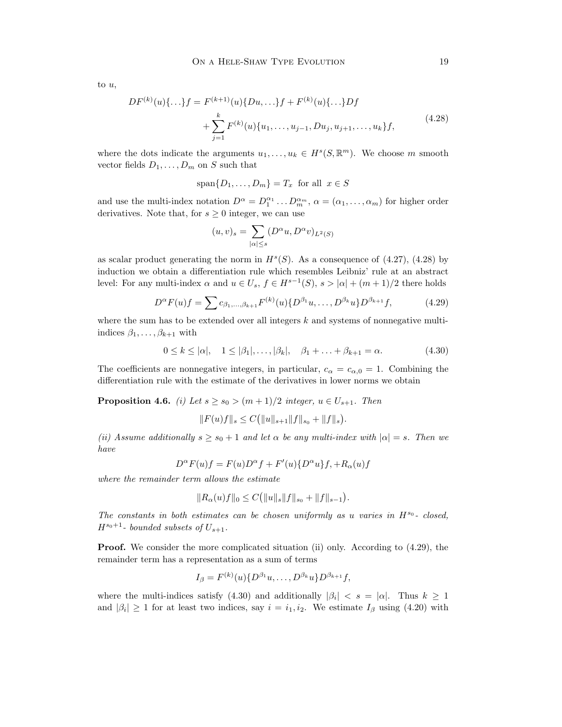to $u$,

$$
\begin{aligned}
DF^{(k)}(u)\{\ldots\}f = F^{(k+1)}(u)\{Du,\ldots\}f + F^{(k)}(u)\{\ldots\}Df \\
+ \sum_{j=1}^{k} F^{(k)}(u)\{u_1,\ldots,u_{j-1},Du_j,u_{j+1},\ldots,u_k\}f,
\end{aligned}
\tag{4.28}
$$

where the dots indicate the arguments $u_1,\ldots,u_k \in H^s(S,\mathbb{R}^m)$. We choose $m$ smooth vector fields $D_1,\ldots,D_m$ on $S$ such that

$$
\operatorname{span}\{D_1,\ldots,D_m\} = T_x \quad \text{for all } \ x \in S
$$

and use the multi-index notation $D^\alpha = D_1^{\alpha_1}\ldots D_m^{\alpha_m}$, $\alpha = (\alpha_1,\ldots,\alpha_m)$ for higher order derivatives. Note that, for $s \geq 0$ integer, we can use

$$
(u,v)_s = \sum_{|\alpha|\leq s} (D^\alpha u, D^\alpha v)_{L^2(S)}
$$

as scalar product generating the norm in $H^s(S)$. As a consequence of (4.27), (4.28) by induction we obtain a differentiation rule which resembles Leibniz' rule at an abstract level: For any multi-index $\alpha$ and $u \in U_s$, $f \in H^{s-1}(S)$, $s > |\alpha| + (m+1)/2$ there holds

$$
D^\alpha F(u)f = \sum c_{\beta_1,\ldots,\beta_{k+1}} F^{(k)}(u)\{D^{\beta_1}u,\ldots,D^{\beta_k}u\}D^{\beta_{k+1}}f,
\tag{4.29}
$$

where the sum has to be extended over all integers $k$ and systems of nonnegative multi-indices $\beta_1,\ldots,\beta_{k+1}$ with

$$
0 \leq k \leq |\alpha|, \quad 1 \leq |\beta_1|,\ldots,|\beta_k|, \quad \beta_1 + \ldots + \beta_{k+1} = \alpha.
\tag{4.30}
$$

The coefficients are nonnegative integers, in particular, $c_\alpha = c_{\alpha,0} = 1$. Combining the differentiation rule with the estimate of the derivatives in lower norms we obtain

**Proposition 4.6.** *(i) Let $s \geq s_0 > (m+1)/2$ integer, $u \in U_{s+1}$. Then*

$$
\|F(u)f\|_s \leq C\big(\|u\|_{s+1}\|f\|_{s_0} + \|f\|_s\big).
$$

*(ii) Assume additionally $s \geq s_0 + 1$ and let $\alpha$ be any multi-index with $|\alpha| = s$. Then we have*

$$
D^\alpha F(u)f = F(u)D^\alpha f + F'(u)\{D^\alpha u\}f, + R_\alpha(u)f
$$

*where the remainder term allows the estimate*

$$
\|R_\alpha(u)f\|_0 \leq C\big(\|u\|_s\|f\|_{s_0} + \|f\|_{s-1}\big).
$$

*The constants in both estimates can be chosen uniformly as $u$ varies in $H^{s_0}$- closed, $H^{s_0+1}$- bounded subsets of $U_{s+1}$.*

**Proof.** We consider the more complicated situation (ii) only. According to (4.29), the remainder term has a representation as a sum of terms

$$
I_\beta = F^{(k)}(u)\{D^{\beta_1}u,\ldots,D^{\beta_k}u\}D^{\beta_{k+1}}f,
$$

where the multi-indices satisfy (4.30) and additionally $|\beta_i| < s = |\alpha|$. Thus $k \geq 1$ and $|\beta_i| \geq 1$ for at least two indices, say $i = i_1, i_2$. We estimate $I_\beta$ using (4.20) with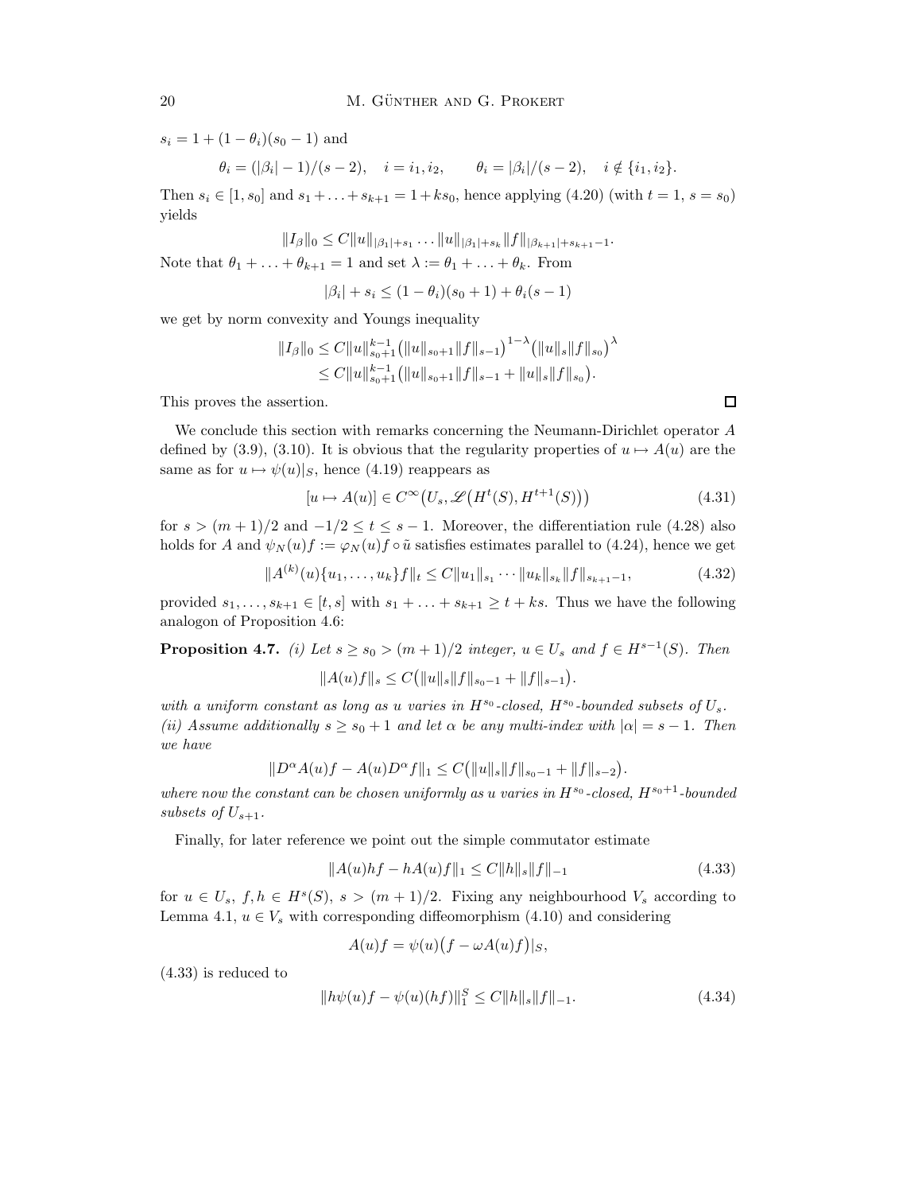$s_i = 1 + (1-\theta_i)(s_0 - 1)$ and

$$\theta_i = (|\beta_i| - 1)/(s-2), \quad i = i_1, i_2, \qquad \theta_i = |\beta_i|/(s-2), \quad i \notin \{i_1, i_2\}.$$

Then $s_i \in [1, s_0]$ and $s_1 + \ldots + s_{k+1} = 1 + ks_0$, hence applying (4.20) (with $t = 1$, $s = s_0$) yields

$$\|I_\beta\|_0 \leq C\|u\|_{|\beta_1|+s_1} \ldots \|u\|_{|\beta_1|+s_k} \|f\|_{|\beta_{k+1}|+s_{k+1}-1}.$$

Note that $\theta_1 + \ldots + \theta_{k+1} = 1$ and set $\lambda := \theta_1 + \ldots + \theta_k$. From

$$|\beta_i| + s_i \leq (1-\theta_i)(s_0+1) + \theta_i(s-1)$$

we get by norm convexity and Youngs inequality

$$\begin{aligned}\|I_\beta\|_0 &\leq C\|u\|_{s_0+1}^{k-1}\big(\|u\|_{s_0+1}\|f\|_{s-1}\big)^{1-\lambda}\big(\|u\|_s\|f\|_{s_0}\big)^\lambda \\ &\leq C\|u\|_{s_0+1}^{k-1}\big(\|u\|_{s_0+1}\|f\|_{s-1} + \|u\|_s\|f\|_{s_0}\big).\end{aligned}$$

This proves the assertion. $\square$

We conclude this section with remarks concerning the Neumann-Dirichlet operator $A$ defined by (3.9), (3.10). It is obvious that the regularity properties of $u \mapsto A(u)$ are the same as for $u \mapsto \psi(u)|_S$, hence (4.19) reappears as

$$[u \mapsto A(u)] \in C^\infty\big(U_s, \mathscr{L}\big(H^t(S), H^{t+1}(S)\big)\big) \tag{4.31}$$

for $s > (m+1)/2$ and $-1/2 \leq t \leq s-1$. Moreover, the differentiation rule (4.28) also holds for $A$ and $\psi_N(u)f := \varphi_N(u)f \circ \tilde{u}$ satisfies estimates parallel to (4.24), hence we get

$$\|A^{(k)}(u)\{u_1, \ldots, u_k\}f\|_t \leq C\|u_1\|_{s_1} \cdots \|u_k\|_{s_k}\|f\|_{s_{k+1}-1}, \tag{4.32}$$

provided $s_1, \ldots, s_{k+1} \in [t, s]$ with $s_1 + \ldots + s_{k+1} \geq t + ks$. Thus we have the following analogon of Proposition 4.6:

**Proposition 4.7.** *(i) Let $s \geq s_0 > (m+1)/2$ integer, $u \in U_s$ and $f \in H^{s-1}(S)$. Then*

$$\|A(u)f\|_s \leq C\big(\|u\|_s\|f\|_{s_0-1} + \|f\|_{s-1}\big).$$

*with a uniform constant as long as $u$ varies in $H^{s_0}$-closed, $H^{s_0}$-bounded subsets of $U_s$.*
*(ii) Assume additionally $s \geq s_0 + 1$ and let $\alpha$ be any multi-index with $|\alpha| = s-1$. Then we have*

$$\|D^\alpha A(u)f - A(u)D^\alpha f\|_1 \leq C\big(\|u\|_s\|f\|_{s_0-1} + \|f\|_{s-2}\big).$$

*where now the constant can be chosen uniformly as $u$ varies in $H^{s_0}$-closed, $H^{s_0+1}$-bounded subsets of $U_{s+1}$.*

Finally, for later reference we point out the simple commutator estimate

$$\|A(u)hf - hA(u)f\|_1 \leq C\|h\|_s\|f\|_{-1} \tag{4.33}$$

for $u \in U_s$, $f, h \in H^s(S)$, $s > (m+1)/2$. Fixing any neighbourhood $V_s$ according to Lemma 4.1, $u \in V_s$ with corresponding diffeomorphism (4.10) and considering

$$A(u)f = \psi(u)\big(f - \omega A(u)f\big)|_S,$$

(4.33) is reduced to

$$\|h\psi(u)f - \psi(u)(hf)\|_1^S \leq C\|h\|_s\|f\|_{-1}. \tag{4.34}$$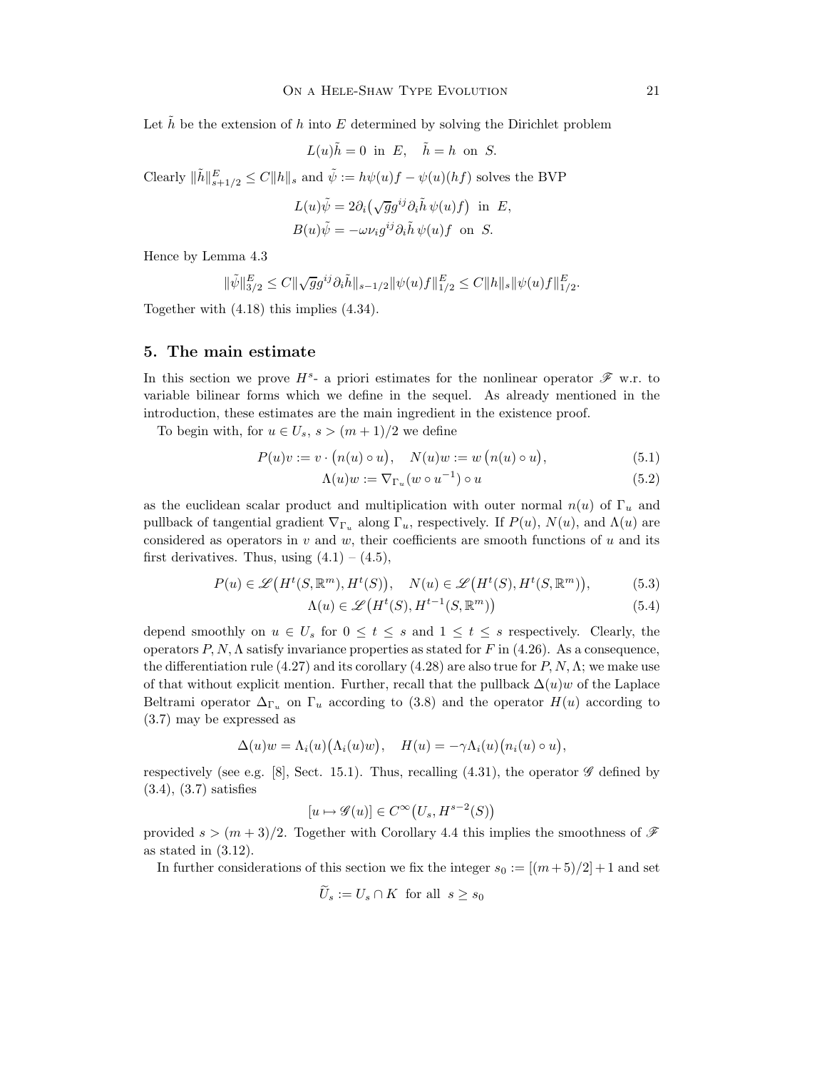Let $\tilde{h}$ be the extension of $h$ into $E$ determined by solving the Dirichlet problem

$$L(u)\tilde{h} = 0 \ \text{ in } \ E, \quad \tilde{h} = h \ \text{ on } \ S.$$

Clearly $\|\tilde{h}\|^E_{s+1/2} \le C\|h\|_s$ and $\tilde{\psi} := h\psi(u)f - \psi(u)(hf)$ solves the BVP

$$L(u)\tilde{\psi} = 2\partial_i\big(\sqrt{g}g^{ij}\partial_i\tilde{h}\,\psi(u)f\big) \ \text{ in } \ E,$$
$$B(u)\tilde{\psi} = -\omega\nu_i g^{ij}\partial_i\tilde{h}\,\psi(u)f \ \text{ on } \ S.$$

Hence by Lemma 4.3

$$\|\tilde{\psi}\|^E_{3/2} \le C\|\sqrt{g}g^{ij}\partial_i\tilde{h}\|_{s-1/2}\|\psi(u)f\|^E_{1/2} \le C\|h\|_s\|\psi(u)f\|^E_{1/2}.$$

Together with (4.18) this implies (4.34).

## 5. The main estimate

In this section we prove $H^s$- a priori estimates for the nonlinear operator $\mathscr{F}$ w.r. to variable bilinear forms which we define in the sequel. As already mentioned in the introduction, these estimates are the main ingredient in the existence proof.

To begin with, for $u \in U_s$, $s > (m+1)/2$ we define

$$P(u)v := v \cdot \big(n(u) \circ u\big), \quad N(u)w := w\,\big(n(u) \circ u\big), \tag{5.1}$$

$$\Lambda(u)w := \nabla_{\Gamma_u}(w \circ u^{-1}) \circ u \tag{5.2}$$

as the euclidean scalar product and multiplication with outer normal $n(u)$ of $\Gamma_u$ and pullback of tangential gradient $\nabla_{\Gamma_u}$ along $\Gamma_u$, respectively. If $P(u)$, $N(u)$, and $\Lambda(u)$ are considered as operators in $v$ and $w$, their coefficients are smooth functions of $u$ and its first derivatives. Thus, using (4.1) – (4.5),

$$P(u) \in \mathscr{L}\big(H^t(S,\mathbb{R}^m), H^t(S)\big), \quad N(u) \in \mathscr{L}\big(H^t(S), H^t(S,\mathbb{R}^m)\big), \tag{5.3}$$

$$\Lambda(u) \in \mathscr{L}\big(H^t(S), H^{t-1}(S,\mathbb{R}^m)\big) \tag{5.4}$$

depend smoothly on $u \in U_s$ for $0 \le t \le s$ and $1 \le t \le s$ respectively. Clearly, the operators $P, N, \Lambda$ satisfy invariance properties as stated for $F$ in (4.26). As a consequence, the differentiation rule (4.27) and its corollary (4.28) are also true for $P, N, \Lambda$; we make use of that without explicit mention. Further, recall that the pullback $\Delta(u)w$ of the Laplace Beltrami operator $\Delta_{\Gamma_u}$ on $\Gamma_u$ according to (3.8) and the operator $H(u)$ according to (3.7) may be expressed as

$$\Delta(u)w = \Lambda_i(u)\big(\Lambda_i(u)w\big), \quad H(u) = -\gamma\Lambda_i(u)\big(n_i(u) \circ u\big),$$

respectively (see e.g. [8], Sect. 15.1). Thus, recalling (4.31), the operator $\mathscr{G}$ defined by (3.4), (3.7) satisfies

$$[u \mapsto \mathscr{G}(u)] \in C^\infty\big(U_s, H^{s-2}(S)\big)$$

provided $s > (m+3)/2$. Together with Corollary 4.4 this implies the smoothness of $\mathscr{F}$ as stated in (3.12).

In further considerations of this section we fix the integer $s_0 := [(m+5)/2] + 1$ and set

$$\widetilde{U}_s := U_s \cap K \ \text{ for all } \ s \ge s_0$$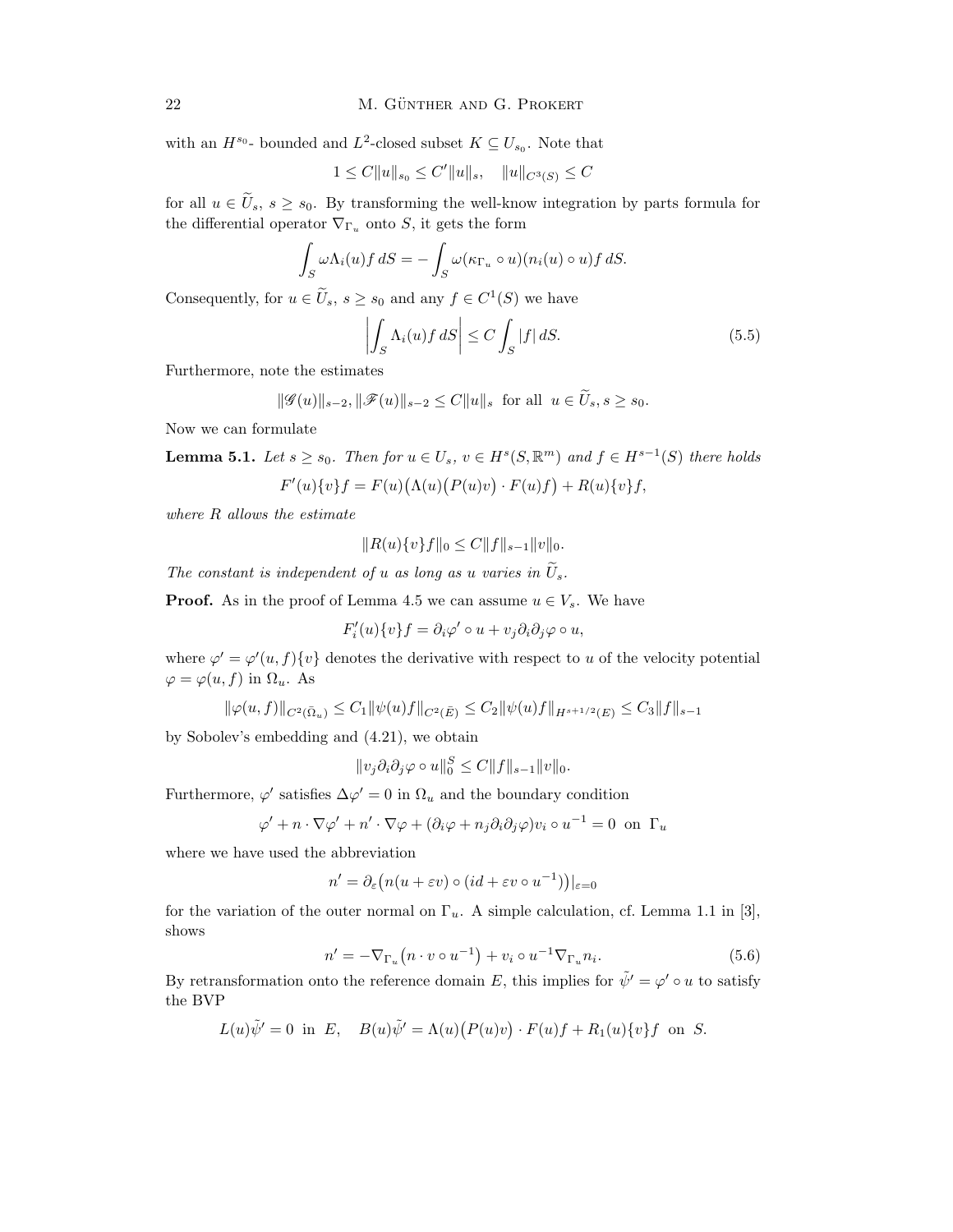with an $H^{s_0}$- bounded and $L^2$-closed subset $K \subseteq U_{s_0}$. Note that

$$1 \le C\|u\|_{s_0} \le C'\|u\|_s, \quad \|u\|_{C^3(S)} \le C$$

for all $u \in \widetilde{U}_s$, $s \ge s_0$. By transforming the well-know integration by parts formula for the differential operator $\nabla_{\Gamma_u}$ onto $S$, it gets the form

$$\int_S \omega \Lambda_i(u) f \, dS = -\int_S \omega(\kappa_{\Gamma_u} \circ u)(n_i(u) \circ u) f \, dS.$$

Consequently, for $u \in \widetilde{U}_s$, $s \ge s_0$ and any $f \in C^1(S)$ we have

$$\left| \int_S \Lambda_i(u) f \, dS \right| \le C \int_S |f| \, dS. \tag{5.5}$$

Furthermore, note the estimates

$$\|\mathscr{G}(u)\|_{s-2}, \|\mathscr{F}(u)\|_{s-2} \le C\|u\|_s \text{ for all } u \in \widetilde{U}_s, s \ge s_0.$$

Now we can formulate

**Lemma 5.1.** *Let $s \ge s_0$. Then for $u \in U_s$, $v \in H^s(S, \mathbb{R}^m)$ and $f \in H^{s-1}(S)$ there holds*

$$F'(u)\{v\}f = F(u)\big(\Lambda(u)\big(P(u)v\big) \cdot F(u)f\big) + R(u)\{v\}f,$$

*where $R$ allows the estimate*

$$\|R(u)\{v\}f\|_0 \le C\|f\|_{s-1}\|v\|_0.$$

*The constant is independent of $u$ as long as $u$ varies in $\widetilde{U}_s$.*

**Proof.** As in the proof of Lemma 4.5 we can assume $u \in V_s$. We have

$$F_i'(u)\{v\}f = \partial_i \varphi' \circ u + v_j \partial_i \partial_j \varphi \circ u,$$

where $\varphi' = \varphi'(u, f)\{v\}$ denotes the derivative with respect to $u$ of the velocity potential $\varphi = \varphi(u, f)$ in $\Omega_u$. As

$$\|\varphi(u, f)\|_{C^2(\bar{\Omega}_u)} \le C_1\|\psi(u)f\|_{C^2(\bar{E})} \le C_2\|\psi(u)f\|_{H^{s+1/2}(E)} \le C_3\|f\|_{s-1}$$

by Sobolev's embedding and (4.21), we obtain

$$\|v_j \partial_i \partial_j \varphi \circ u\|_0^S \le C\|f\|_{s-1}\|v\|_0.$$

Furthermore, $\varphi'$ satisfies $\Delta \varphi' = 0$ in $\Omega_u$ and the boundary condition

$$\varphi' + n \cdot \nabla \varphi' + n' \cdot \nabla \varphi + (\partial_i \varphi + n_j \partial_i \partial_j \varphi) v_i \circ u^{-1} = 0 \text{ on } \Gamma_u$$

where we have used the abbreviation

$$n' = \partial_\varepsilon \big(n(u + \varepsilon v) \circ (id + \varepsilon v \circ u^{-1})\big)|_{\varepsilon=0}$$

for the variation of the outer normal on $\Gamma_u$. A simple calculation, cf. Lemma 1.1 in [3], shows

$$n' = -\nabla_{\Gamma_u}\big(n \cdot v \circ u^{-1}\big) + v_i \circ u^{-1} \nabla_{\Gamma_u} n_i. \tag{5.6}$$

By retransformation onto the reference domain $E$, this implies for $\tilde{\psi}' = \varphi' \circ u$ to satisfy the BVP

$$L(u)\tilde{\psi}' = 0 \text{ in } E, \quad B(u)\tilde{\psi}' = \Lambda(u)\big(P(u)v\big) \cdot F(u)f + R_1(u)\{v\}f \text{ on } S.$$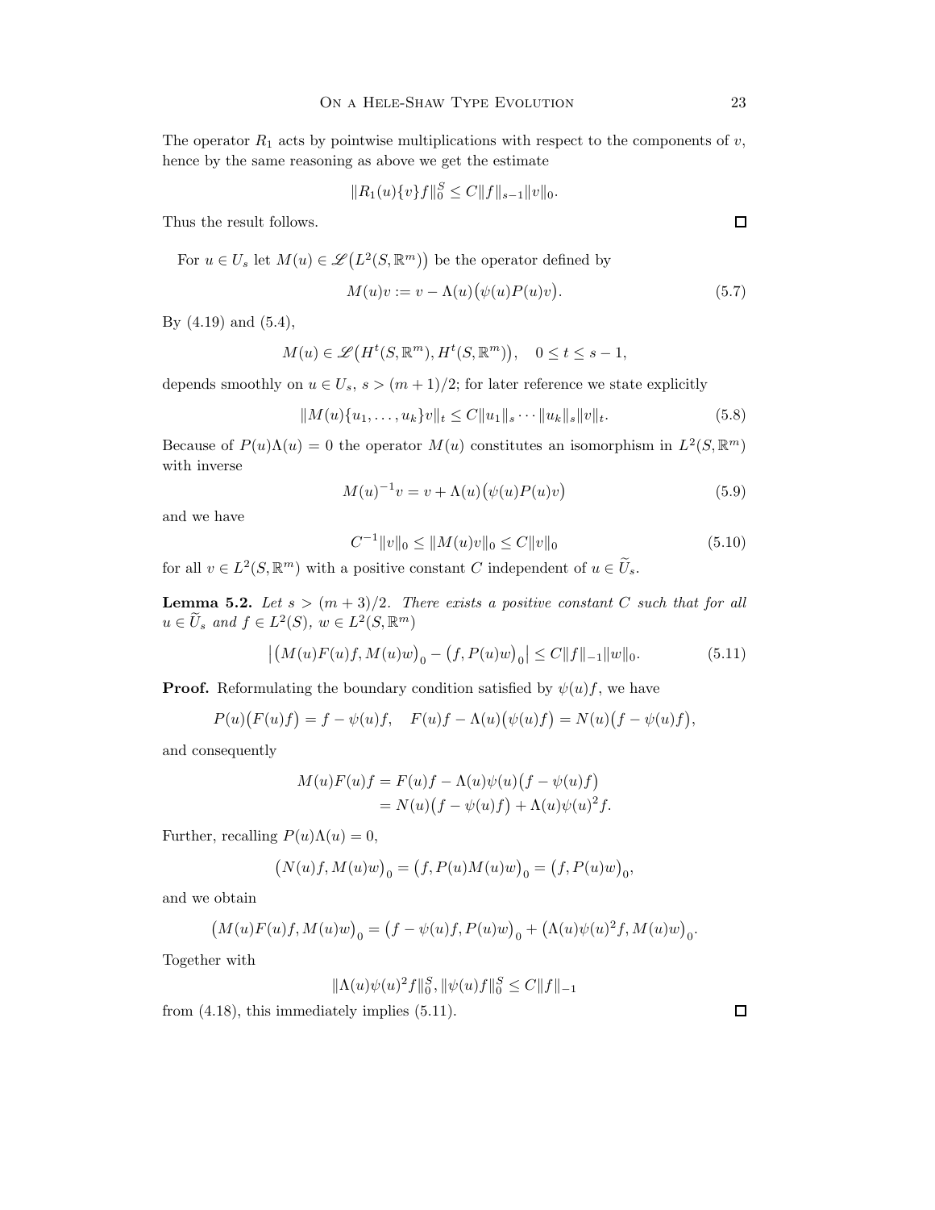The operator $R_1$ acts by pointwise multiplications with respect to the components of $v$, hence by the same reasoning as above we get the estimate

$$\|R_1(u)\{v\}f\|_0^S \le C\|f\|_{s-1}\|v\|_0.$$

Thus the result follows. □

For $u \in U_s$ let $M(u) \in \mathscr{L}\big(L^2(S, \mathbb{R}^m)\big)$ be the operator defined by

$$M(u)v := v - \Lambda(u)\big(\psi(u)P(u)v\big). \tag{5.7}$$

By (4.19) and (5.4),

$$M(u) \in \mathscr{L}\big(H^t(S, \mathbb{R}^m), H^t(S, \mathbb{R}^m)\big), \quad 0 \le t \le s-1,$$

depends smoothly on $u \in U_s$, $s > (m+1)/2$; for later reference we state explicitly

$$\|M(u)\{u_1, \dots, u_k\}v\|_t \le C\|u_1\|_s \cdots \|u_k\|_s \|v\|_t. \tag{5.8}$$

Because of $P(u)\Lambda(u) = 0$ the operator $M(u)$ constitutes an isomorphism in $L^2(S, \mathbb{R}^m)$ with inverse

$$M(u)^{-1}v = v + \Lambda(u)\big(\psi(u)P(u)v\big) \tag{5.9}$$

and we have

$$C^{-1}\|v\|_0 \le \|M(u)v\|_0 \le C\|v\|_0 \tag{5.10}$$

for all $v \in L^2(S, \mathbb{R}^m)$ with a positive constant $C$ independent of $u \in \widetilde{U}_s$.

**Lemma 5.2.** *Let $s > (m+3)/2$. There exists a positive constant $C$ such that for all $u \in \widetilde{U}_s$ and $f \in L^2(S)$, $w \in L^2(S, \mathbb{R}^m)$*

$$\big|\big(M(u)F(u)f, M(u)w\big)_0 - \big(f, P(u)w\big)_0\big| \le C\|f\|_{-1}\|w\|_0. \tag{5.11}$$

**Proof.** Reformulating the boundary condition satisfied by $\psi(u)f$, we have

$$P(u)\big(F(u)f\big) = f - \psi(u)f, \quad F(u)f - \Lambda(u)\big(\psi(u)f\big) = N(u)\big(f - \psi(u)f\big),$$

and consequently

$$\begin{aligned} M(u)F(u)f &= F(u)f - \Lambda(u)\psi(u)\big(f - \psi(u)f\big) \\ &= N(u)\big(f - \psi(u)f\big) + \Lambda(u)\psi(u)^2 f. \end{aligned}$$

Further, recalling $P(u)\Lambda(u) = 0$,

$$\big(N(u)f, M(u)w\big)_0 = \big(f, P(u)M(u)w\big)_0 = \big(f, P(u)w\big)_0,$$

and we obtain

$$\big(M(u)F(u)f, M(u)w\big)_0 = \big(f - \psi(u)f, P(u)w\big)_0 + \big(\Lambda(u)\psi(u)^2 f, M(u)w\big)_0.$$

Together with

$$\|\Lambda(u)\psi(u)^2 f\|_0^S, \|\psi(u)f\|_0^S \le C\|f\|_{-1}$$

from (4.18), this immediately implies (5.11). □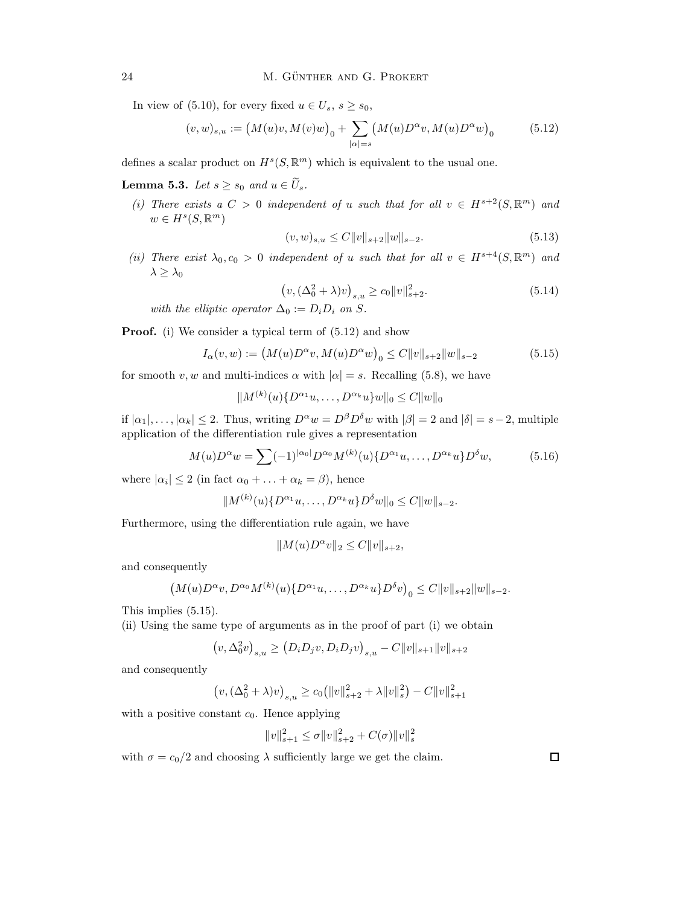In view of (5.10), for every fixed $u \in U_s$, $s \geq s_0$,

$$(v,w)_{s,u} := \big(M(u)v, M(v)w\big)_0 + \sum_{|\alpha|=s} \big(M(u)D^\alpha v, M(u)D^\alpha w\big)_0 \tag{5.12}$$

defines a scalar product on $H^s(S,\mathbb{R}^m)$ which is equivalent to the usual one.

**Lemma 5.3.** *Let $s \geq s_0$ and $u \in \widetilde{U}_s$.*

*(i) There exists a $C > 0$ independent of $u$ such that for all $v \in H^{s+2}(S,\mathbb{R}^m)$ and $w \in H^s(S,\mathbb{R}^m)$*

$$(v,w)_{s,u} \leq C\|v\|_{s+2}\|w\|_{s-2}. \tag{5.13}$$

*(ii) There exist $\lambda_0, c_0 > 0$ independent of $u$ such that for all $v \in H^{s+4}(S,\mathbb{R}^m)$ and $\lambda \geq \lambda_0$*

$$\big(v,(\Delta_0^2+\lambda)v\big)_{s,u} \geq c_0\|v\|_{s+2}^2. \tag{5.14}$$

*with the elliptic operator $\Delta_0 := D_iD_i$ on $S$.*

**Proof.** (i) We consider a typical term of (5.12) and show

$$I_\alpha(v,w) := \big(M(u)D^\alpha v, M(u)D^\alpha w\big)_0 \leq C\|v\|_{s+2}\|w\|_{s-2} \tag{5.15}$$

for smooth $v, w$ and multi-indices $\alpha$ with $|\alpha| = s$. Recalling (5.8), we have

$$\|M^{(k)}(u)\{D^{\alpha_1}u,\ldots,D^{\alpha_k}u\}w\|_0 \leq C\|w\|_0$$

if $|\alpha_1|,\ldots,|\alpha_k| \leq 2$. Thus, writing $D^\alpha w = D^\beta D^\delta w$ with $|\beta| = 2$ and $|\delta| = s-2$, multiple application of the differentiation rule gives a representation

$$M(u)D^\alpha w = \sum (-1)^{|\alpha_0|} D^{\alpha_0} M^{(k)}(u)\{D^{\alpha_1}u,\ldots,D^{\alpha_k}u\}D^\delta w, \tag{5.16}$$

where $|\alpha_i| \leq 2$ (in fact $\alpha_0 + \ldots + \alpha_k = \beta$), hence

$$\|M^{(k)}(u)\{D^{\alpha_1}u,\ldots,D^{\alpha_k}u\}D^\delta w\|_0 \leq C\|w\|_{s-2}.$$

Furthermore, using the differentiation rule again, we have

$$\|M(u)D^\alpha v\|_2 \leq C\|v\|_{s+2},$$

and consequently

$$\big(M(u)D^\alpha v, D^{\alpha_0}M^{(k)}(u)\{D^{\alpha_1}u,\ldots,D^{\alpha_k}u\}D^\delta v\big)_0 \leq C\|v\|_{s+2}\|w\|_{s-2}.$$

This implies (5.15).

(ii) Using the same type of arguments as in the proof of part (i) we obtain

$$\big(v,\Delta_0^2 v\big)_{s,u} \geq \big(D_iD_jv, D_iD_jv\big)_{s,u} - C\|v\|_{s+1}\|v\|_{s+2}$$

and consequently

$$\big(v,(\Delta_0^2+\lambda)v\big)_{s,u} \geq c_0\big(\|v\|_{s+2}^2 + \lambda\|v\|_s^2\big) - C\|v\|_{s+1}^2$$

with a positive constant $c_0$. Hence applying

$$\|v\|_{s+1}^2 \leq \sigma\|v\|_{s+2}^2 + C(\sigma)\|v\|_s^2$$

with $\sigma = c_0/2$ and choosing $\lambda$ sufficiently large we get the claim. $\square$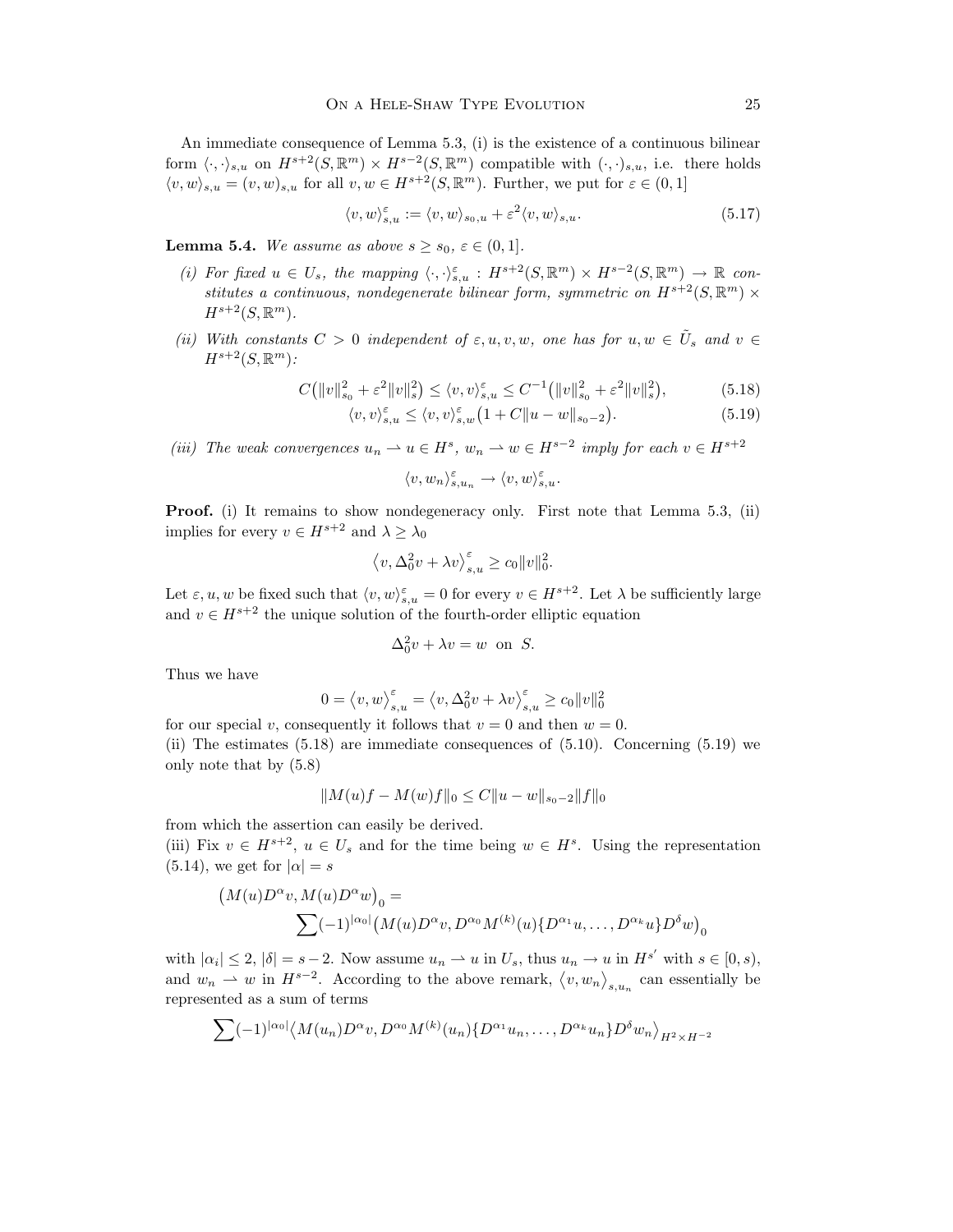An immediate consequence of Lemma 5.3, (i) is the existence of a continuous bilinear form $\langle \cdot, \cdot \rangle_{s,u}$ on $H^{s+2}(S, \mathbb{R}^m) \times H^{s-2}(S, \mathbb{R}^m)$ compatible with $(\cdot, \cdot)_{s,u}$, i.e. there holds $\langle v, w \rangle_{s,u} = (v, w)_{s,u}$ for all $v, w \in H^{s+2}(S, \mathbb{R}^m)$. Further, we put for $\varepsilon \in (0, 1]$

$$\langle v, w \rangle_{s,u}^{\varepsilon} := \langle v, w \rangle_{s_0,u} + \varepsilon^2 \langle v, w \rangle_{s,u}. \tag{5.17}$$

**Lemma 5.4.** *We assume as above $s \geq s_0$, $\varepsilon \in (0, 1]$.*

*(i) For fixed $u \in U_s$, the mapping $\langle \cdot, \cdot \rangle_{s,u}^{\varepsilon} : H^{s+2}(S, \mathbb{R}^m) \times H^{s-2}(S, \mathbb{R}^m) \to \mathbb{R}$ constitutes a continuous, nondegenerate bilinear form, symmetric on $H^{s+2}(S, \mathbb{R}^m) \times H^{s+2}(S, \mathbb{R}^m)$.*

*(ii) With constants $C > 0$ independent of $\varepsilon, u, v, w$, one has for $u, w \in \tilde{U}_s$ and $v \in H^{s+2}(S, \mathbb{R}^m)$:*

$$C\big(\|v\|_{s_0}^2 + \varepsilon^2 \|v\|_s^2\big) \leq \langle v, v \rangle_{s,u}^{\varepsilon} \leq C^{-1}\big(\|v\|_{s_0}^2 + \varepsilon^2 \|v\|_s^2\big), \tag{5.18}$$

$$\langle v, v \rangle_{s,u}^{\varepsilon} \leq \langle v, v \rangle_{s,w}^{\varepsilon}\big(1 + C\|u - w\|_{s_0-2}\big). \tag{5.19}$$

*(iii) The weak convergences $u_n \rightharpoonup u \in H^s$, $w_n \rightharpoonup w \in H^{s-2}$ imply for each $v \in H^{s+2}$*

$$\langle v, w_n \rangle_{s,u_n}^{\varepsilon} \to \langle v, w \rangle_{s,u}^{\varepsilon}.$$

**Proof.** (i) It remains to show nondegeneracy only. First note that Lemma 5.3, (ii) implies for every $v \in H^{s+2}$ and $\lambda \geq \lambda_0$

$$\big\langle v, \Delta_0^2 v + \lambda v \big\rangle_{s,u}^{\varepsilon} \geq c_0 \|v\|_0^2.$$

Let $\varepsilon, u, w$ be fixed such that $\langle v, w \rangle_{s,u}^{\varepsilon} = 0$ for every $v \in H^{s+2}$. Let $\lambda$ be sufficiently large and $v \in H^{s+2}$ the unique solution of the fourth-order elliptic equation

$$\Delta_0^2 v + \lambda v = w \ \text{ on } \ S.$$

Thus we have

$$0 = \big\langle v, w \big\rangle_{s,u}^{\varepsilon} = \big\langle v, \Delta_0^2 v + \lambda v \big\rangle_{s,u}^{\varepsilon} \geq c_0 \|v\|_0^2$$

for our special $v$, consequently it follows that $v = 0$ and then $w = 0$.
(ii) The estimates (5.18) are immediate consequences of (5.10). Concerning (5.19) we only note that by (5.8)

$$\|M(u)f - M(w)f\|_0 \leq C\|u - w\|_{s_0-2}\|f\|_0$$

from which the assertion can easily be derived.
(iii) Fix $v \in H^{s+2}$, $u \in U_s$ and for the time being $w \in H^s$. Using the representation (5.14), we get for $|\alpha| = s$

$$\big(M(u)D^\alpha v, M(u)D^\alpha w\big)_0 = \sum (-1)^{|\alpha_0|}\big(M(u)D^\alpha v, D^{\alpha_0} M^{(k)}(u)\{D^{\alpha_1}u, \ldots, D^{\alpha_k}u\} D^\delta w\big)_0$$

with $|\alpha_i| \leq 2$, $|\delta| = s - 2$. Now assume $u_n \rightharpoonup u$ in $U_s$, thus $u_n \to u$ in $H^{s'}$ with $s \in [0, s)$, and $w_n \rightharpoonup w$ in $H^{s-2}$. According to the above remark, $\big\langle v, w_n \big\rangle_{s,u_n}$ can essentially be represented as a sum of terms

$$\sum (-1)^{|\alpha_0|}\big\langle M(u_n)D^\alpha v, D^{\alpha_0} M^{(k)}(u_n)\{D^{\alpha_1}u_n, \ldots, D^{\alpha_k}u_n\} D^\delta w_n\big\rangle_{H^2 \times H^{-2}}$$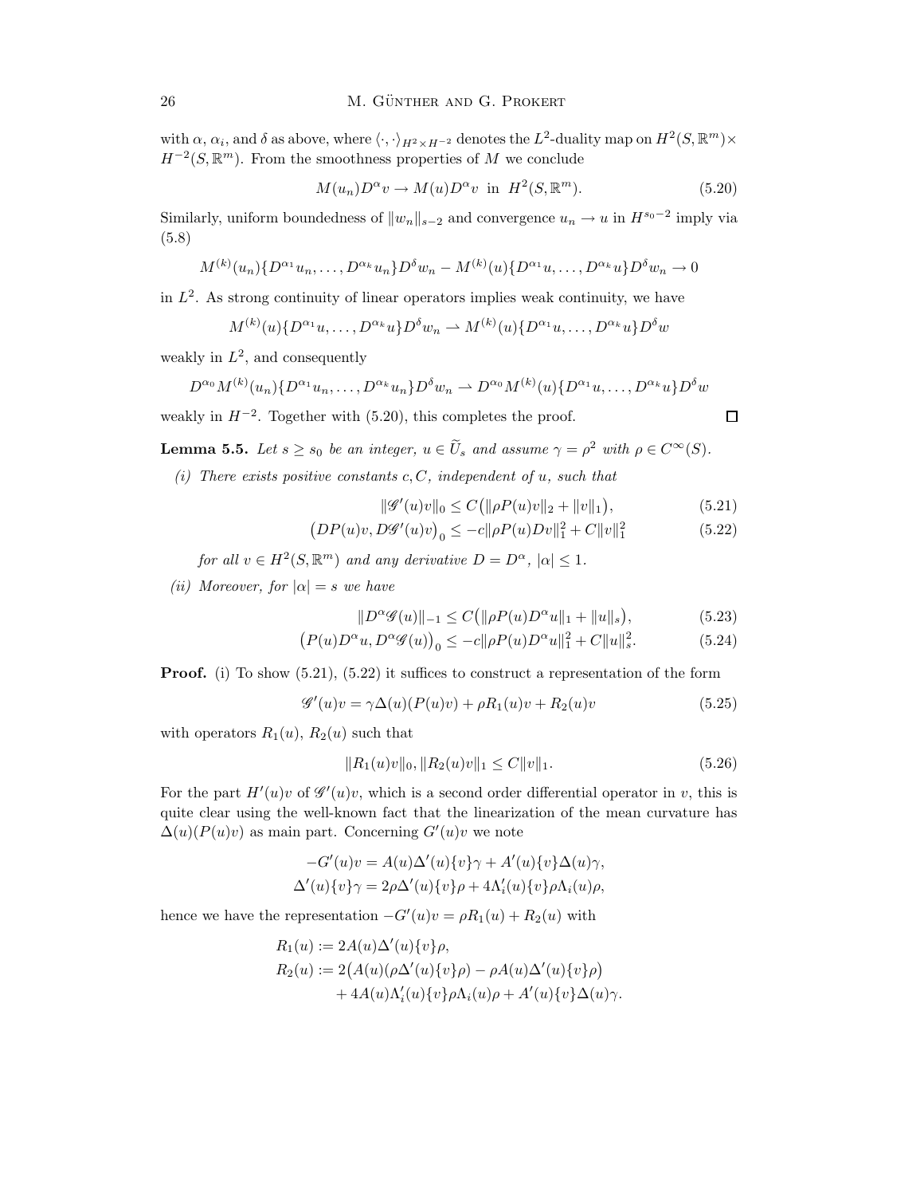with $\alpha$, $\alpha_i$, and $\delta$ as above, where $\langle \cdot, \cdot \rangle_{H^2 \times H^{-2}}$ denotes the $L^2$-duality map on $H^2(S, \mathbb{R}^m) \times H^{-2}(S, \mathbb{R}^m)$. From the smoothness properties of $M$ we conclude

$$M(u_n) D^\alpha v \to M(u) D^\alpha v \ \text{ in } \ H^2(S, \mathbb{R}^m). \tag{5.20}$$

Similarly, uniform boundedness of $\|w_n\|_{s-2}$ and convergence $u_n \to u$ in $H^{s_0-2}$ imply via (5.8)

$$M^{(k)}(u_n)\{D^{\alpha_1} u_n, \ldots, D^{\alpha_k} u_n\} D^\delta w_n - M^{(k)}(u)\{D^{\alpha_1} u, \ldots, D^{\alpha_k} u\} D^\delta w_n \to 0$$

in $L^2$. As strong continuity of linear operators implies weak continuity, we have

$$M^{(k)}(u)\{D^{\alpha_1} u, \ldots, D^{\alpha_k} u\} D^\delta w_n \rightharpoonup M^{(k)}(u)\{D^{\alpha_1} u, \ldots, D^{\alpha_k} u\} D^\delta w$$

weakly in $L^2$, and consequently

$$D^{\alpha_0} M^{(k)}(u_n)\{D^{\alpha_1} u_n, \ldots, D^{\alpha_k} u_n\} D^\delta w_n \rightharpoonup D^{\alpha_0} M^{(k)}(u)\{D^{\alpha_1} u, \ldots, D^{\alpha_k} u\} D^\delta w$$

weakly in $H^{-2}$. Together with (5.20), this completes the proof. □

**Lemma 5.5.** *Let $s \geq s_0$ be an integer, $u \in \widetilde{U}_s$ and assume $\gamma = \rho^2$ with $\rho \in C^\infty(S)$.*

*(i) There exists positive constants $c, C$, independent of $u$, such that*

$$\|\mathscr{G}'(u)v\|_0 \leq C\big(\|\rho P(u) v\|_2 + \|v\|_1\big), \tag{5.21}$$

$$\big(DP(u)v, D\mathscr{G}'(u)v\big)_0 \leq -c\|\rho P(u) D v\|_1^2 + C\|v\|_1^2 \tag{5.22}$$

*for all $v \in H^2(S, \mathbb{R}^m)$ and any derivative $D = D^\alpha$, $|\alpha| \leq 1$.*

*(ii) Moreover, for $|\alpha| = s$ we have*

$$\|D^\alpha \mathscr{G}(u)\|_{-1} \leq C\big(\|\rho P(u) D^\alpha u\|_1 + \|u\|_s\big), \tag{5.23}$$

$$\big(P(u) D^\alpha u, D^\alpha \mathscr{G}(u)\big)_0 \leq -c\|\rho P(u) D^\alpha u\|_1^2 + C\|u\|_s^2. \tag{5.24}$$

**Proof.** (i) To show (5.21), (5.22) it suffices to construct a representation of the form

$$\mathscr{G}'(u)v = \gamma \Delta(u)(P(u)v) + \rho R_1(u) v + R_2(u) v \tag{5.25}$$

with operators $R_1(u)$, $R_2(u)$ such that

$$\|R_1(u)v\|_0, \|R_2(u)v\|_1 \leq C\|v\|_1. \tag{5.26}$$

For the part $H'(u)v$ of $\mathscr{G}'(u)v$, which is a second order differential operator in $v$, this is quite clear using the well-known fact that the linearization of the mean curvature has $\Delta(u)(P(u)v)$ as main part. Concerning $G'(u)v$ we note

$$-G'(u)v = A(u)\Delta'(u)\{v\}\gamma + A'(u)\{v\}\Delta(u)\gamma,$$
$$\Delta'(u)\{v\}\gamma = 2\rho\Delta'(u)\{v\}\rho + 4\Lambda_i'(u)\{v\}\rho\Lambda_i(u)\rho,$$

hence we have the representation $-G'(u)v = \rho R_1(u) + R_2(u)$ with

$$\begin{aligned}
R_1(u) &:= 2A(u)\Delta'(u)\{v\}\rho, \\
R_2(u) &:= 2\big(A(u)(\rho\Delta'(u)\{v\}\rho) - \rho A(u)\Delta'(u)\{v\}\rho\big) \\
&\quad + 4A(u)\Lambda_i'(u)\{v\}\rho\Lambda_i(u)\rho + A'(u)\{v\}\Delta(u)\gamma.
\end{aligned}$$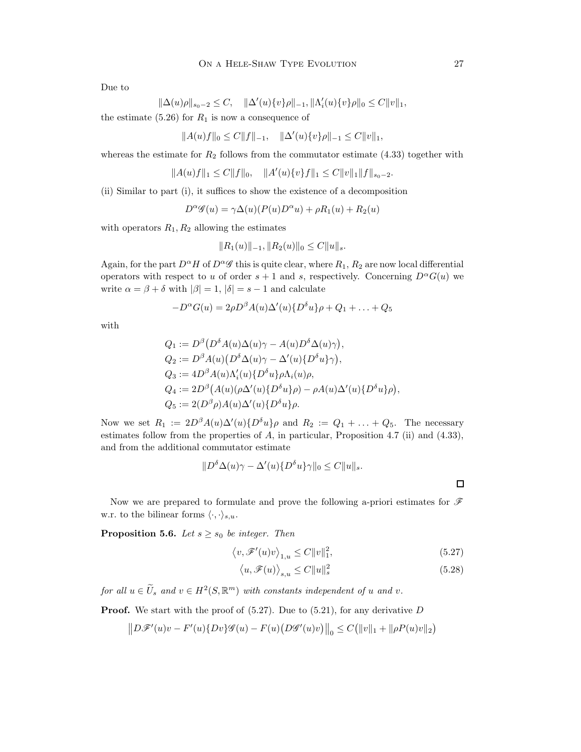Due to

$$\|\Delta(u)\rho\|_{s_0-2} \le C, \quad \|\Delta'(u)\{v\}\rho\|_{-1}, \|\Lambda_i'(u)\{v\}\rho\|_0 \le C\|v\|_1,$$

the estimate (5.26) for $R_1$ is now a consequence of

$$\|A(u)f\|_0 \le C\|f\|_{-1}, \quad \|\Delta'(u)\{v\}\rho\|_{-1} \le C\|v\|_1,$$

whereas the estimate for $R_2$ follows from the commutator estimate (4.33) together with

$$\|A(u)f\|_1 \le C\|f\|_0, \quad \|A'(u)\{v\}f\|_1 \le C\|v\|_1\|f\|_{s_0-2}.$$

(ii) Similar to part (i), it suffices to show the existence of a decomposition

$$D^\alpha \mathscr{G}(u) = \gamma\Delta(u)(P(u)D^\alpha u) + \rho R_1(u) + R_2(u)$$

with operators $R_1, R_2$ allowing the estimates

$$\|R_1(u)\|_{-1}, \|R_2(u)\|_0 \le C\|u\|_s.$$

Again, for the part $D^\alpha H$ of $D^\alpha \mathscr{G}$ this is quite clear, where $R_1$, $R_2$ are now local differential operators with respect to $u$ of order $s+1$ and $s$, respectively. Concerning $D^\alpha G(u)$ we write $\alpha = \beta + \delta$ with $|\beta| = 1$, $|\delta| = s-1$ and calculate

$$-D^\alpha G(u) = 2\rho D^\beta A(u)\Delta'(u)\{D^\delta u\}\rho + Q_1 + \ldots + Q_5$$

with

$$\begin{aligned}
Q_1 &:= D^\beta\big(D^\delta A(u)\Delta(u)\gamma - A(u)D^\delta\Delta(u)\gamma\big),\\
Q_2 &:= D^\beta A(u)\big(D^\delta\Delta(u)\gamma - \Delta'(u)\{D^\delta u\}\gamma\big),\\
Q_3 &:= 4D^\beta A(u)\Lambda_i'(u)\{D^\delta u\}\rho\Lambda_i(u)\rho,\\
Q_4 &:= 2D^\beta\big(A(u)(\rho\Delta'(u)\{D^\delta u\}\rho) - \rho A(u)\Delta'(u)\{D^\delta u\}\rho\big),\\
Q_5 &:= 2(D^\beta\rho)A(u)\Delta'(u)\{D^\delta u\}\rho.
\end{aligned}$$

Now we set $R_1 := 2D^\beta A(u)\Delta'(u)\{D^\delta u\}\rho$ and $R_2 := Q_1 + \ldots + Q_5$. The necessary estimates follow from the properties of $A$, in particular, Proposition 4.7 (ii) and (4.33), and from the additional commutator estimate

$$\|D^\delta\Delta(u)\gamma - \Delta'(u)\{D^\delta u\}\gamma\|_0 \le C\|u\|_s.$$

□

Now we are prepared to formulate and prove the following a-priori estimates for $\mathscr{F}$ w.r.t. to the bilinear forms $\langle\cdot,\cdot\rangle_{s,u}$.

**Proposition 5.6.** *Let $s \ge s_0$ be integer. Then*

$$\big\langle v, \mathscr{F}'(u)v\big\rangle_{1,u} \le C\|v\|_1^2, \tag{5.27}$$

$$\big\langle u, \mathscr{F}(u)\big\rangle_{s,u} \le C\|u\|_s^2 \tag{5.28}$$

*for all $u \in \widetilde{U}_s$ and $v \in H^2(S,\mathbb{R}^m)$ with constants independent of $u$ and $v$.*

**Proof.** We start with the proof of (5.27). Due to (5.21), for any derivative $D$

$$\big\|D\mathscr{F}'(u)v - F'(u)\{Dv\}\mathscr{G}(u) - F(u)\big(D\mathscr{G}'(u)v\big)\big\|_0 \le C\big(\|v\|_1 + \|\rho P(u)v\|_2\big)$$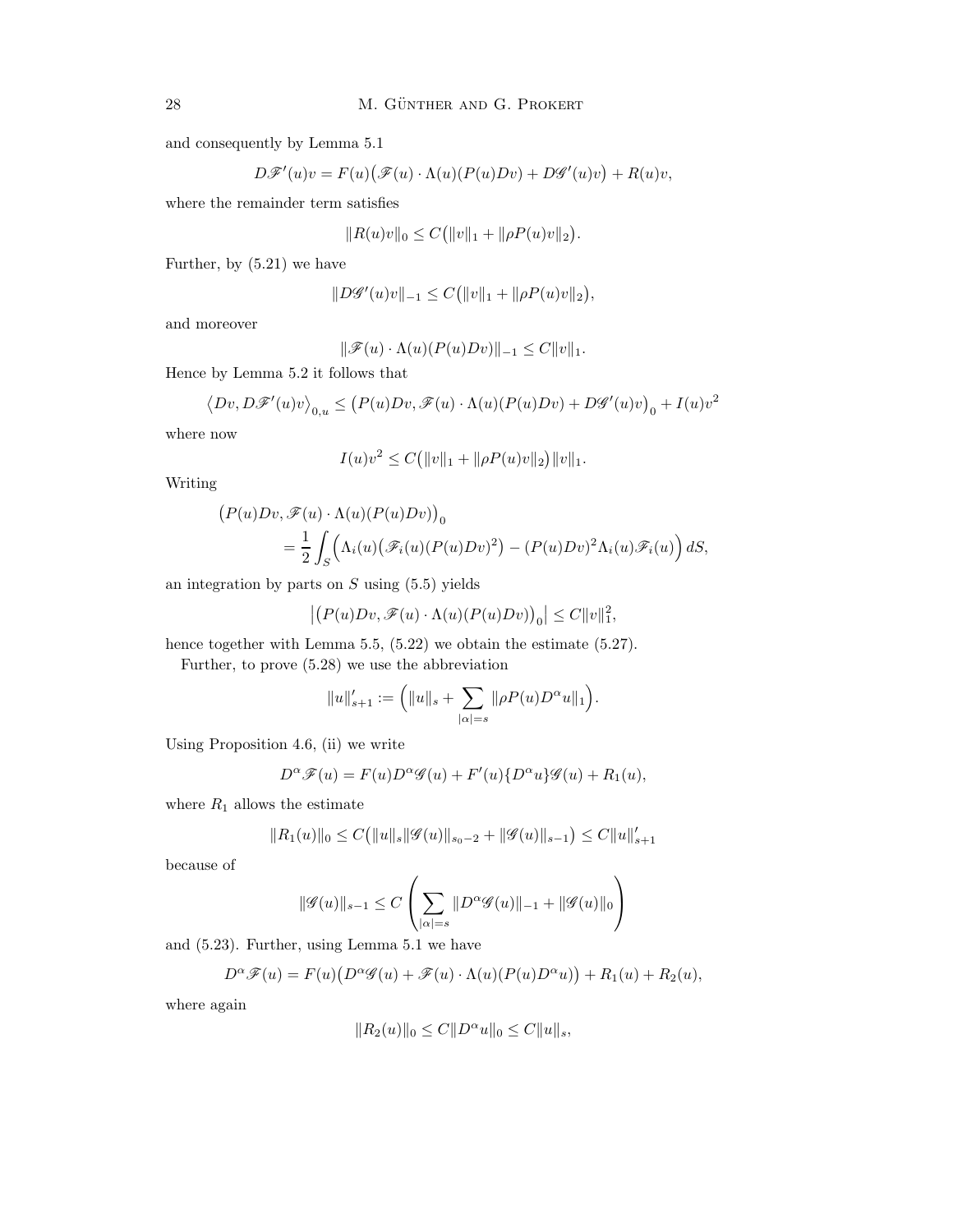and consequently by Lemma 5.1

$$D\mathscr{F}'(u)v = F(u)\big(\mathscr{F}(u)\cdot\Lambda(u)(P(u)Dv) + D\mathscr{G}'(u)v\big) + R(u)v,$$

where the remainder term satisfies

$$\|R(u)v\|_0 \le C\big(\|v\|_1 + \|\rho P(u)v\|_2\big).$$

Further, by (5.21) we have

$$\|D\mathscr{G}'(u)v\|_{-1} \le C\big(\|v\|_1 + \|\rho P(u)v\|_2\big),$$

and moreover

$$\|\mathscr{F}(u)\cdot\Lambda(u)(P(u)Dv)\|_{-1} \le C\|v\|_1.$$

Hence by Lemma 5.2 it follows that

$$\big\langle Dv, D\mathscr{F}'(u)v\big\rangle_{0,u} \le \big(P(u)Dv, \mathscr{F}(u)\cdot\Lambda(u)(P(u)Dv) + D\mathscr{G}'(u)v\big)_0 + I(u)v^2$$

where now

$$I(u)v^2 \le C\big(\|v\|_1 + \|\rho P(u)v\|_2\big)\|v\|_1.$$

Writing

$$\begin{aligned}\big(P(u)Dv, \mathscr{F}(u)\cdot\Lambda(u)(P(u)Dv)\big)_0 \\ = \frac{1}{2}\int_S \Big(\Lambda_i(u)\big(\mathscr{F}_i(u)(P(u)Dv)^2\big) - (P(u)Dv)^2\Lambda_i(u)\mathscr{F}_i(u)\Big)\,dS,\end{aligned}$$

an integration by parts on $S$ using (5.5) yields

$$\big|\big(P(u)Dv, \mathscr{F}(u)\cdot\Lambda(u)(P(u)Dv)\big)_0\big| \le C\|v\|_1^2,$$

hence together with Lemma 5.5, (5.22) we obtain the estimate (5.27).

Further, to prove (5.28) we use the abbreviation

$$\|u\|'_{s+1} := \Big(\|u\|_s + \sum_{|\alpha|=s}\|\rho P(u)D^\alpha u\|_1\Big).$$

Using Proposition 4.6, (ii) we write

$$D^\alpha\mathscr{F}(u) = F(u)D^\alpha\mathscr{G}(u) + F'(u)\{D^\alpha u\}\mathscr{G}(u) + R_1(u),$$

where $R_1$ allows the estimate

$$\|R_1(u)\|_0 \le C\big(\|u\|_s\|\mathscr{G}(u)\|_{s_0-2} + \|\mathscr{G}(u)\|_{s-1}\big) \le C\|u\|'_{s+1}$$

because of

$$\|\mathscr{G}(u)\|_{s-1} \le C\left(\sum_{|\alpha|=s}\|D^\alpha\mathscr{G}(u)\|_{-1} + \|\mathscr{G}(u)\|_0\right)$$

and (5.23). Further, using Lemma 5.1 we have

$$D^\alpha\mathscr{F}(u) = F(u)\big(D^\alpha\mathscr{G}(u) + \mathscr{F}(u)\cdot\Lambda(u)(P(u)D^\alpha u)\big) + R_1(u) + R_2(u),$$

where again

$$\|R_2(u)\|_0 \le C\|D^\alpha u\|_0 \le C\|u\|_s,$$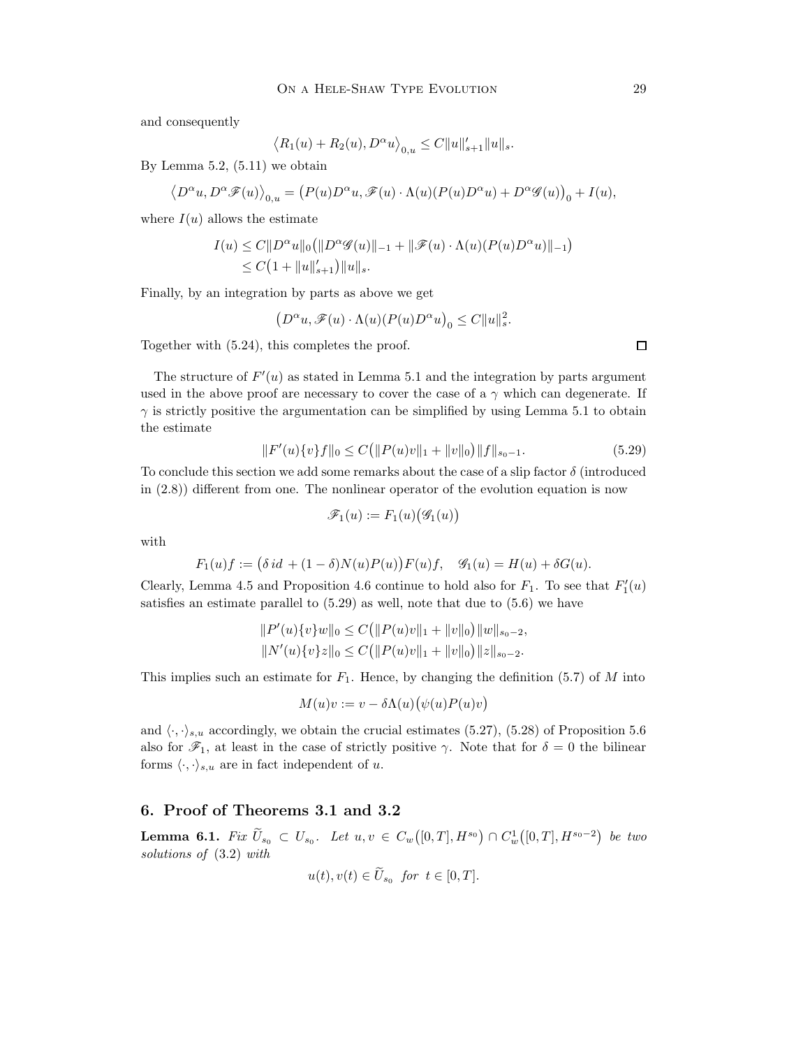and consequently

$$\big\langle R_1(u) + R_2(u), D^\alpha u\big\rangle_{0,u} \le C\|u\|'_{s+1}\|u\|_s.$$

By Lemma 5.2, (5.11) we obtain

$$\big\langle D^\alpha u, D^\alpha \mathscr{F}(u)\big\rangle_{0,u} = \big(P(u)D^\alpha u, \mathscr{F}(u)\cdot \Lambda(u)(P(u)D^\alpha u) + D^\alpha \mathscr{G}(u)\big)_0 + I(u),$$

where $I(u)$ allows the estimate

$$\begin{aligned} I(u) &\le C\|D^\alpha u\|_0\big(\|D^\alpha \mathscr{G}(u)\|_{-1} + \|\mathscr{F}(u)\cdot \Lambda(u)(P(u)D^\alpha u)\|_{-1}\big) \\ &\le C\big(1+\|u\|'_{s+1}\big)\|u\|_s. \end{aligned}$$

Finally, by an integration by parts as above we get

$$\big(D^\alpha u, \mathscr{F}(u)\cdot \Lambda(u)(P(u)D^\alpha u\big)_0 \le C\|u\|_s^2.$$

Together with (5.24), this completes the proof. ∎

The structure of $F'(u)$ as stated in Lemma 5.1 and the integration by parts argument used in the above proof are necessary to cover the case of a $\gamma$ which can degenerate. If $\gamma$ is strictly positive the argumentation can be simplified by using Lemma 5.1 to obtain the estimate

$$\|F'(u)\{v\}f\|_0 \le C\big(\|P(u)v\|_1 + \|v\|_0\big)\|f\|_{s_0-1}. \tag{5.29}$$

To conclude this section we add some remarks about the case of a slip factor $\delta$ (introduced in (2.8)) different from one. The nonlinear operator of the evolution equation is now

$$\mathscr{F}_1(u) := F_1(u)\big(\mathscr{G}_1(u)\big)$$

with

$$F_1(u)f := \big(\delta\, id\, + (1-\delta)N(u)P(u)\big)F(u)f, \quad \mathscr{G}_1(u) = H(u) + \delta G(u).$$

Clearly, Lemma 4.5 and Proposition 4.6 continue to hold also for $F_1$. To see that $F_1'(u)$ satisfies an estimate parallel to (5.29) as well, note that due to (5.6) we have

$$\begin{aligned} \|P'(u)\{v\}w\|_0 &\le C\big(\|P(u)v\|_1 + \|v\|_0\big)\|w\|_{s_0-2}, \\ \|N'(u)\{v\}z\|_0 &\le C\big(\|P(u)v\|_1 + \|v\|_0\big)\|z\|_{s_0-2}. \end{aligned}$$

This implies such an estimate for $F_1$. Hence, by changing the definition (5.7) of $M$ into

$$M(u)v := v - \delta\Lambda(u)\big(\psi(u)P(u)v\big)$$

and $\langle\cdot,\cdot\rangle_{s,u}$ accordingly, we obtain the crucial estimates (5.27), (5.28) of Proposition 5.6 also for $\mathscr{F}_1$, at least in the case of strictly positive $\gamma$. Note that for $\delta = 0$ the bilinear forms $\langle\cdot,\cdot\rangle_{s,u}$ are in fact independent of $u$.

## 6. Proof of Theorems 3.1 and 3.2

**Lemma 6.1.** *Fix $\widetilde{U}_{s_0} \subset U_{s_0}$. Let $u, v \in C_w\big([0,T], H^{s_0}\big) \cap C_w^1\big([0,T], H^{s_0-2}\big)$ be two solutions of* (3.2) *with*

$$u(t), v(t) \in \widetilde{U}_{s_0} \ \ \textit{for}\ \ t \in [0,T].$$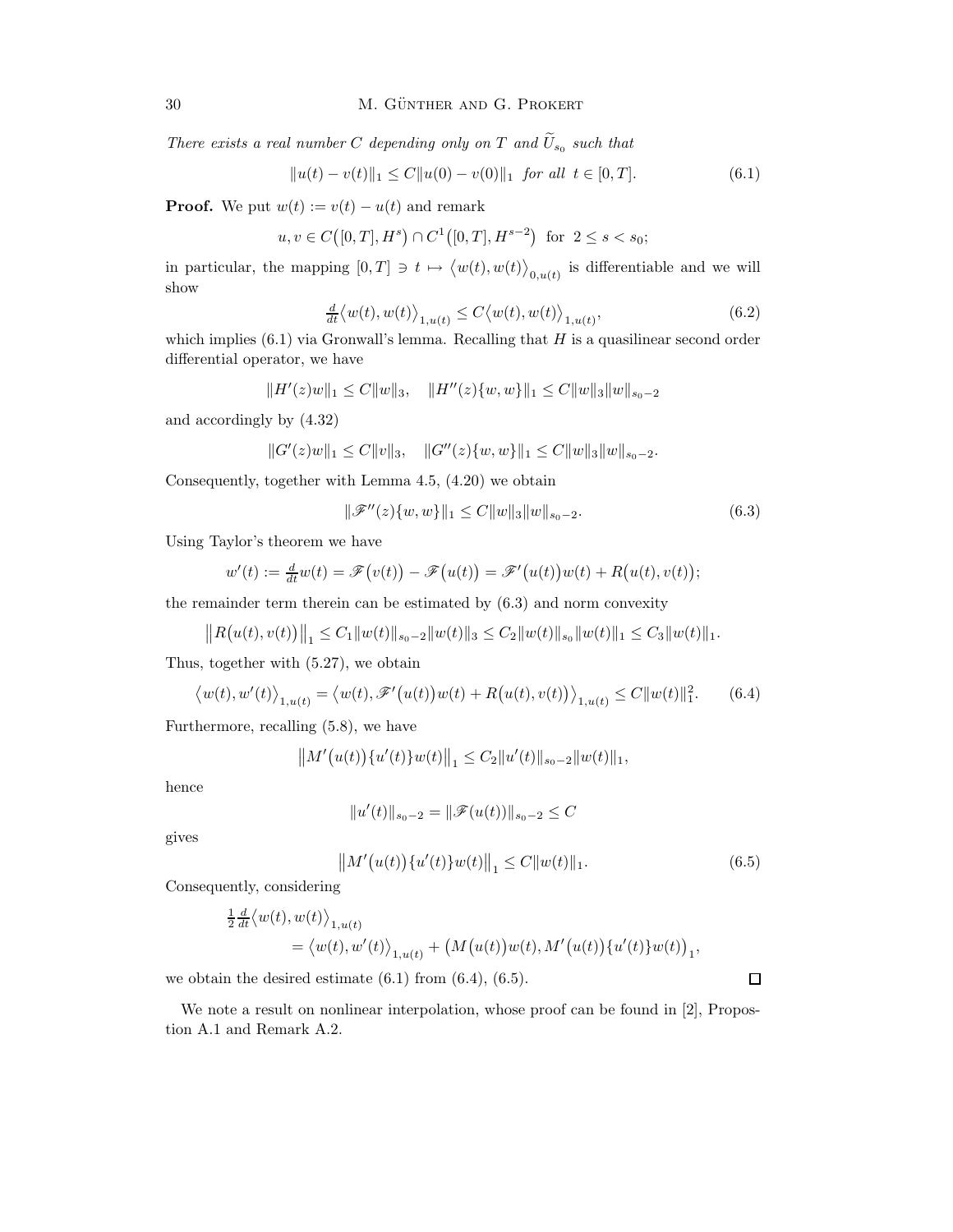*There exists a real number $C$ depending only on $T$ and $\widetilde{U}_{s_0}$ such that*

$$\|u(t) - v(t)\|_1 \leq C\|u(0) - v(0)\|_1 \quad \text{for all } t \in [0,T]. \tag{6.1}$$

**Proof.** We put $w(t) := v(t) - u(t)$ and remark

$$u, v \in C\big([0,T], H^s\big) \cap C^1\big([0,T], H^{s-2}\big) \ \text{ for } \ 2 \leq s < s_0;$$

in particular, the mapping $[0,T] \ni t \mapsto \big\langle w(t), w(t)\big\rangle_{0,u(t)}$ is differentiable and we will show

$$\tfrac{d}{dt}\big\langle w(t), w(t)\big\rangle_{1,u(t)} \leq C\big\langle w(t), w(t)\big\rangle_{1,u(t)}, \tag{6.2}$$

which implies (6.1) via Gronwall's lemma. Recalling that $H$ is a quasilinear second order differential operator, we have

$$\|H'(z)w\|_1 \leq C\|w\|_3, \quad \|H''(z)\{w,w\}\|_1 \leq C\|w\|_3\|w\|_{s_0-2}$$

and accordingly by (4.32)

$$\|G'(z)w\|_1 \leq C\|v\|_3, \quad \|G''(z)\{w,w\}\|_1 \leq C\|w\|_3\|w\|_{s_0-2}.$$

Consequently, together with Lemma 4.5, (4.20) we obtain

$$\|\mathscr{F}''(z)\{w,w\}\|_1 \leq C\|w\|_3\|w\|_{s_0-2}. \tag{6.3}$$

Using Taylor's theorem we have

$$w'(t) := \tfrac{d}{dt}w(t) = \mathscr{F}\big(v(t)\big) - \mathscr{F}\big(u(t)\big) = \mathscr{F}'\big(u(t)\big)w(t) + R\big(u(t),v(t)\big);$$

the remainder term therein can be estimated by (6.3) and norm convexity

$$\big\|R\big(u(t),v(t)\big)\big\|_1 \leq C_1\|w(t)\|_{s_0-2}\|w(t)\|_3 \leq C_2\|w(t)\|_{s_0}\|w(t)\|_1 \leq C_3\|w(t)\|_1.$$

Thus, together with (5.27), we obtain

$$\big\langle w(t), w'(t)\big\rangle_{1,u(t)} = \big\langle w(t), \mathscr{F}'\big(u(t)\big)w(t) + R\big(u(t),v(t)\big)\big\rangle_{1,u(t)} \leq C\|w(t)\|_1^2. \tag{6.4}$$

Furthermore, recalling (5.8), we have

$$\big\|M'\big(u(t)\big)\{u'(t)\}w(t)\big\|_1 \leq C_2\|u'(t)\|_{s_0-2}\|w(t)\|_1,$$

hence

$$\|u'(t)\|_{s_0-2} = \|\mathscr{F}(u(t))\|_{s_0-2} \leq C$$

gives

$$\big\|M'\big(u(t)\big)\{u'(t)\}w(t)\big\|_1 \leq C\|w(t)\|_1. \tag{6.5}$$

Consequently, considering

$$\begin{aligned}
&\tfrac{1}{2}\tfrac{d}{dt}\big\langle w(t), w(t)\big\rangle_{1,u(t)} \\
&\qquad = \big\langle w(t), w'(t)\big\rangle_{1,u(t)} + \big(M\big(u(t)\big)w(t), M'\big(u(t)\big)\{u'(t)\}w(t)\big)_1,
\end{aligned}$$

we obtain the desired estimate (6.1) from (6.4), (6.5). $\square$

We note a result on nonlinear interpolation, whose proof can be found in [2], Propostion A.1 and Remark A.2.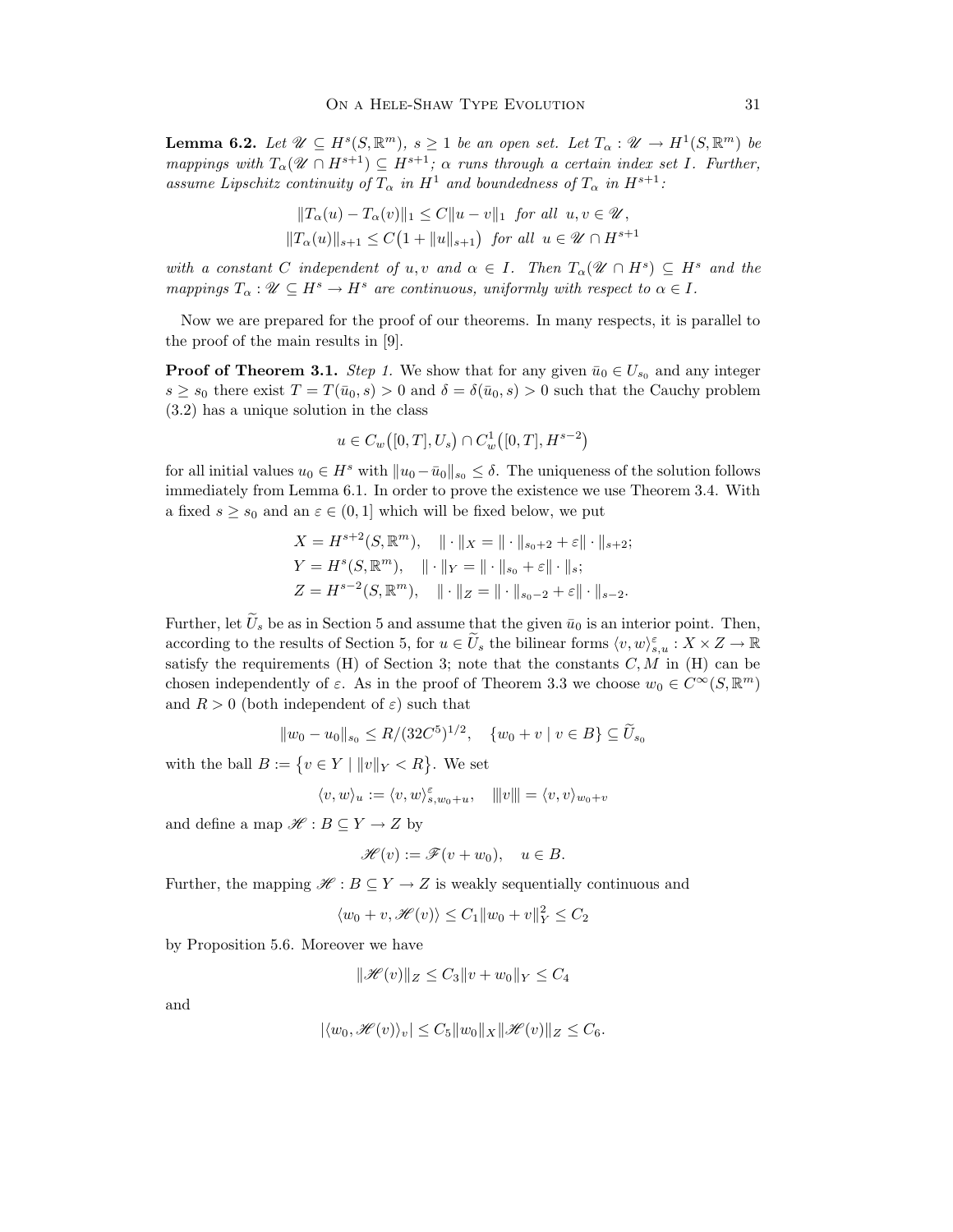**Lemma 6.2.** *Let $\mathscr{U} \subseteq H^s(S,\mathbb{R}^m)$, $s \geq 1$ be an open set. Let $T_\alpha : \mathscr{U} \to H^1(S,\mathbb{R}^m)$ be mappings with $T_\alpha(\mathscr{U} \cap H^{s+1}) \subseteq H^{s+1}$; $\alpha$ runs through a certain index set $I$. Further, assume Lipschitz continuity of $T_\alpha$ in $H^1$ and boundedness of $T_\alpha$ in $H^{s+1}$:*

$$\|T_\alpha(u) - T_\alpha(v)\|_1 \leq C\|u - v\|_1 \quad \textit{for all} \;\; u, v \in \mathscr{U},$$
$$\|T_\alpha(u)\|_{s+1} \leq C\big(1 + \|u\|_{s+1}\big) \quad \textit{for all} \;\; u \in \mathscr{U} \cap H^{s+1}$$

*with a constant $C$ independent of $u, v$ and $\alpha \in I$. Then $T_\alpha(\mathscr{U} \cap H^s) \subseteq H^s$ and the mappings $T_\alpha : \mathscr{U} \subseteq H^s \to H^s$ are continuous, uniformly with respect to $\alpha \in I$.*

Now we are prepared for the proof of our theorems. In many respects, it is parallel to the proof of the main results in [9].

**Proof of Theorem 3.1.** *Step 1.* We show that for any given $\bar{u}_0 \in U_{s_0}$ and any integer $s \geq s_0$ there exist $T = T(\bar{u}_0, s) > 0$ and $\delta = \delta(\bar{u}_0, s) > 0$ such that the Cauchy problem (3.2) has a unique solution in the class

$$u \in C_w\big([0,T], U_s\big) \cap C_w^1\big([0,T], H^{s-2}\big)$$

for all initial values $u_0 \in H^s$ with $\|u_0 - \bar{u}_0\|_{s_0} \leq \delta$. The uniqueness of the solution follows immediately from Lemma 6.1. In order to prove the existence we use Theorem 3.4. With a fixed $s \geq s_0$ and an $\varepsilon \in (0, 1]$ which will be fixed below, we put

$$X = H^{s+2}(S,\mathbb{R}^m), \quad \|\cdot\|_X = \|\cdot\|_{s_0+2} + \varepsilon\|\cdot\|_{s+2};$$
$$Y = H^{s}(S,\mathbb{R}^m), \quad \|\cdot\|_Y = \|\cdot\|_{s_0} + \varepsilon\|\cdot\|_{s};$$
$$Z = H^{s-2}(S,\mathbb{R}^m), \quad \|\cdot\|_Z = \|\cdot\|_{s_0-2} + \varepsilon\|\cdot\|_{s-2}.$$

Further, let $\widetilde{U}_s$ be as in Section 5 and assume that the given $\bar{u}_0$ is an interior point. Then, according to the results of Section 5, for $u \in \widetilde{U}_s$ the bilinear forms $\langle v, w\rangle_{s,u}^\varepsilon : X \times Z \to \mathbb{R}$ satisfy the requirements (H) of Section 3; note that the constants $C, M$ in (H) can be chosen independently of $\varepsilon$. As in the proof of Theorem 3.3 we choose $w_0 \in C^\infty(S,\mathbb{R}^m)$ and $R > 0$ (both independent of $\varepsilon$) such that

$$\|w_0 - u_0\|_{s_0} \leq R/(32C^5)^{1/2}, \quad \{w_0 + v \mid v \in B\} \subseteq \widetilde{U}_{s_0}$$

with the ball $B := \big\{v \in Y \mid \|v\|_Y < R\big\}$. We set

$$\langle v, w\rangle_u := \langle v, w\rangle_{s,w_0+u}^\varepsilon, \quad |\!|\!|v|\!|\!| = \langle v, v\rangle_{w_0+v}$$

and define a map $\mathscr{H} : B \subseteq Y \to Z$ by

$$\mathscr{H}(v) := \mathscr{F}(v + w_0), \quad u \in B.$$

Further, the mapping $\mathscr{H} : B \subseteq Y \to Z$ is weakly sequentially continuous and

$$\langle w_0 + v, \mathscr{H}(v)\rangle \leq C_1\|w_0 + v\|_Y^2 \leq C_2$$

by Proposition 5.6. Moreover we have

$$\|\mathscr{H}(v)\|_Z \leq C_3\|v + w_0\|_Y \leq C_4$$

and

$$|\langle w_0, \mathscr{H}(v)\rangle_v| \leq C_5\|w_0\|_X\|\mathscr{H}(v)\|_Z \leq C_6.$$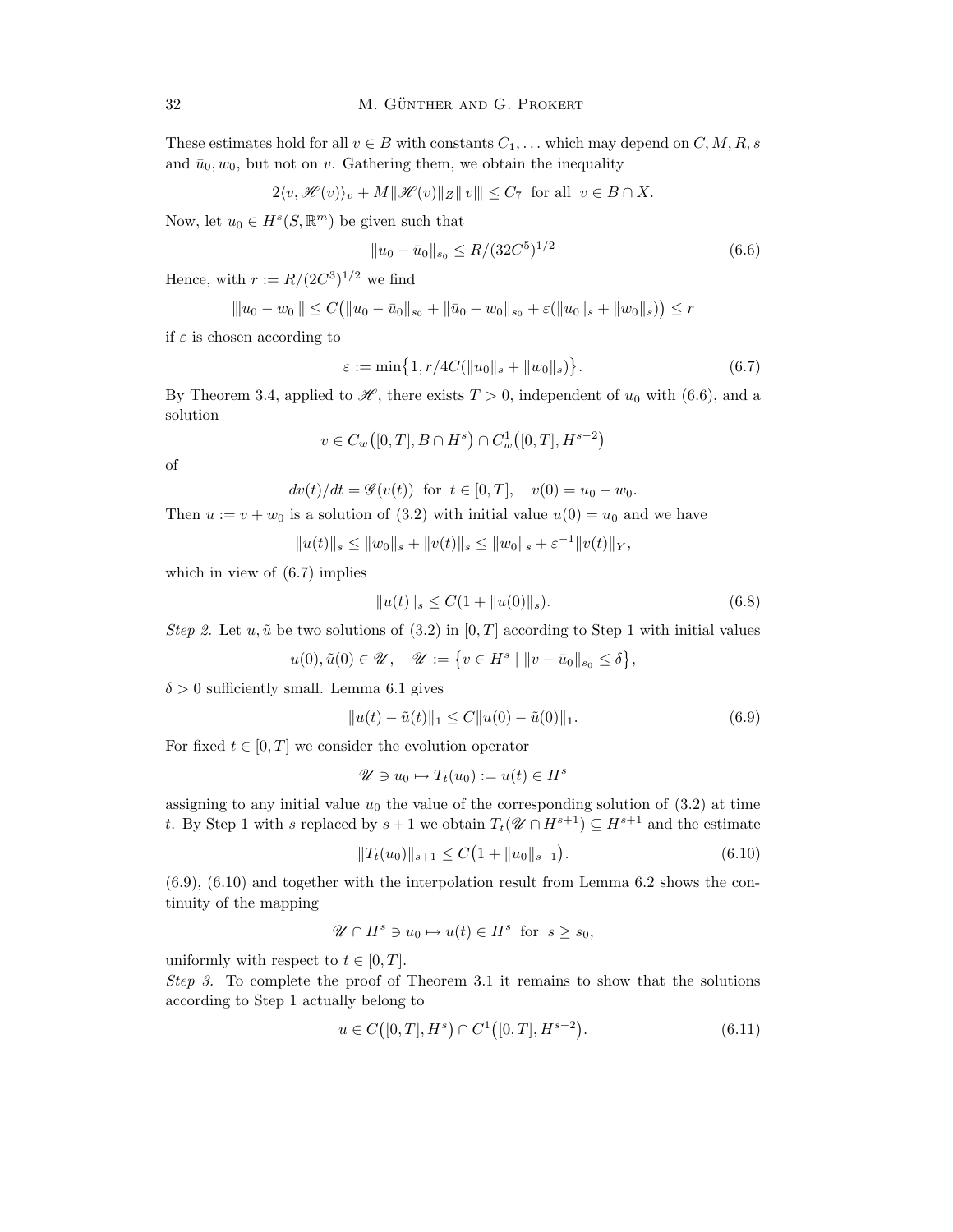These estimates hold for all $v \in B$ with constants $C_1, \dots$ which may depend on $C, M, R, s$ and $\bar{u}_0, w_0$, but not on $v$. Gathering them, we obtain the inequality

$$2\langle v, \mathscr{H}(v)\rangle_v + M\|\mathscr{H}(v)\|_Z \|v\| \le C_7 \;\text{ for all }\; v \in B \cap X.$$

Now, let $u_0 \in H^s(S, \mathbb{R}^m)$ be given such that

$$\|u_0 - \bar{u}_0\|_{s_0} \le R/(32C^5)^{1/2} \tag{6.6}$$

Hence, with $r := R/(2C^3)^{1/2}$ we find

$$\|u_0 - w_0\| \le C\big(\|u_0 - \bar{u}_0\|_{s_0} + \|\bar{u}_0 - w_0\|_{s_0} + \varepsilon(\|u_0\|_s + \|w_0\|_s)\big) \le r$$

if $\varepsilon$ is chosen according to

$$\varepsilon := \min\big\{1, r/4C(\|u_0\|_s + \|w_0\|_s)\big\}. \tag{6.7}$$

By Theorem 3.4, applied to $\mathscr{H}$, there exists $T > 0$, independent of $u_0$ with (6.6), and a solution

$$v \in C_w\big([0,T], B \cap H^s\big) \cap C^1_w\big([0,T], H^{s-2}\big)$$

of

$$dv(t)/dt = \mathscr{G}(v(t)) \;\text{ for }\; t \in [0,T], \quad v(0) = u_0 - w_0.$$

Then $u := v + w_0$ is a solution of (3.2) with initial value $u(0) = u_0$ and we have

$$\|u(t)\|_s \le \|w_0\|_s + \|v(t)\|_s \le \|w_0\|_s + \varepsilon^{-1}\|v(t)\|_Y,$$

which in view of (6.7) implies

$$\|u(t)\|_s \le C(1 + \|u(0)\|_s). \tag{6.8}$$

*Step 2.* Let $u, \tilde{u}$ be two solutions of (3.2) in $[0,T]$ according to Step 1 with initial values

$$u(0), \tilde{u}(0) \in \mathscr{U}, \quad \mathscr{U} := \big\{v \in H^s \mid \|v - \bar{u}_0\|_{s_0} \le \delta\big\},$$

$\delta > 0$ sufficiently small. Lemma 6.1 gives

$$\|u(t) - \tilde{u}(t)\|_1 \le C\|u(0) - \tilde{u}(0)\|_1. \tag{6.9}$$

For fixed $t \in [0,T]$ we consider the evolution operator

$$\mathscr{U} \ni u_0 \mapsto T_t(u_0) := u(t) \in H^s$$

assigning to any initial value $u_0$ the value of the corresponding solution of (3.2) at time $t$. By Step 1 with $s$ replaced by $s+1$ we obtain $T_t(\mathscr{U} \cap H^{s+1}) \subseteq H^{s+1}$ and the estimate

$$\|T_t(u_0)\|_{s+1} \le C\big(1 + \|u_0\|_{s+1}\big). \tag{6.10}$$

(6.9), (6.10) and together with the interpolation result from Lemma 6.2 shows the continuity of the mapping

$$\mathscr{U} \cap H^s \ni u_0 \mapsto u(t) \in H^s \;\text{ for }\; s \ge s_0,$$

uniformly with respect to $t \in [0,T]$.

*Step 3.* To complete the proof of Theorem 3.1 it remains to show that the solutions according to Step 1 actually belong to

$$u \in C\big([0,T], H^s\big) \cap C^1\big([0,T], H^{s-2}\big). \tag{6.11}$$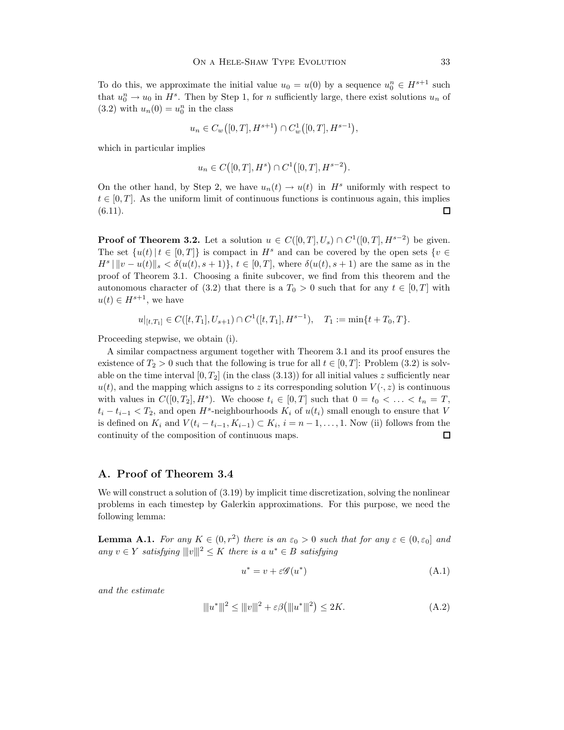To do this, we approximate the initial value $u_0 = u(0)$ by a sequence $u_0^n \in H^{s+1}$ such that $u_0^n \to u_0$ in $H^s$. Then by Step 1, for $n$ sufficiently large, there exist solutions $u_n$ of (3.2) with $u_n(0) = u_0^n$ in the class

$$u_n \in C_w\big([0,T], H^{s+1}\big) \cap C_w^1\big([0,T], H^{s-1}\big),$$

which in particular implies

$$u_n \in C\big([0,T], H^s\big) \cap C^1\big([0,T], H^{s-2}\big).$$

On the other hand, by Step 2, we have $u_n(t) \to u(t)$ in $H^s$ uniformly with respect to $t \in [0,T]$. As the uniform limit of continuous functions is continuous again, this implies (6.11). $\square$

**Proof of Theorem 3.2.** Let a solution $u \in C([0,T], U_s) \cap C^1([0,T], H^{s-2})$ be given. The set $\{u(t) \,|\, t \in [0,T]\}$ is compact in $H^s$ and can be covered by the open sets $\{v \in H^s \,|\, \|v - u(t)\|_s < \delta(u(t), s+1)\}$, $t \in [0,T]$, where $\delta(u(t), s+1)$ are the same as in the proof of Theorem 3.1. Choosing a finite subcover, we find from this theorem and the autonomous character of (3.2) that there is a $T_0 > 0$ such that for any $t \in [0,T]$ with $u(t) \in H^{s+1}$, we have

$$u|_{[t,T_1]} \in C([t,T_1], U_{s+1}) \cap C^1([t,T_1], H^{s-1}), \quad T_1 := \min\{t + T_0, T\}.$$

Proceeding stepwise, we obtain (i).

A similar compactness argument together with Theorem 3.1 and its proof ensures the existence of $T_2 > 0$ such that the following is true for all $t \in [0,T]$: Problem (3.2) is solvable on the time interval $[0, T_2]$ (in the class (3.13)) for all initial values $z$ sufficiently near $u(t)$, and the mapping which assigns to $z$ its corresponding solution $V(\cdot, z)$ is continuous with values in $C([0,T_2], H^s)$. We choose $t_i \in [0,T]$ such that $0 = t_0 < \ldots < t_n = T$, $t_i - t_{i-1} < T_2$, and open $H^s$-neighbourhoods $K_i$ of $u(t_i)$ small enough to ensure that $V$ is defined on $K_i$ and $V(t_i - t_{i-1}, K_{i-1}) \subset K_i$, $i = n-1, \ldots, 1$. Now (ii) follows from the continuity of the composition of continuous maps. $\square$

## A. Proof of Theorem 3.4

We will construct a solution of (3.19) by implicit time discretization, solving the nonlinear problems in each timestep by Galerkin approximations. For this purpose, we need the following lemma:

**Lemma A.1.** *For any $K \in (0, r^2)$ there is an $\varepsilon_0 > 0$ such that for any $\varepsilon \in (0, \varepsilon_0]$ and any $v \in Y$ satisfying $|||v|||^2 \le K$ there is a $u^* \in B$ satisfying*

$$u^* = v + \varepsilon \mathscr{G}(u^*) \tag{A.1}$$

*and the estimate*

$$|||u^*|||^2 \le |||v|||^2 + \varepsilon \beta\big(|||u^*|||^2\big) \le 2K. \tag{A.2}$$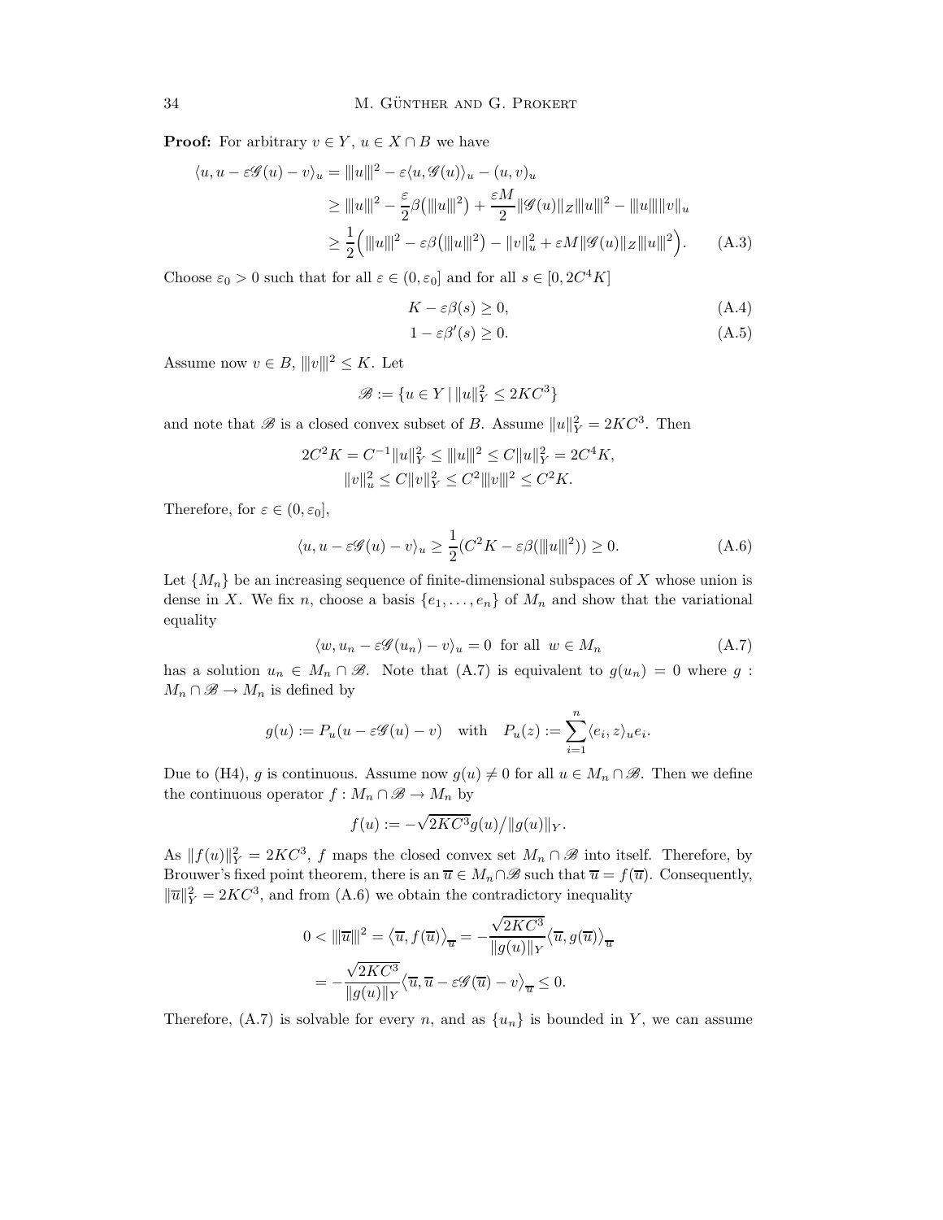**Proof:** For arbitrary $v \in Y$, $u \in X \cap B$ we have

$$
\begin{aligned}
\langle u, u - \varepsilon \mathscr{G}(u) - v\rangle_u &= |||u|||^2 - \varepsilon \langle u, \mathscr{G}(u)\rangle_u - (u, v)_u \\
&\geq |||u|||^2 - \frac{\varepsilon}{2}\beta\big(|||u|||^2\big) + \frac{\varepsilon M}{2}\|\mathscr{G}(u)\|_Z |||u|||^2 - |||u||| \|v\|_u \\
&\geq \frac{1}{2}\Big(|||u|||^2 - \varepsilon\beta\big(|||u|||^2\big) - \|v\|_u^2 + \varepsilon M \|\mathscr{G}(u)\|_Z |||u|||^2\Big). \qquad \text{(A.3)}
\end{aligned}
$$

Choose $\varepsilon_0 > 0$ such that for all $\varepsilon \in (0, \varepsilon_0]$ and for all $s \in [0, 2C^4K]$

$$
K - \varepsilon\beta(s) \geq 0, \qquad \text{(A.4)}
$$

$$
1 - \varepsilon\beta'(s) \geq 0. \qquad \text{(A.5)}
$$

Assume now $v \in B$, $|||v|||^2 \leq K$. Let

$$
\mathscr{B} := \{u \in Y \mid \|u\|_Y^2 \leq 2KC^3\}
$$

and note that $\mathscr{B}$ is a closed convex subset of $B$. Assume $\|u\|_Y^2 = 2KC^3$. Then

$$
\begin{aligned}
2C^2K = C^{-1}\|u\|_Y^2 \leq |||u|||^2 \leq C\|u\|_Y^2 = 2C^4K, \\
\|v\|_u^2 \leq C\|v\|_Y^2 \leq C^2|||v|||^2 \leq C^2K.
\end{aligned}
$$

Therefore, for $\varepsilon \in (0, \varepsilon_0]$,

$$
\langle u, u - \varepsilon\mathscr{G}(u) - v\rangle_u \geq \frac{1}{2}(C^2K - \varepsilon\beta(|||u|||^2)) \geq 0. \qquad \text{(A.6)}
$$

Let $\{M_n\}$ be an increasing sequence of finite-dimensional subspaces of $X$ whose union is dense in $X$. We fix $n$, choose a basis $\{e_1, \ldots, e_n\}$ of $M_n$ and show that the variational equality

$$
\langle w, u_n - \varepsilon\mathscr{G}(u_n) - v\rangle_u = 0 \;\text{ for all }\; w \in M_n \qquad \text{(A.7)}
$$

has a solution $u_n \in M_n \cap \mathscr{B}$. Note that (A.7) is equivalent to $g(u_n) = 0$ where $g : M_n \cap \mathscr{B} \to M_n$ is defined by

$$
g(u) := P_u(u - \varepsilon\mathscr{G}(u) - v) \quad \text{with} \quad P_u(z) := \sum_{i=1}^{n} \langle e_i, z\rangle_u e_i.
$$

Due to (H4), $g$ is continuous. Assume now $g(u) \neq 0$ for all $u \in M_n \cap \mathscr{B}$. Then we define the continuous operator $f : M_n \cap \mathscr{B} \to M_n$ by

$$
f(u) := -\sqrt{2KC^3}\, g(u)\big/\|g(u)\|_Y.
$$

As $\|f(u)\|_Y^2 = 2KC^3$, $f$ maps the closed convex set $M_n \cap \mathscr{B}$ into itself. Therefore, by Brouwer's fixed point theorem, there is an $\overline{u} \in M_n \cap \mathscr{B}$ such that $\overline{u} = f(\overline{u})$. Consequently, $\|\overline{u}\|_Y^2 = 2KC^3$, and from (A.6) we obtain the contradictory inequality

$$
\begin{aligned}
0 < |||\overline{u}|||^2 = \big\langle \overline{u}, f(\overline{u})\big\rangle_{\overline{u}} &= -\frac{\sqrt{2KC^3}}{\|g(u)\|_Y}\big\langle \overline{u}, g(\overline{u})\big\rangle_{\overline{u}} \\
&= -\frac{\sqrt{2KC^3}}{\|g(u)\|_Y}\big\langle \overline{u}, \overline{u} - \varepsilon\mathscr{G}(\overline{u}) - v\big\rangle_{\overline{u}} \leq 0.
\end{aligned}
$$

Therefore, (A.7) is solvable for every $n$, and as $\{u_n\}$ is bounded in $Y$, we can assume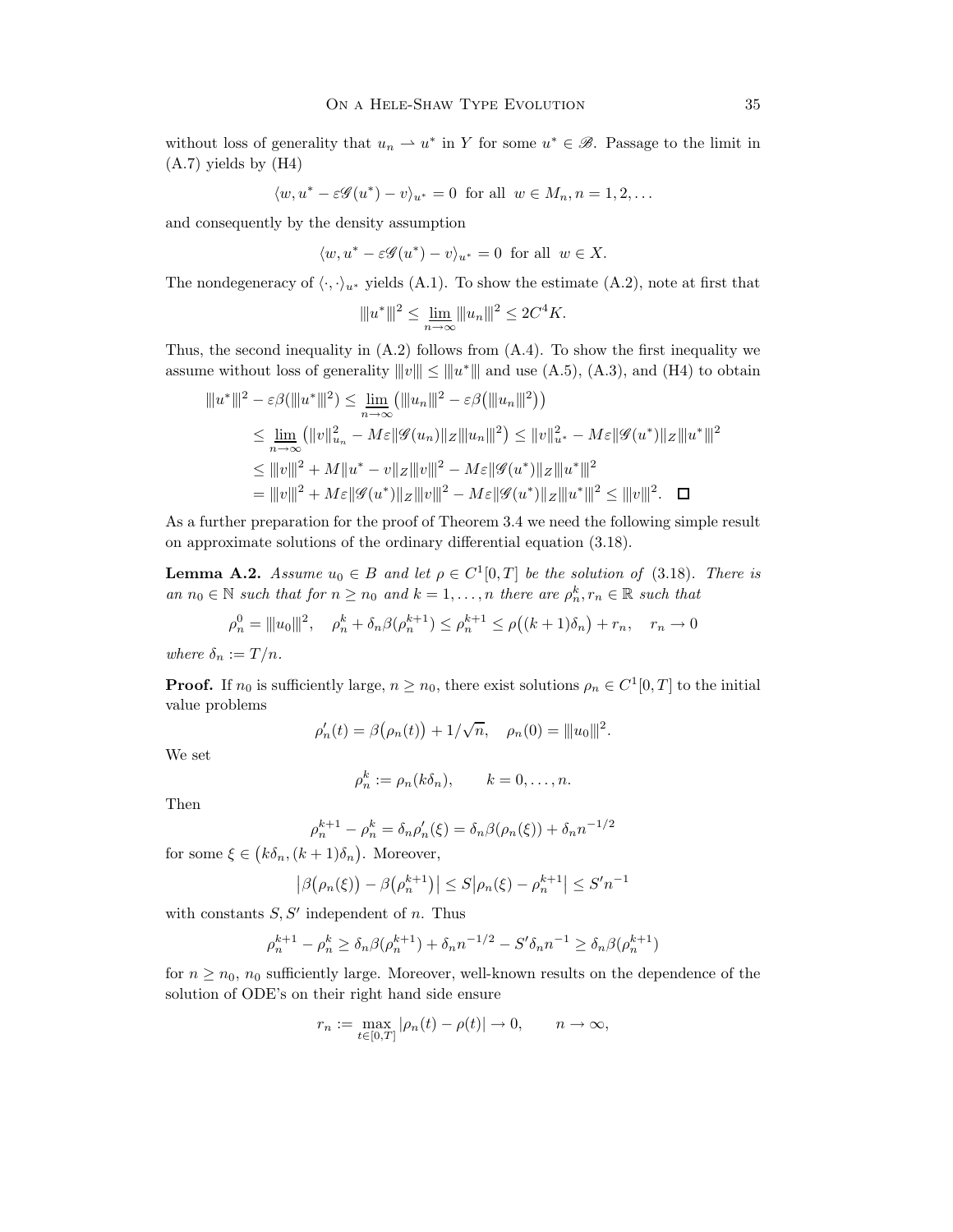without loss of generality that $u_n \rightharpoonup u^*$ in $Y$ for some $u^* \in \mathscr{B}$. Passage to the limit in (A.7) yields by (H4)

$$\langle w, u^* - \varepsilon \mathscr{G}(u^*) - v \rangle_{u^*} = 0 \text{ for all } w \in M_n, n = 1, 2, \ldots$$

and consequently by the density assumption

$$\langle w, u^* - \varepsilon \mathscr{G}(u^*) - v \rangle_{u^*} = 0 \text{ for all } w \in X.$$

The nondegeneracy of $\langle \cdot, \cdot \rangle_{u^*}$ yields (A.1). To show the estimate (A.2), note at first that

$$|||u^*|||^2 \leq \varliminf_{n \to \infty} |||u_n|||^2 \leq 2C^4 K.$$

Thus, the second inequality in (A.2) follows from (A.4). To show the first inequality we assume without loss of generality $|||v||| \leq |||u^*|||$ and use (A.5), (A.3), and (H4) to obtain

$$\begin{aligned}
|||u^*|||^2 - \varepsilon \beta(|||u^*|||^2) &\leq \varliminf_{n \to \infty} \big( |||u_n|||^2 - \varepsilon \beta\big(|||u_n|||^2\big) \big) \\
&\leq \varliminf_{n \to \infty} \big( \|v\|_{u_n}^2 - M\varepsilon \|\mathscr{G}(u_n)\|_Z |||u_n|||^2 \big) \leq \|v\|_{u^*}^2 - M\varepsilon \|\mathscr{G}(u^*)\|_Z |||u^*|||^2 \\
&\leq |||v|||^2 + M\|u^* - v\|_Z |||v|||^2 - M\varepsilon \|\mathscr{G}(u^*)\|_Z |||u^*|||^2 \\
&= |||v|||^2 + M\varepsilon \|\mathscr{G}(u^*)\|_Z |||v|||^2 - M\varepsilon \|\mathscr{G}(u^*)\|_Z |||u^*|||^2 \leq |||v|||^2. \quad \square
\end{aligned}$$

As a further preparation for the proof of Theorem 3.4 we need the following simple result on approximate solutions of the ordinary differential equation (3.18).

**Lemma A.2.** *Assume $u_0 \in B$ and let $\rho \in C^1[0, T]$ be the solution of* (3.18). *There is an $n_0 \in \mathbb{N}$ such that for $n \geq n_0$ and $k = 1, \ldots, n$ there are $\rho_n^k, r_n \in \mathbb{R}$ such that*

$$\rho_n^0 = |||u_0|||^2, \quad \rho_n^k + \delta_n \beta(\rho_n^{k+1}) \leq \rho_n^{k+1} \leq \rho\big((k+1)\delta_n\big) + r_n, \quad r_n \to 0$$

*where $\delta_n := T/n$.*

**Proof.** If $n_0$ is sufficiently large, $n \geq n_0$, there exist solutions $\rho_n \in C^1[0, T]$ to the initial value problems

$$\rho_n'(t) = \beta\big(\rho_n(t)\big) + 1/\sqrt{n}, \quad \rho_n(0) = |||u_0|||^2.$$

We set

$$\rho_n^k := \rho_n(k\delta_n), \qquad k = 0, \ldots, n.$$

Then

$$\rho_n^{k+1} - \rho_n^k = \delta_n \rho_n'(\xi) = \delta_n \beta(\rho_n(\xi)) + \delta_n n^{-1/2}$$

for some $\xi \in \big(k\delta_n, (k+1)\delta_n\big)$. Moreover,

$$\big|\beta\big(\rho_n(\xi)\big) - \beta\big(\rho_n^{k+1}\big)\big| \leq S\big|\rho_n(\xi) - \rho_n^{k+1}\big| \leq S' n^{-1}$$

with constants $S, S'$ independent of $n$. Thus

$$\rho_n^{k+1} - \rho_n^k \geq \delta_n \beta(\rho_n^{k+1}) + \delta_n n^{-1/2} - S'\delta_n n^{-1} \geq \delta_n \beta(\rho_n^{k+1})$$

for $n \geq n_0$, $n_0$ sufficiently large. Moreover, well-known results on the dependence of the solution of ODE's on their right hand side ensure

$$r_n := \max_{t \in [0,T]} |\rho_n(t) - \rho(t)| \to 0, \qquad n \to \infty,$$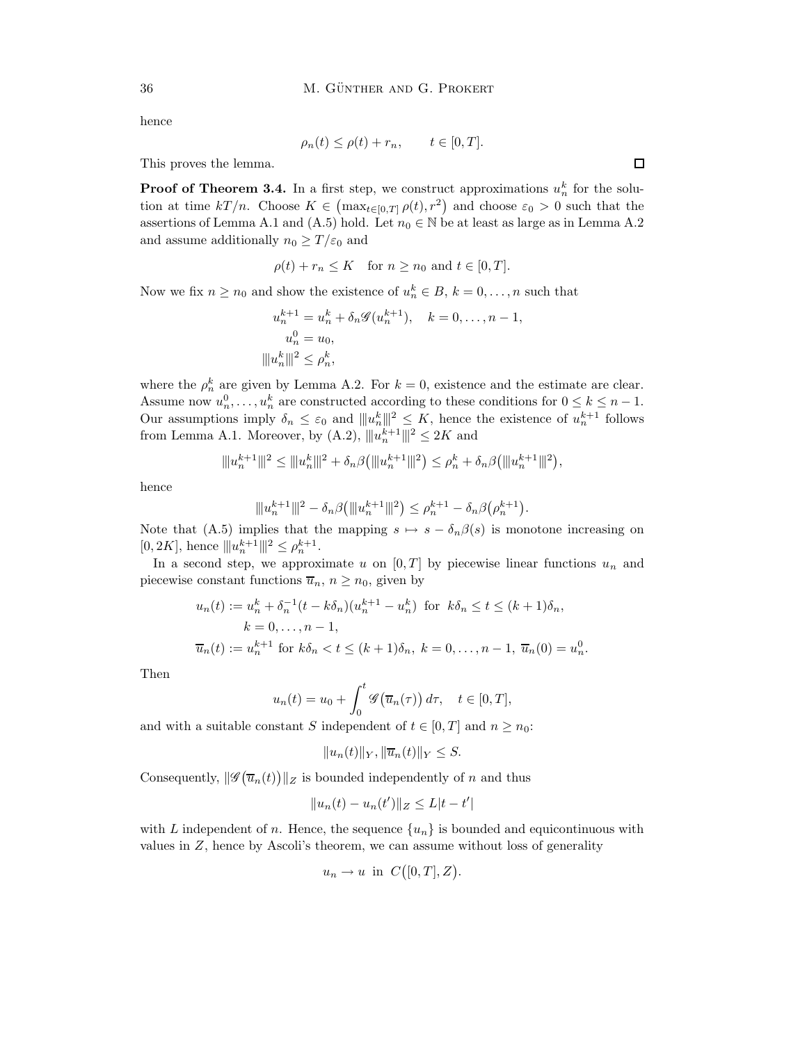hence

$$\rho_n(t) \leq \rho(t) + r_n, \qquad t \in [0,T].$$

This proves the lemma. $\square$

**Proof of Theorem 3.4.** In a first step, we construct approximations $u_n^k$ for the solution at time $kT/n$. Choose $K \in \big(\max_{t\in[0,T]} \rho(t), r^2\big)$ and choose $\varepsilon_0 > 0$ such that the assertions of Lemma A.1 and (A.5) hold. Let $n_0 \in \mathbb{N}$ be at least as large as in Lemma A.2 and assume additionally $n_0 \geq T/\varepsilon_0$ and

$$\rho(t) + r_n \leq K \quad \text{for } n \geq n_0 \text{ and } t \in [0,T].$$

Now we fix $n \geq n_0$ and show the existence of $u_n^k \in B$, $k = 0, \dots, n$ such that

$$\begin{aligned}
u_n^{k+1} &= u_n^k + \delta_n \mathscr{G}(u_n^{k+1}), \quad k = 0, \dots, n-1, \\
u_n^0 &= u_0, \\
|||u_n^k|||^2 &\leq \rho_n^k,
\end{aligned}$$

where the $\rho_n^k$ are given by Lemma A.2. For $k = 0$, existence and the estimate are clear. Assume now $u_n^0, \dots, u_n^k$ are constructed according to these conditions for $0 \leq k \leq n-1$. Our assumptions imply $\delta_n \leq \varepsilon_0$ and $|||u_n^k|||^2 \leq K$, hence the existence of $u_n^{k+1}$ follows from Lemma A.1. Moreover, by (A.2), $|||u_n^{k+1}|||^2 \leq 2K$ and

$$|||u_n^{k+1}|||^2 \leq |||u_n^k|||^2 + \delta_n \beta\big(|||u_n^{k+1}|||^2\big) \leq \rho_n^k + \delta_n \beta\big(|||u_n^{k+1}|||^2\big),$$

hence

$$|||u_n^{k+1}|||^2 - \delta_n \beta\big(|||u_n^{k+1}|||^2\big) \leq \rho_n^{k+1} - \delta_n \beta\big(\rho_n^{k+1}\big).$$

Note that (A.5) implies that the mapping $s \mapsto s - \delta_n \beta(s)$ is monotone increasing on $[0, 2K]$, hence $|||u_n^{k+1}|||^2 \leq \rho_n^{k+1}$.

In a second step, we approximate $u$ on $[0,T]$ by piecewise linear functions $u_n$ and piecewise constant functions $\overline{u}_n$, $n \geq n_0$, given by

$$\begin{aligned}
u_n(t) &:= u_n^k + \delta_n^{-1}(t - k\delta_n)(u_n^{k+1} - u_n^k) \ \text{ for } \ k\delta_n \leq t \leq (k+1)\delta_n, \\
& \qquad k = 0, \dots, n-1, \\
\overline{u}_n(t) &:= u_n^{k+1} \text{ for } k\delta_n < t \leq (k+1)\delta_n, \ k = 0, \dots, n-1, \ \overline{u}_n(0) = u_n^0.
\end{aligned}$$

Then

$$u_n(t) = u_0 + \int_0^t \mathscr{G}\big(\overline{u}_n(\tau)\big)\, d\tau, \quad t \in [0,T],$$

and with a suitable constant $S$ independent of $t \in [0,T]$ and $n \geq n_0$:

$$\|u_n(t)\|_Y, \|\overline{u}_n(t)\|_Y \leq S.$$

Consequently, $\|\mathscr{G}\big(\overline{u}_n(t)\big)\|_Z$ is bounded independently of $n$ and thus

$$\|u_n(t) - u_n(t')\|_Z \leq L|t - t'|$$

with $L$ independent of $n$. Hence, the sequence $\{u_n\}$ is bounded and equicontinuous with values in $Z$, hence by Ascoli's theorem, we can assume without loss of generality

$$u_n \to u \ \text{ in } \ C\big([0,T], Z\big).$$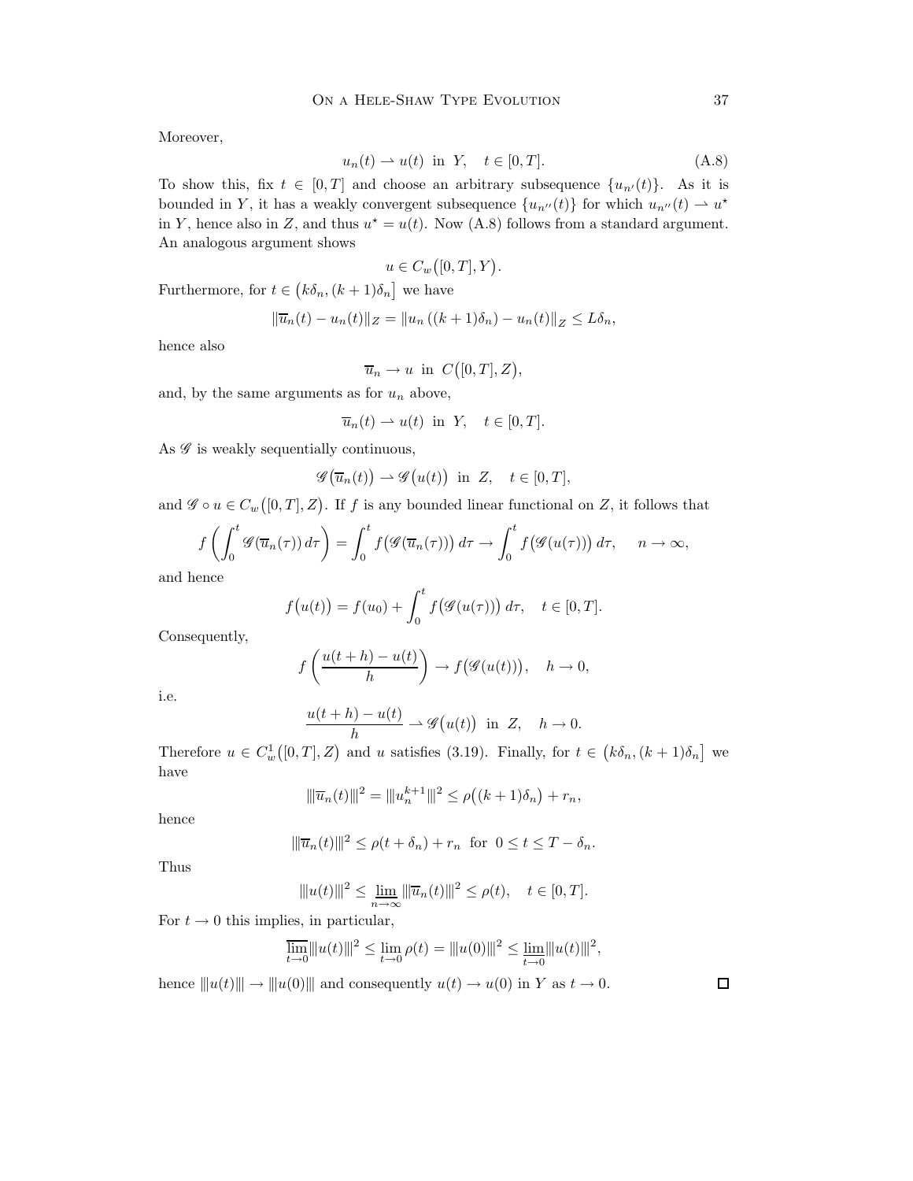Moreover,

$$u_n(t) \rightharpoonup u(t) \;\text{ in }\; Y, \quad t \in [0,T]. \tag{A.8}$$

To show this, fix $t \in [0,T]$ and choose an arbitrary subsequence $\{u_{n'}(t)\}$. As it is bounded in $Y$, it has a weakly convergent subsequence $\{u_{n''}(t)\}$ for which $u_{n''}(t) \rightharpoonup u^\star$ in $Y$, hence also in $Z$, and thus $u^\star = u(t)$. Now (A.8) follows from a standard argument. An analogous argument shows

$$u \in C_w\big([0,T], Y\big).$$

Furthermore, for $t \in \big(k\delta_n, (k+1)\delta_n\big]$ we have

$$\|\overline{u}_n(t) - u_n(t)\|_Z = \|u_n\left((k+1)\delta_n\right) - u_n(t)\|_Z \le L\delta_n,$$

hence also

$$\overline{u}_n \to u \;\text{ in }\; C\big([0,T], Z\big),$$

and, by the same arguments as for $u_n$ above,

$$\overline{u}_n(t) \rightharpoonup u(t) \;\text{ in }\; Y, \quad t \in [0,T].$$

As $\mathscr{G}$ is weakly sequentially continuous,

$$\mathscr{G}\big(\overline{u}_n(t)\big) \rightharpoonup \mathscr{G}\big(u(t)\big) \;\text{ in }\; Z, \quad t \in [0,T],$$

and $\mathscr{G} \circ u \in C_w\big([0,T], Z\big)$. If $f$ is any bounded linear functional on $Z$, it follows that

$$f\left(\int_0^t \mathscr{G}(\overline{u}_n(\tau))\,d\tau\right) = \int_0^t f\big(\mathscr{G}(\overline{u}_n(\tau))\big)\,d\tau \to \int_0^t f\big(\mathscr{G}(u(\tau))\big)\,d\tau, \qquad n \to \infty,$$

and hence

$$f\big(u(t)\big) = f(u_0) + \int_0^t f\big(\mathscr{G}(u(\tau))\big)\,d\tau, \quad t \in [0,T].$$

Consequently,

$$f\left(\frac{u(t+h) - u(t)}{h}\right) \to f\big(\mathscr{G}(u(t))\big), \quad h \to 0,$$

i.e.

$$\frac{u(t+h) - u(t)}{h} \rightharpoonup \mathscr{G}\big(u(t)\big) \;\text{ in }\; Z, \quad h \to 0.$$

Therefore $u \in C^1_w\big([0,T], Z\big)$ and $u$ satisfies (3.19). Finally, for $t \in \big(k\delta_n, (k+1)\delta_n\big]$ we have

$$|||\overline{u}_n(t)|||^2 = |||u_n^{k+1}|||^2 \le \rho\big((k+1)\delta_n\big) + r_n,$$

hence

$$|||\overline{u}_n(t)|||^2 \le \rho(t + \delta_n) + r_n \;\text{ for }\; 0 \le t \le T - \delta_n.$$

Thus

$$|||u(t)|||^2 \le \varliminf_{n\to\infty} |||\overline{u}_n(t)|||^2 \le \rho(t), \quad t \in [0,T].$$

For $t \to 0$ this implies, in particular,

$$\varlimsup_{t\to 0} |||u(t)|||^2 \le \lim_{t\to 0} \rho(t) = |||u(0)|||^2 \le \varliminf_{t\to 0} |||u(t)|||^2,$$

hence $|||u(t)||| \to |||u(0)|||$ and consequently $u(t) \to u(0)$ in $Y$ as $t \to 0$. $\square$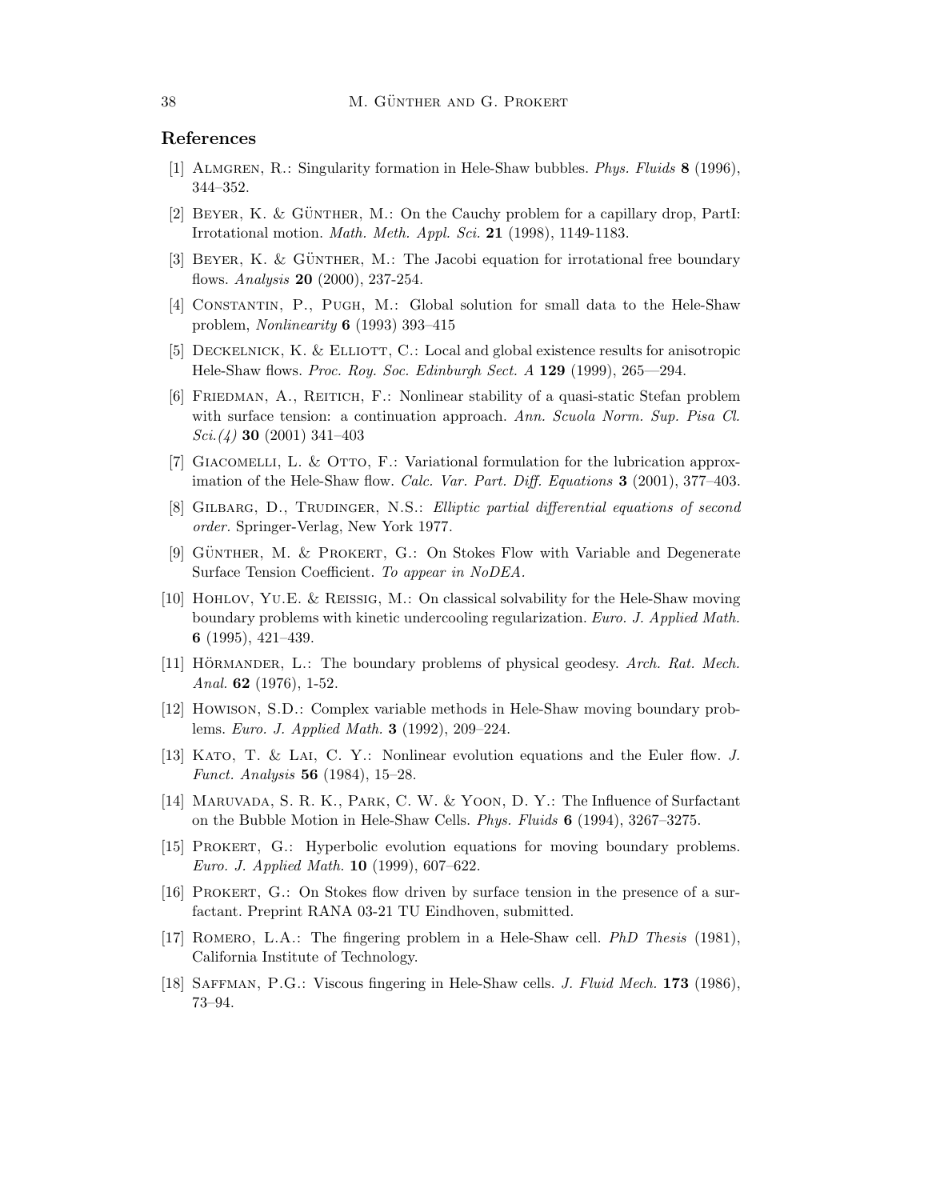## References

[1] Almgren, R.: Singularity formation in Hele-Shaw bubbles. *Phys. Fluids* **8** (1996), 344–352.

[2] Beyer, K. & Günther, M.: On the Cauchy problem for a capillary drop, PartI: Irrotational motion. *Math. Meth. Appl. Sci.* **21** (1998), 1149-1183.

[3] Beyer, K. & Günther, M.: The Jacobi equation for irrotational free boundary flows. *Analysis* **20** (2000), 237-254.

[4] Constantin, P., Pugh, M.: Global solution for small data to the Hele-Shaw problem, *Nonlinearity* **6** (1993) 393–415

[5] Deckelnick, K. & Elliott, C.: Local and global existence results for anisotropic Hele-Shaw flows. *Proc. Roy. Soc. Edinburgh Sect. A* **129** (1999), 265—294.

[6] Friedman, A., Reitich, F.: Nonlinear stability of a quasi-static Stefan problem with surface tension: a continuation approach. *Ann. Scuola Norm. Sup. Pisa Cl. Sci.(4)* **30** (2001) 341–403

[7] Giacomelli, L. & Otto, F.: Variational formulation for the lubrication approximation of the Hele-Shaw flow. *Calc. Var. Part. Diff. Equations* **3** (2001), 377–403.

[8] Gilbarg, D., Trudinger, N.S.: *Elliptic partial differential equations of second order.* Springer-Verlag, New York 1977.

[9] Günther, M. & Prokert, G.: On Stokes Flow with Variable and Degenerate Surface Tension Coefficient. *To appear in NoDEA.*

[10] Hohlov, Yu.E. & Reissig, M.: On classical solvability for the Hele-Shaw moving boundary problems with kinetic undercooling regularization. *Euro. J. Applied Math.* **6** (1995), 421–439.

[11] Hörmander, L.: The boundary problems of physical geodesy. *Arch. Rat. Mech. Anal.* **62** (1976), 1-52.

[12] Howison, S.D.: Complex variable methods in Hele-Shaw moving boundary problems. *Euro. J. Applied Math.* **3** (1992), 209–224.

[13] Kato, T. & Lai, C. Y.: Nonlinear evolution equations and the Euler flow. *J. Funct. Analysis* **56** (1984), 15–28.

[14] Maruvada, S. R. K., Park, C. W. & Yoon, D. Y.: The Influence of Surfactant on the Bubble Motion in Hele-Shaw Cells. *Phys. Fluids* **6** (1994), 3267–3275.

[15] Prokert, G.: Hyperbolic evolution equations for moving boundary problems. *Euro. J. Applied Math.* **10** (1999), 607–622.

[16] Prokert, G.: On Stokes flow driven by surface tension in the presence of a surfactant. Preprint RANA 03-21 TU Eindhoven, submitted.

[17] Romero, L.A.: The fingering problem in a Hele-Shaw cell. *PhD Thesis* (1981), California Institute of Technology.

[18] Saffman, P.G.: Viscous fingering in Hele-Shaw cells. *J. Fluid Mech.* **173** (1986), 73–94.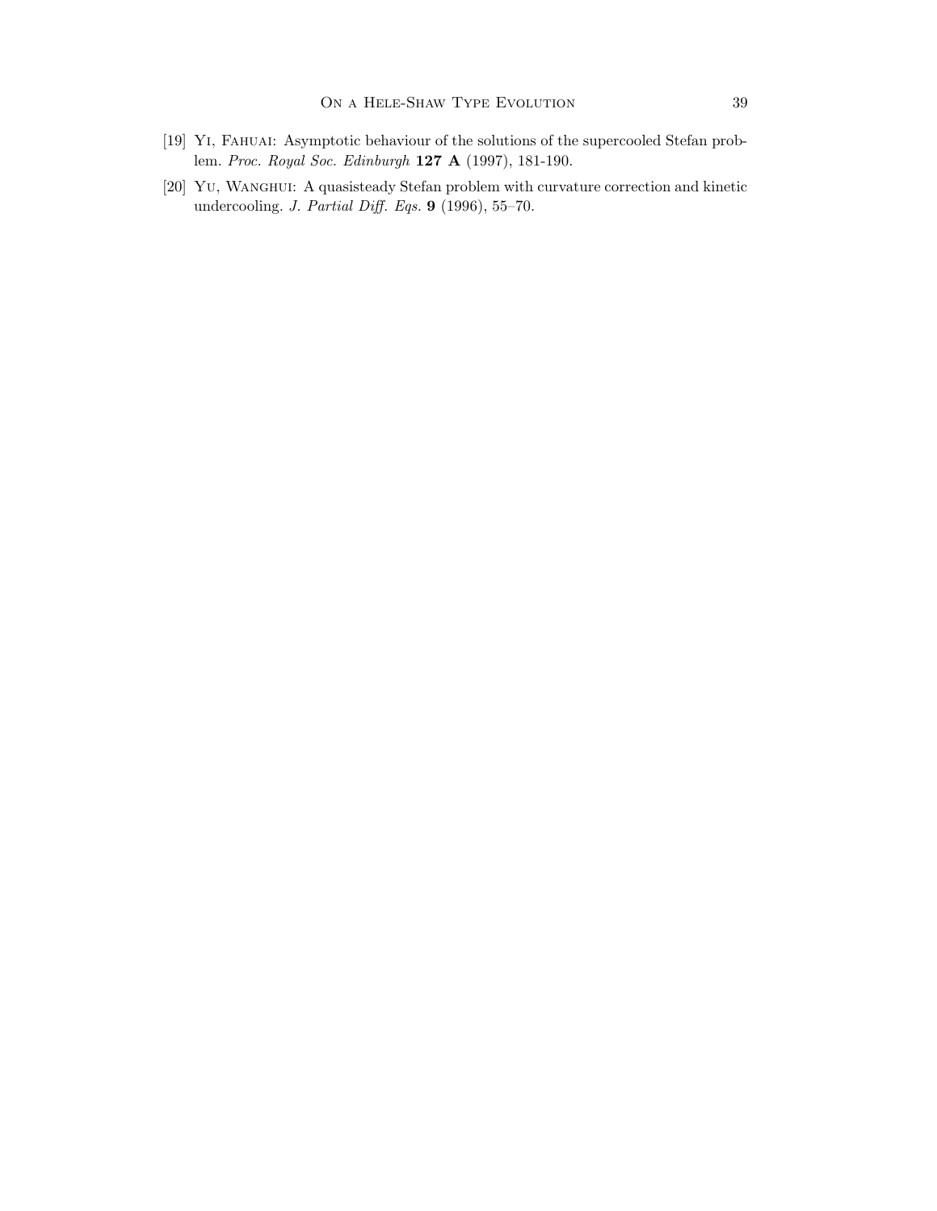[19] Yi, Fahuai: Asymptotic behaviour of the solutions of the supercooled Stefan problem. *Proc. Royal Soc. Edinburgh* **127 A** (1997), 181-190.

[20] Yu, Wanghui: A quasisteady Stefan problem with curvature correction and kinetic undercooling. *J. Partial Diff. Eqs.* **9** (1996), 55–70.